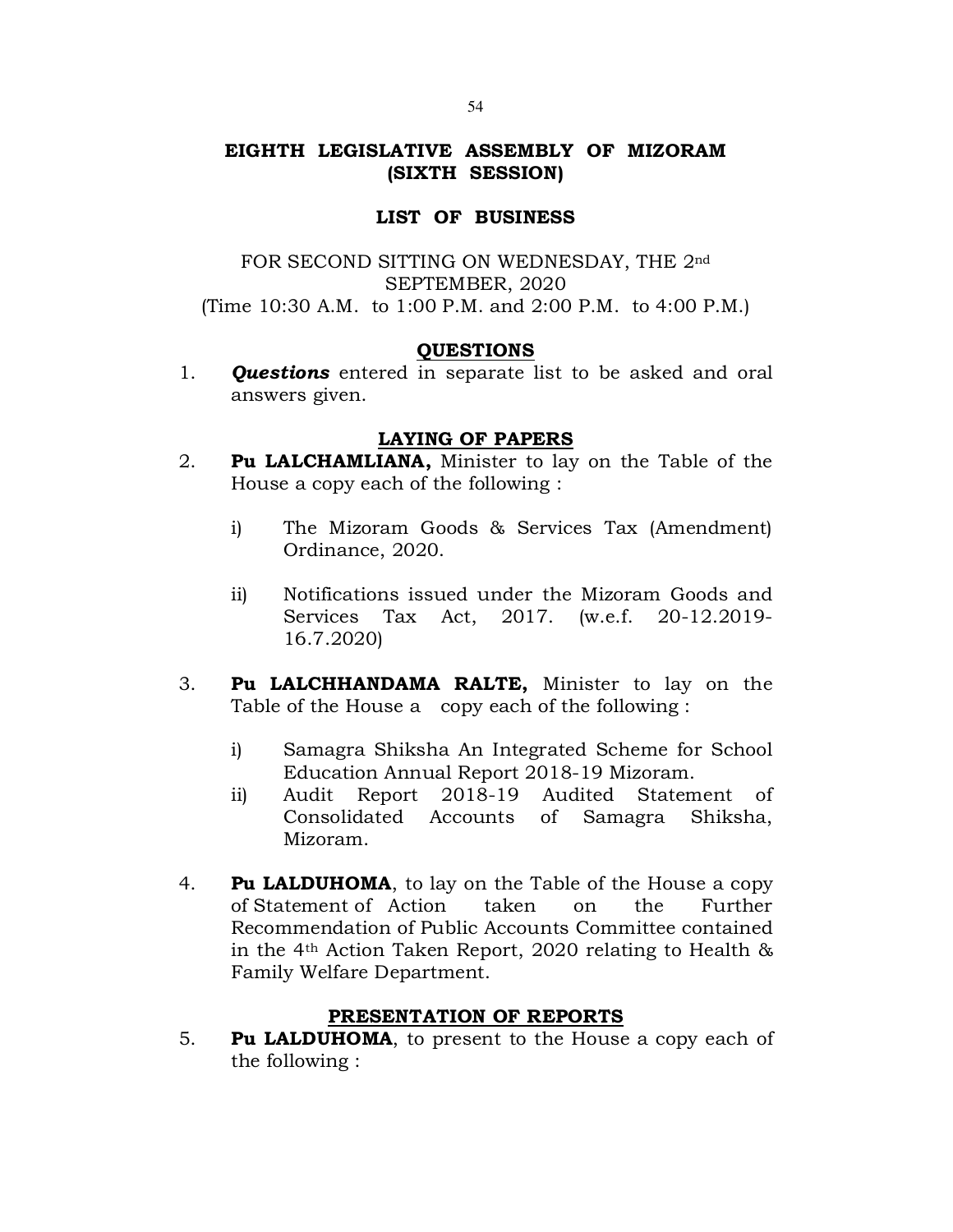# EIGHTH LEGISLATIVE ASSEMBLY OF MIZORAM (SIXTH SESSION)

## LIST OF BUSINESS

FOR SECOND SITTING ON WEDNESDAY, THE 2nd SEPTEMBER, 2020
(Time 10:30 A.M. to 1:00 P.M. and 2:00 P.M. to 4:00 P.M.)

### QUESTIONS

1. ***Questions*** entered in separate list to be asked and oral answers given.

### LAYING OF PAPERS

2. **Pu LALCHAMLIANA,** Minister to lay on the Table of the House a copy each of the following :

   i) The Mizoram Goods & Services Tax (Amendment) Ordinance, 2020.

   ii) Notifications issued under the Mizoram Goods and Services Tax Act, 2017. (w.e.f. 20-12.2019-16.7.2020)

3. **Pu LALCHHANDAMA RALTE,** Minister to lay on the Table of the House a copy each of the following :

   i) Samagra Shiksha An Integrated Scheme for School Education Annual Report 2018-19 Mizoram.
   ii) Audit Report 2018-19 Audited Statement of Consolidated Accounts of Samagra Shiksha, Mizoram.

4. **Pu LALDUHOMA**, to lay on the Table of the House a copy of Statement of Action taken on the Further Recommendation of Public Accounts Committee contained in the 4th Action Taken Report, 2020 relating to Health & Family Welfare Department.

### PRESENTATION OF REPORTS

5. **Pu LALDUHOMA**, to present to the House a copy each of the following :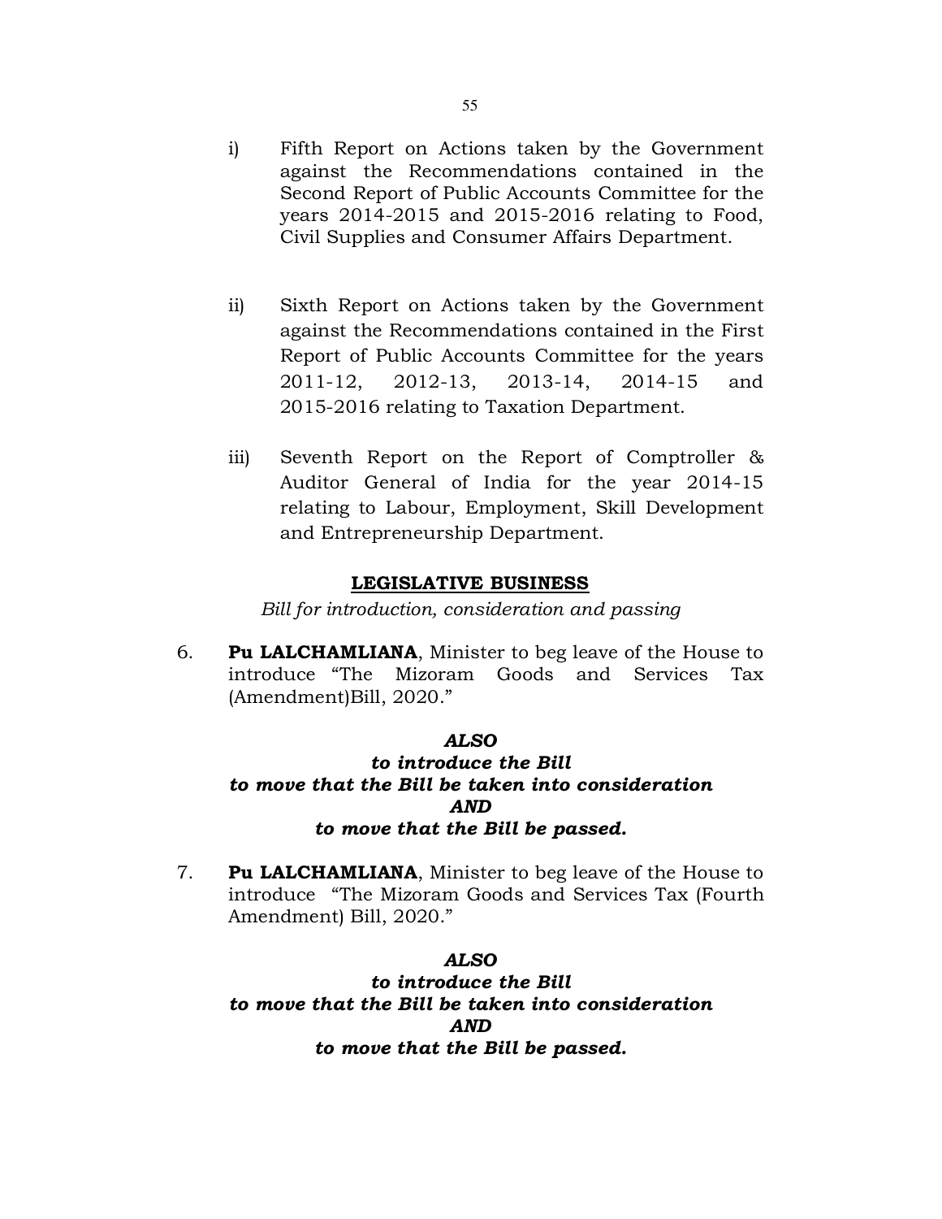i) Fifth Report on Actions taken by the Government against the Recommendations contained in the Second Report of Public Accounts Committee for the years 2014-2015 and 2015-2016 relating to Food, Civil Supplies and Consumer Affairs Department.

ii) Sixth Report on Actions taken by the Government against the Recommendations contained in the First Report of Public Accounts Committee for the years 2011-12, 2012-13, 2013-14, 2014-15 and 2015-2016 relating to Taxation Department.

iii) Seventh Report on the Report of Comptroller & Auditor General of India for the year 2014-15 relating to Labour, Employment, Skill Development and Entrepreneurship Department.

## LEGISLATIVE BUSINESS

*Bill for introduction, consideration and passing*

6. **Pu LALCHAMLIANA**, Minister to beg leave of the House to introduce "The Mizoram Goods and Services Tax (Amendment)Bill, 2020."

***ALSO***
***to introduce the Bill***
***to move that the Bill be taken into consideration***
***AND***
***to move that the Bill be passed.***

7. **Pu LALCHAMLIANA**, Minister to beg leave of the House to introduce "The Mizoram Goods and Services Tax (Fourth Amendment) Bill, 2020."

***ALSO***
***to introduce the Bill***
***to move that the Bill be taken into consideration***
***AND***
***to move that the Bill be passed.***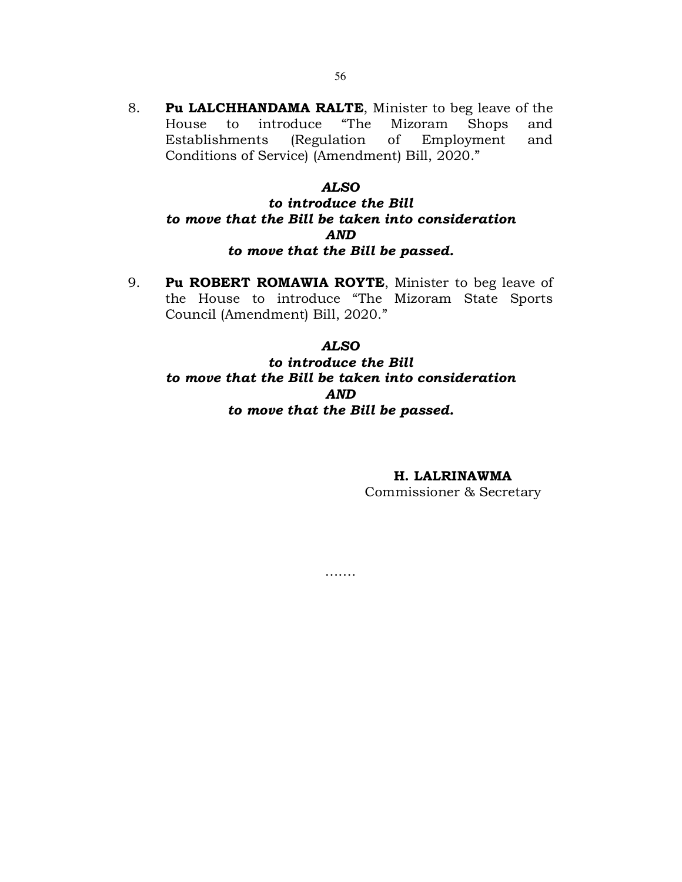8. **Pu LALCHHANDAMA RALTE**, Minister to beg leave of the House to introduce "The Mizoram Shops and Establishments (Regulation of Employment and Conditions of Service) (Amendment) Bill, 2020."

***ALSO***
***to introduce the Bill***
***to move that the Bill be taken into consideration***
***AND***
***to move that the Bill be passed.***

9. **Pu ROBERT ROMAWIA ROYTE**, Minister to beg leave of the House to introduce "The Mizoram State Sports Council (Amendment) Bill, 2020."

***ALSO***
***to introduce the Bill***
***to move that the Bill be taken into consideration***
***AND***
***to move that the Bill be passed.***

**H. LALRINAWMA**
Commissioner & Secretary

…….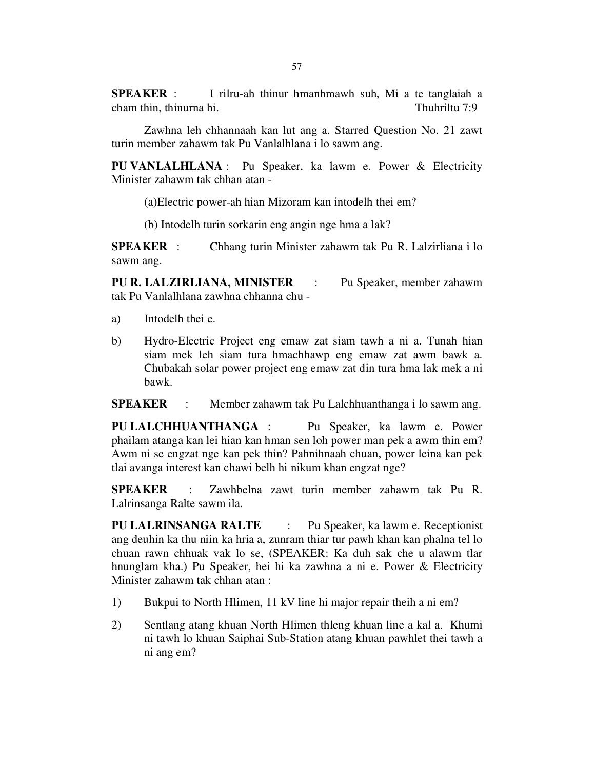**SPEAKER** : I rilru-ah thinur hmanhmawh suh, Mi a te tanglaiah a cham thin, thinurna hi. Thuhriltu 7:9

Zawhna leh chhannaah kan lut ang a. Starred Question No. 21 zawt turin member zahawm tak Pu Vanlalhlana i lo sawm ang.

**PU VANLALHLANA** : Pu Speaker, ka lawm e. Power & Electricity Minister zahawm tak chhan atan -

(a)Electric power-ah hian Mizoram kan intodelh thei em?

(b) Intodelh turin sorkarin eng angin nge hma a lak?

**SPEAKER** : Chhang turin Minister zahawm tak Pu R. Lalzirliana i lo sawm ang.

**PU R. LALZIRLIANA, MINISTER** : Pu Speaker, member zahawm tak Pu Vanlalhlana zawhna chhanna chu -

a) Intodelh thei e.

b) Hydro-Electric Project eng emaw zat siam tawh a ni a. Tunah hian siam mek leh siam tura hmachhawp eng emaw zat awm bawk a. Chubakah solar power project eng emaw zat din tura hma lak mek a ni bawk.

**SPEAKER** : Member zahawm tak Pu Lalchhuanthanga i lo sawm ang.

**PU LALCHHUANTHANGA** : Pu Speaker, ka lawm e. Power phailam atanga kan lei hian kan hman sen loh power man pek a awm thin em? Awm ni se engzat nge kan pek thin? Pahnihnaah chuan, power leina kan pek tlai avanga interest kan chawi belh hi nikum khan engzat nge?

**SPEAKER** : Zawhbelna zawt turin member zahawm tak Pu R. Lalrinsanga Ralte sawm ila.

**PU LALRINSANGA RALTE** : Pu Speaker, ka lawm e. Receptionist ang deuhin ka thu niin ka hria a, zunram thiar tur pawh khan kan phalna tel lo chuan rawn chhuak vak lo se, (SPEAKER: Ka duh sak che u alawm tlar hnunglam kha.) Pu Speaker, hei hi ka zawhna a ni e. Power & Electricity Minister zahawm tak chhan atan :

1) Bukpui to North Hlimen, 11 kV line hi major repair theih a ni em?

2) Sentlang atang khuan North Hlimen thleng khuan line a kal a. Khumi ni tawh lo khuan Saiphai Sub-Station atang khuan pawhlet thei tawh a ni ang em?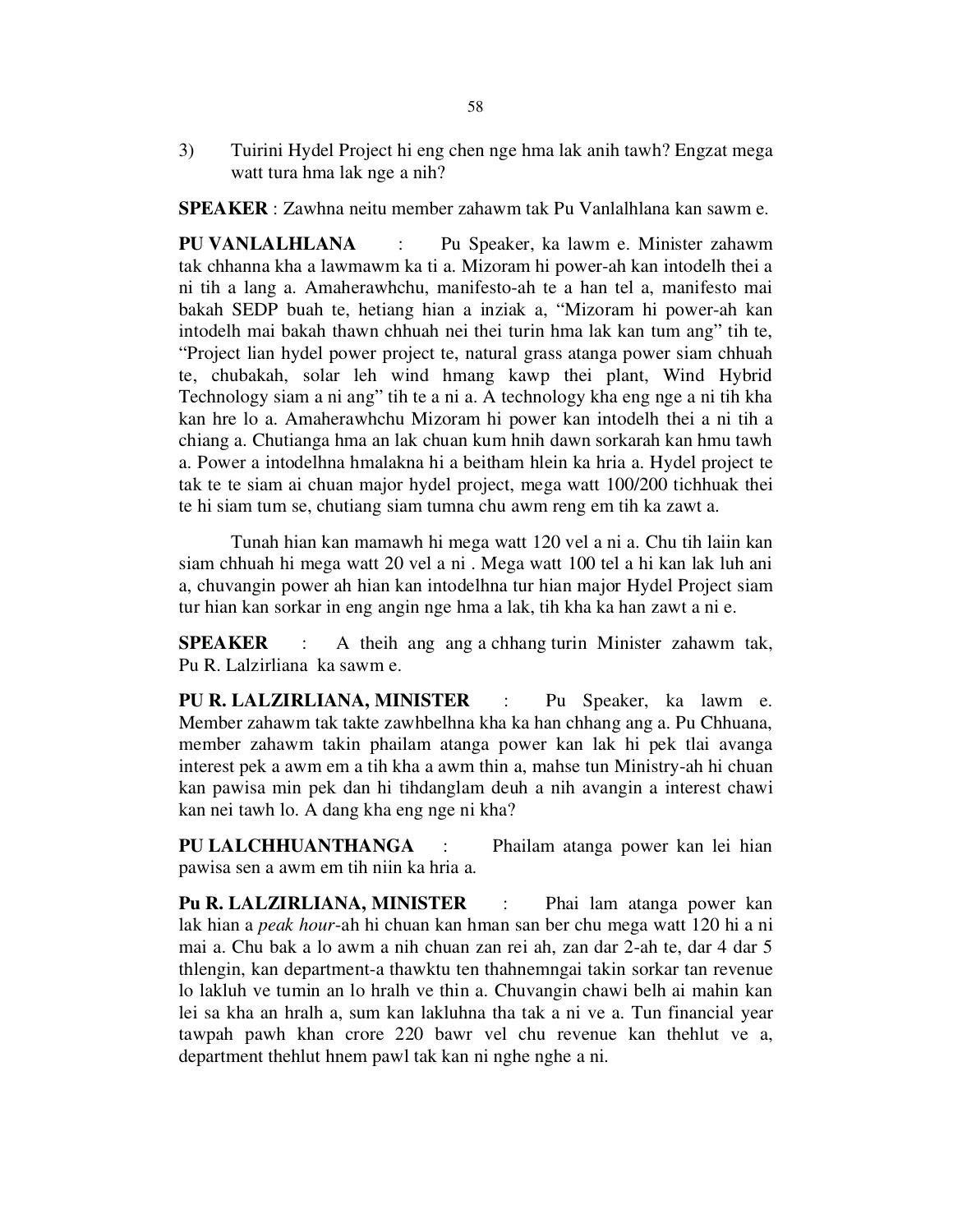3) Tuirini Hydel Project hi eng chen nge hma lak anih tawh? Engzat mega watt tura hma lak nge a nih?

**SPEAKER** : Zawhna neitu member zahawm tak Pu Vanlalhlana kan sawm e.

**PU VANLALHLANA** : Pu Speaker, ka lawm e. Minister zahawm tak chhanna kha a lawmawm ka ti a. Mizoram hi power-ah kan intodelh thei a ni tih a lang a. Amaherawhchu, manifesto-ah te a han tel a, manifesto mai bakah SEDP buah te, hetiang hian a inziak a, "Mizoram hi power-ah kan intodelh mai bakah thawn chhuah nei thei turin hma lak kan tum ang" tih te, "Project lian hydel power project te, natural grass atanga power siam chhuah te, chubakah, solar leh wind hmang kawp thei plant, Wind Hybrid Technology siam a ni ang" tih te a ni a. A technology kha eng nge a ni tih kha kan hre lo a. Amaherawhchu Mizoram hi power kan intodelh thei a ni tih a chiang a. Chutianga hma an lak chuan kum hnih dawn sorkarah kan hmu tawh a. Power a intodelhna hmalakna hi a beitham hlein ka hria a. Hydel project te tak te te siam ai chuan major hydel project, mega watt 100/200 tichhuak thei te hi siam tum se, chutiang siam tumna chu awm reng em tih ka zawt a.

Tunah hian kan mamawh hi mega watt 120 vel a ni a. Chu tih laiin kan siam chhuah hi mega watt 20 vel a ni . Mega watt 100 tel a hi kan lak luh ani a, chuvangin power ah hian kan intodelhna tur hian major Hydel Project siam tur hian kan sorkar in eng angin nge hma a lak, tih kha ka han zawt a ni e.

**SPEAKER** : A theih ang ang a chhang turin Minister zahawm tak, Pu R. Lalzirliana ka sawm e.

**PU R. LALZIRLIANA, MINISTER** : Pu Speaker, ka lawm e. Member zahawm tak takte zawhbelhna kha ka han chhang ang a. Pu Chhuana, member zahawm takin phailam atanga power kan lak hi pek tlai avanga interest pek a awm em a tih kha a awm thin a, mahse tun Ministry-ah hi chuan kan pawisa min pek dan hi tihdanglam deuh a nih avangin a interest chawi kan nei tawh lo. A dang kha eng nge ni kha?

**PU LALCHHUANTHANGA** : Phailam atanga power kan lei hian pawisa sen a awm em tih niin ka hria a.

**Pu R. LALZIRLIANA, MINISTER** : Phai lam atanga power kan lak hian a *peak hour*-ah hi chuan kan hman san ber chu mega watt 120 hi a ni mai a. Chu bak a lo awm a nih chuan zan rei ah, zan dar 2-ah te, dar 4 dar 5 thlengin, kan department-a thawktu ten thahnemngai takin sorkar tan revenue lo lakluh ve tumin an lo hralh ve thin a. Chuvangin chawi belh ai mahin kan lei sa kha an hralh a, sum kan lakluhna tha tak a ni ve a. Tun financial year tawpah pawh khan crore 220 bawr vel chu revenue kan thehlut ve a, department thehlut hnem pawl tak kan ni nghe nghe a ni.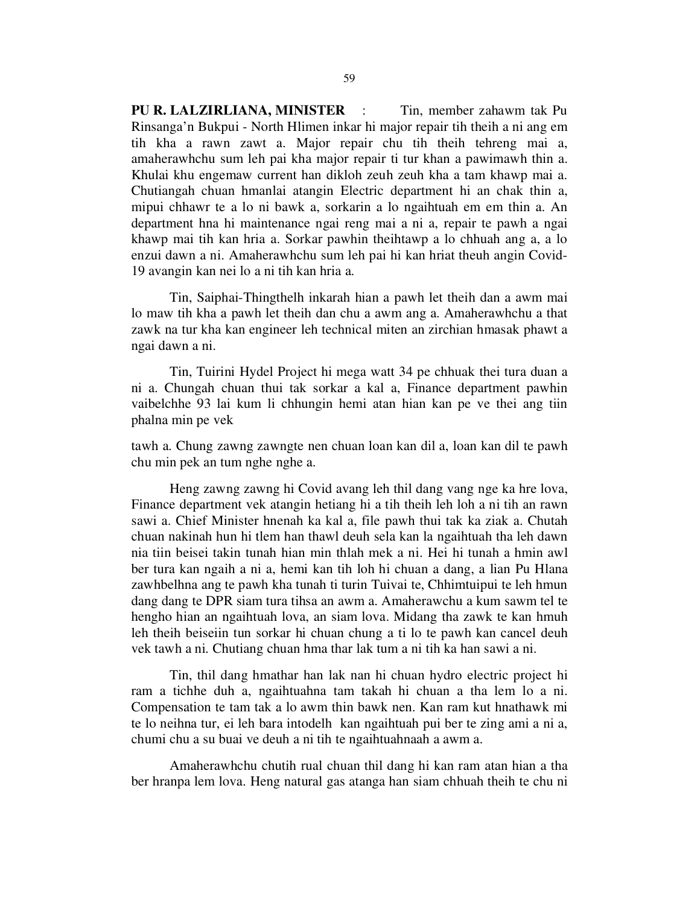**PU R. LALZIRLIANA, MINISTER** : Tin, member zahawm tak Pu Rinsanga'n Bukpui - North Hlimen inkar hi major repair tih theih a ni ang em tih kha a rawn zawt a. Major repair chu tih theih tehreng mai a, amaherawhchu sum leh pai kha major repair ti tur khan a pawimawh thin a. Khulai khu engemaw current han dikloh zeuh zeuh kha a tam khawp mai a. Chutiangah chuan hmanlai atangin Electric department hi an chak thin a, mipui chhawr te a lo ni bawk a, sorkarin a lo ngaihtuah em em thin a. An department hna hi maintenance ngai reng mai a ni a, repair te pawh a ngai khawp mai tih kan hria a. Sorkar pawhin theihtawp a lo chhuah ang a, a lo enzui dawn a ni. Amaherawhchu sum leh pai hi kan hriat theuh angin Covid-19 avangin kan nei lo a ni tih kan hria a.

Tin, Saiphai-Thingthelh inkarah hian a pawh let theih dan a awm mai lo maw tih kha a pawh let theih dan chu a awm ang a. Amaherawhchu a that zawk na tur kha kan engineer leh technical miten an zirchian hmasak phawt a ngai dawn a ni.

Tin, Tuirini Hydel Project hi mega watt 34 pe chhuak thei tura duan a ni a. Chungah chuan thui tak sorkar a kal a, Finance department pawhin vaibelchhe 93 lai kum li chhungin hemi atan hian kan pe ve thei ang tiin phalna min pe vek

tawh a. Chung zawng zawngte nen chuan loan kan dil a, loan kan dil te pawh chu min pek an tum nghe nghe a.

Heng zawng zawng hi Covid avang leh thil dang vang nge ka hre lova, Finance department vek atangin hetiang hi a tih theih leh loh a ni tih an rawn sawi a. Chief Minister hnenah ka kal a, file pawh thui tak ka ziak a. Chutah chuan nakinah hun hi tlem han thawl deuh sela kan la ngaihtuah tha leh dawn nia tiin beisei takin tunah hian min thlah mek a ni. Hei hi tunah a hmin awl ber tura kan ngaih a ni a, hemi kan tih loh hi chuan a dang, a lian Pu Hlana zawhbelhna ang te pawh kha tunah ti turin Tuivai te, Chhimtuipui te leh hmun dang dang te DPR siam tura tihsa an awm a. Amaherawchu a kum sawm tel te hengho hian an ngaihtuah lova, an siam lova. Midang tha zawk te kan hmuh leh theih beiseiin tun sorkar hi chuan chung a ti lo te pawh kan cancel deuh vek tawh a ni. Chutiang chuan hma thar lak tum a ni tih ka han sawi a ni.

Tin, thil dang hmathar han lak nan hi chuan hydro electric project hi ram a tichhe duh a, ngaihtuahna tam takah hi chuan a tha lem lo a ni. Compensation te tam tak a lo awm thin bawk nen. Kan ram kut hnathawk mi te lo neihna tur, ei leh bara intodelh kan ngaihtuah pui ber te zing ami a ni a, chumi chu a su buai ve deuh a ni tih te ngaihtuahnaah a awm a.

Amaherawhchu chutih rual chuan thil dang hi kan ram atan hian a tha ber hranpa lem lova. Heng natural gas atanga han siam chhuah theih te chu ni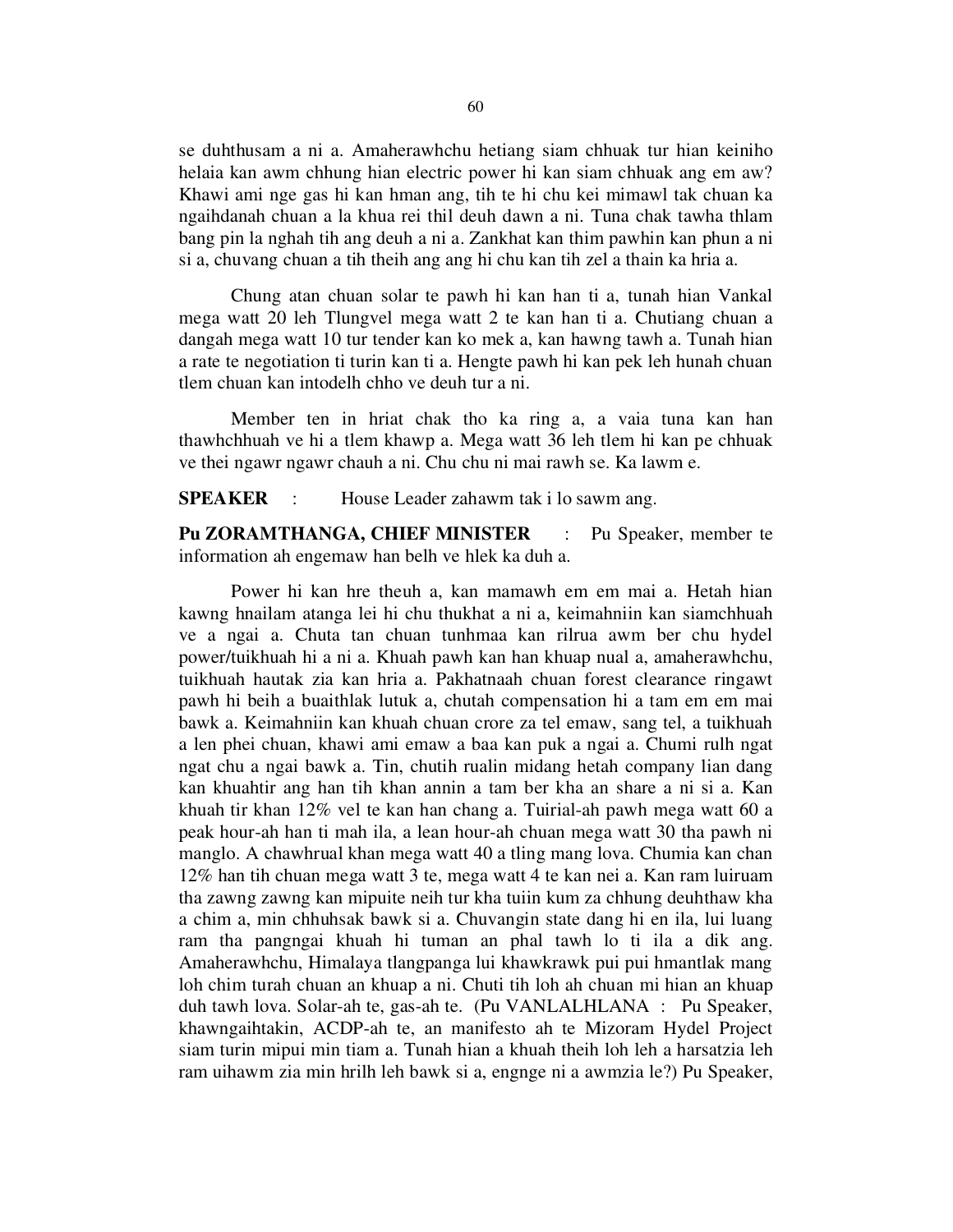se duhthusam a ni a. Amaherawhchu hetiang siam chhuak tur hian keiniho helaia kan awm chhung hian electric power hi kan siam chhuak ang em aw? Khawi ami nge gas hi kan hman ang, tih te hi chu kei mimawl tak chuan ka ngaihdanah chuan a la khua rei thil deuh dawn a ni. Tuna chak tawha thlam bang pin la nghah tih ang deuh a ni a. Zankhat kan thim pawhin kan phun a ni si a, chuvang chuan a tih theih ang ang hi chu kan tih zel a thain ka hria a.

Chung atan chuan solar te pawh hi kan han ti a, tunah hian Vankal mega watt 20 leh Tlungvel mega watt 2 te kan han ti a. Chutiang chuan a dangah mega watt 10 tur tender kan ko mek a, kan hawng tawh a. Tunah hian a rate te negotiation ti turin kan ti a. Hengte pawh hi kan pek leh hunah chuan tlem chuan kan intodelh chho ve deuh tur a ni.

Member ten in hriat chak tho ka ring a, a vaia tuna kan han thawhchhuah ve hi a tlem khawp a. Mega watt 36 leh tlem hi kan pe chhuak ve thei ngawr ngawr chauh a ni. Chu chu ni mai rawh se. Ka lawm e.

**SPEAKER** : House Leader zahawm tak i lo sawm ang.

**Pu ZORAMTHANGA, CHIEF MINISTER** : Pu Speaker, member te information ah engemaw han belh ve hlek ka duh a.

Power hi kan hre theuh a, kan mamawh em em mai a. Hetah hian kawng hnailam atanga lei hi chu thukhat a ni a, keimahniin kan siamchhuah ve a ngai a. Chuta tan chuan tunhmaa kan rilrua awm ber chu hydel power/tuikhuah hi a ni a. Khuah pawh kan han khuap nual a, amaherawhchu, tuikhuah hautak zia kan hria a. Pakhatnaah chuan forest clearance ringawt pawh hi beih a buaithlak lutuk a, chutah compensation hi a tam em em mai bawk a. Keimahniin kan khuah chuan crore za tel emaw, sang tel, a tuikhuah a len phei chuan, khawi ami emaw a baa kan puk a ngai a. Chumi rulh ngat ngat chu a ngai bawk a. Tin, chutih rualin midang hetah company lian dang kan khuahtir ang han tih khan annin a tam ber kha an share a ni si a. Kan khuah tir khan 12% vel te kan han chang a. Tuirial-ah pawh mega watt 60 a peak hour-ah han ti mah ila, a lean hour-ah chuan mega watt 30 tha pawh ni manglo. A chawhrual khan mega watt 40 a tling mang lova. Chumia kan chan 12% han tih chuan mega watt 3 te, mega watt 4 te kan nei a. Kan ram luiruam tha zawng zawng kan mipuite neih tur kha tuiin kum za chhung deuhthaw kha a chim a, min chhuhsak bawk si a. Chuvangin state dang hi en ila, lui luang ram tha pangngai khuah hi tuman an phal tawh lo ti ila a dik ang. Amaherawhchu, Himalaya tlangpanga lui khawkrawk pui pui hmantlak mang loh chim turah chuan an khuap a ni. Chuti tih loh ah chuan mi hian an khuap duh tawh lova. Solar-ah te, gas-ah te. (Pu VANLALHLANA : Pu Speaker, khawngaihtakin, ACDP-ah te, an manifesto ah te Mizoram Hydel Project siam turin mipui min tiam a. Tunah hian a khuah theih loh leh a harsatzia leh ram uihawm zia min hrilh leh bawk si a, engnge ni a awmzia le?) Pu Speaker,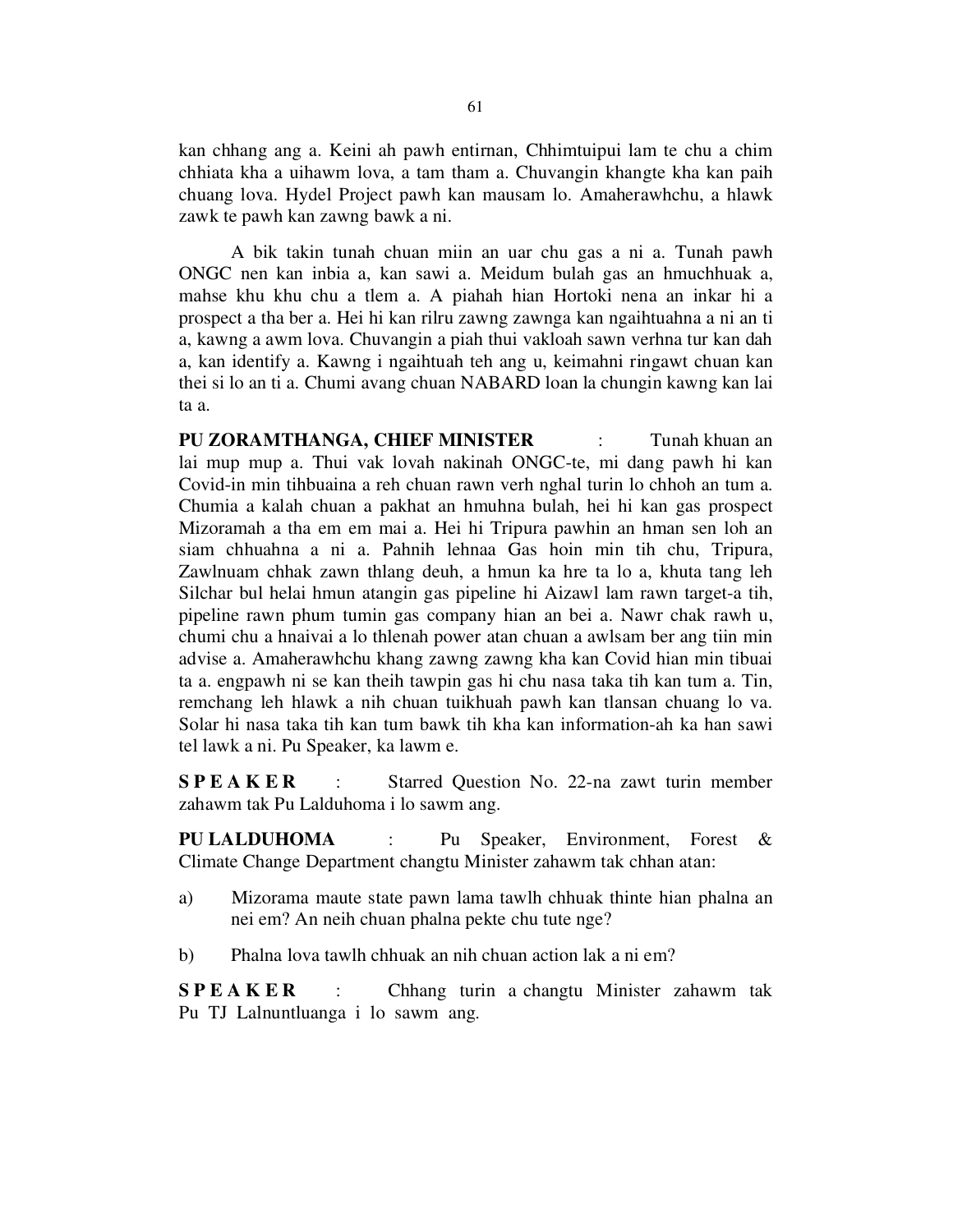kan chhang ang a. Keini ah pawh entirnan, Chhimtuipui lam te chu a chim chhiata kha a uihawm lova, a tam tham a. Chuvangin khangte kha kan paih chuang lova. Hydel Project pawh kan mausam lo. Amaherawhchu, a hlawk zawk te pawh kan zawng bawk a ni.

A bik takin tunah chuan miin an uar chu gas a ni a. Tunah pawh ONGC nen kan inbia a, kan sawi a. Meidum bulah gas an hmuchhuak a, mahse khu khu chu a tlem a. A piahah hian Hortoki nena an inkar hi a prospect a tha ber a. Hei hi kan rilru zawng zawnga kan ngaihtuahna a ni an ti a, kawng a awm lova. Chuvangin a piah thui vakloah sawn verhna tur kan dah a, kan identify a. Kawng i ngaihtuah teh ang u, keimahni ringawt chuan kan thei si lo an ti a. Chumi avang chuan NABARD loan la chungin kawng kan lai ta a.

**PU ZORAMTHANGA, CHIEF MINISTER** : Tunah khuan an lai mup mup a. Thui vak lovah nakinah ONGC-te, mi dang pawh hi kan Covid-in min tihbuaina a reh chuan rawn verh nghal turin lo chhoh an tum a. Chumia a kalah chuan a pakhat an hmuhna bulah, hei hi kan gas prospect Mizoramah a tha em em mai a. Hei hi Tripura pawhin an hman sen loh an siam chhuahna a ni a. Pahnih lehnaa Gas hoin min tih chu, Tripura, Zawlnuam chhak zawn thlang deuh, a hmun ka hre ta lo a, khuta tang leh Silchar bul helai hmun atangin gas pipeline hi Aizawl lam rawn target-a tih, pipeline rawn phum tumin gas company hian an bei a. Nawr chak rawh u, chumi chu a hnaivai a lo thlenah power atan chuan a awlsam ber ang tiin min advise a. Amaherawhchu khang zawng zawng kha kan Covid hian min tibuai ta a. engpawh ni se kan theih tawpin gas hi chu nasa taka tih kan tum a. Tin, remchang leh hlawk a nih chuan tuikhuah pawh kan tlansan chuang lo va. Solar hi nasa taka tih kan tum bawk tih kha kan information-ah ka han sawi tel lawk a ni. Pu Speaker, ka lawm e.

**S P E A K E R** : Starred Question No. 22-na zawt turin member zahawm tak Pu Lalduhoma i lo sawm ang.

**PU LALDUHOMA** : Pu Speaker, Environment, Forest & Climate Change Department changtu Minister zahawm tak chhan atan:

a) Mizorama maute state pawn lama tawlh chhuak thinte hian phalna an nei em? An neih chuan phalna pekte chu tute nge?

b) Phalna lova tawlh chhuak an nih chuan action lak a ni em?

**S P E A K E R** : Chhang turin a changtu Minister zahawm tak Pu TJ Lalnuntluanga i lo sawm ang.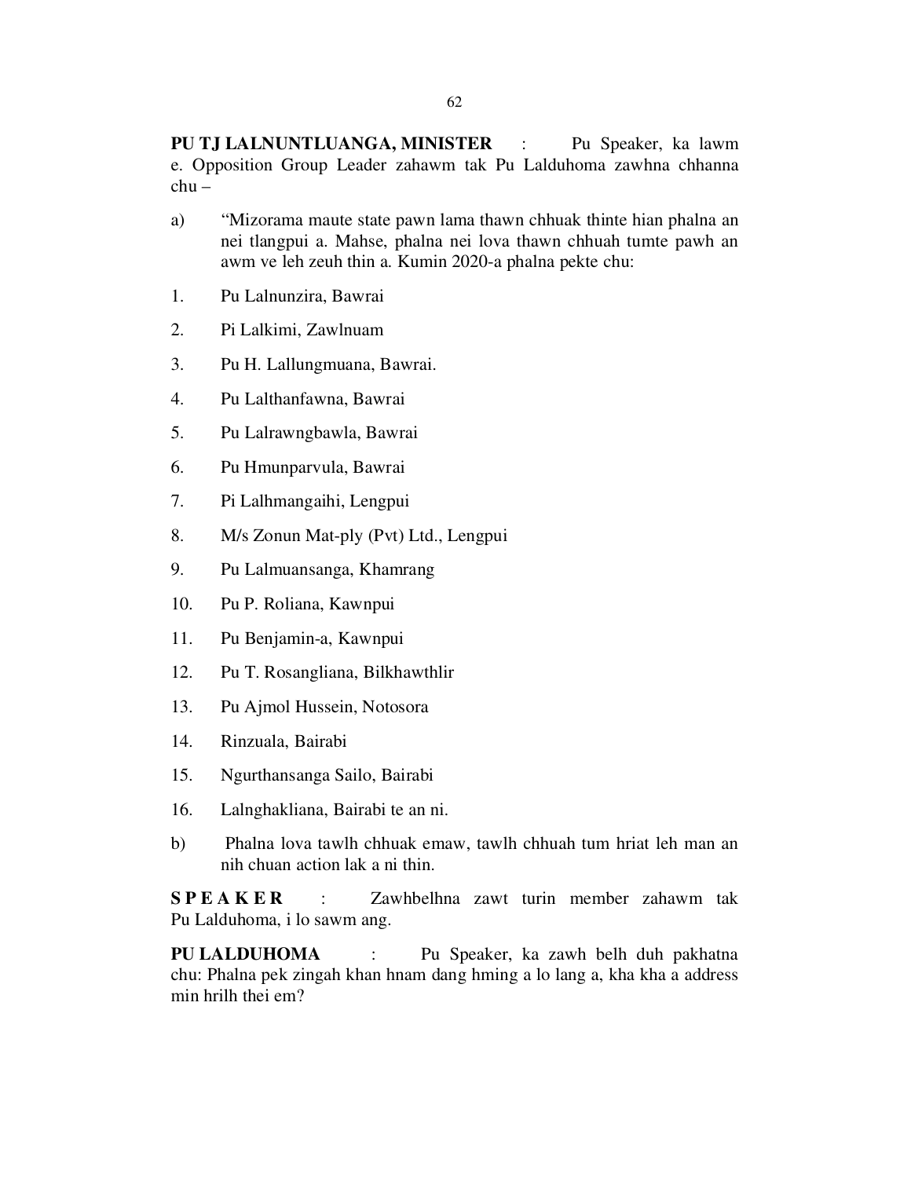**PU TJ LALNUNTLUANGA, MINISTER** : Pu Speaker, ka lawm e. Opposition Group Leader zahawm tak Pu Lalduhoma zawhna chhanna chu –

a) "Mizorama maute state pawn lama thawn chhuak thinte hian phalna an nei tlangpui a. Mahse, phalna nei lova thawn chhuah tumte pawh an awm ve leh zeuh thin a. Kumin 2020-a phalna pekte chu:

1. Pu Lalnunzira, Bawrai
2. Pi Lalkimi, Zawlnuam
3. Pu H. Lallungmuana, Bawrai.
4. Pu Lalthanfawna, Bawrai
5. Pu Lalrawngbawla, Bawrai
6. Pu Hmunparvula, Bawrai
7. Pi Lalhmangaihi, Lengpui
8. M/s Zonun Mat-ply (Pvt) Ltd., Lengpui
9. Pu Lalmuansanga, Khamrang
10. Pu P. Roliana, Kawnpui
11. Pu Benjamin-a, Kawnpui
12. Pu T. Rosangliana, Bilkhawthlir
13. Pu Ajmol Hussein, Notosora
14. Rinzuala, Bairabi
15. Ngurthansanga Sailo, Bairabi
16. Lalnghakliana, Bairabi te an ni.

b) Phalna lova tawlh chhuak emaw, tawlh chhuah tum hriat leh man an nih chuan action lak a ni thin.

**S P E A K E R** : Zawhbelhna zawt turin member zahawm tak Pu Lalduhoma, i lo sawm ang.

**PU LALDUHOMA** : Pu Speaker, ka zawh belh duh pakhatna chu: Phalna pek zingah khan hnam dang hming a lo lang a, kha kha a address min hrilh thei em?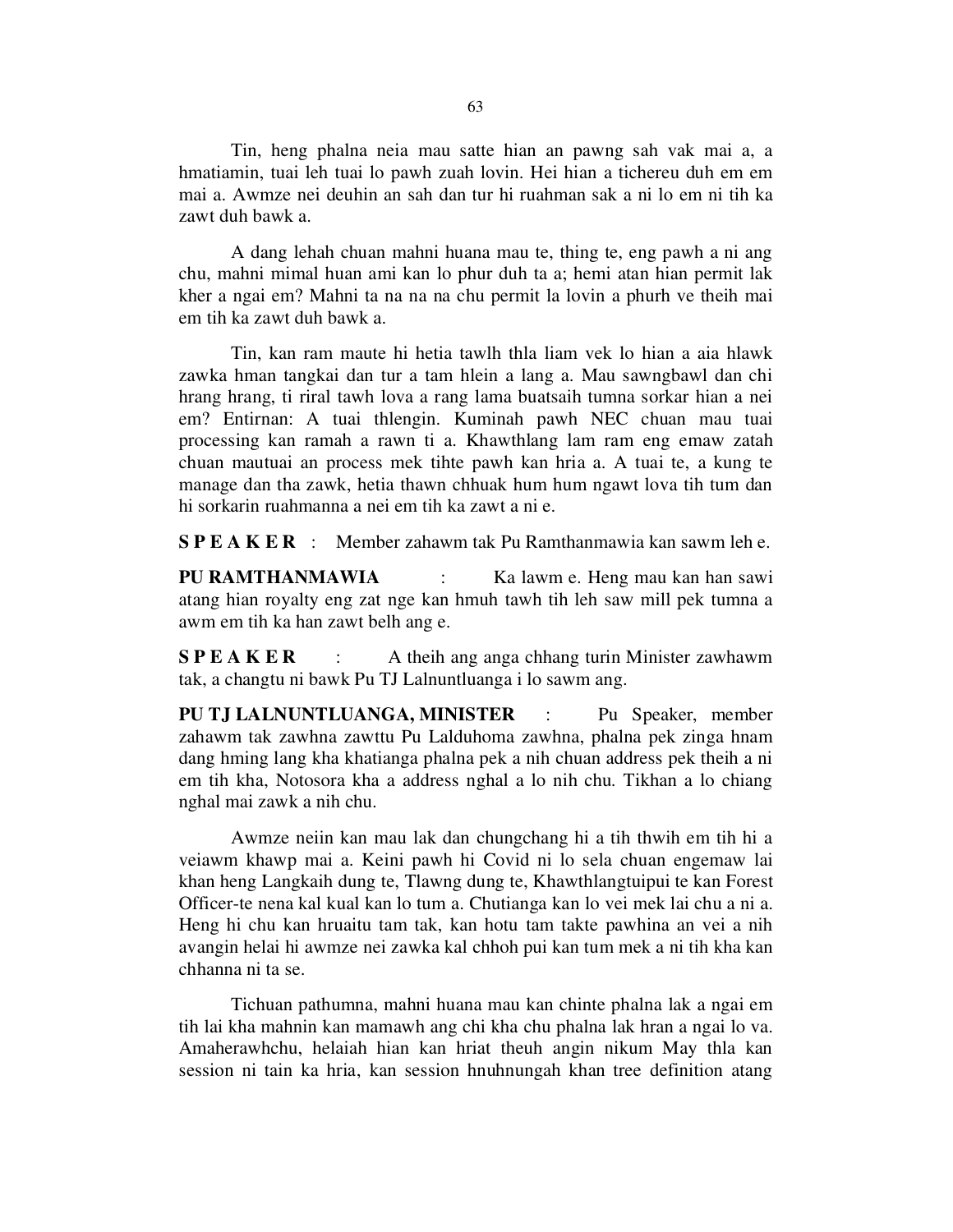Tin, heng phalna neia mau satte hian an pawng sah vak mai a, a hmatiamin, tuai leh tuai lo pawh zuah lovin. Hei hian a tichereu duh em em mai a. Awmze nei deuhin an sah dan tur hi ruahman sak a ni lo em ni tih ka zawt duh bawk a.

A dang lehah chuan mahni huana mau te, thing te, eng pawh a ni ang chu, mahni mimal huan ami kan lo phur duh ta a; hemi atan hian permit lak kher a ngai em? Mahni ta na na na chu permit la lovin a phurh ve theih mai em tih ka zawt duh bawk a.

Tin, kan ram maute hi hetia tawlh thla liam vek lo hian a aia hlawk zawka hman tangkai dan tur a tam hlein a lang a. Mau sawngbawl dan chi hrang hrang, ti riral tawh lova a rang lama buatsaih tumna sorkar hian a nei em? Entirnan: A tuai thlengin. Kuminah pawh NEC chuan mau tuai processing kan ramah a rawn ti a. Khawthlang lam ram eng emaw zatah chuan mautuai an process mek tihte pawh kan hria a. A tuai te, a kung te manage dan tha zawk, hetia thawn chhuak hum hum ngawt lova tih tum dan hi sorkarin ruahmanna a nei em tih ka zawt a ni e.

**S P E A K E R** : Member zahawm tak Pu Ramthanmawia kan sawm leh e.

**PU RAMTHANMAWIA** : Ka lawm e. Heng mau kan han sawi atang hian royalty eng zat nge kan hmuh tawh tih leh saw mill pek tumna a awm em tih ka han zawt belh ang e.

**S P E A K E R** : A theih ang anga chhang turin Minister zawhawm tak, a changtu ni bawk Pu TJ Lalnuntluanga i lo sawm ang.

**PU TJ LALNUNTLUANGA, MINISTER** : Pu Speaker, member zahawm tak zawhna zawttu Pu Lalduhoma zawhna, phalna pek zinga hnam dang hming lang kha khatianga phalna pek a nih chuan address pek theih a ni em tih kha, Notosora kha a address nghal a lo nih chu. Tikhan a lo chiang nghal mai zawk a nih chu.

Awmze neiin kan mau lak dan chungchang hi a tih thwih em tih hi a veiawm khawp mai a. Keini pawh hi Covid ni lo sela chuan engemaw lai khan heng Langkaih dung te, Tlawng dung te, Khawthlangtuipui te kan Forest Officer-te nena kal kual kan lo tum a. Chutianga kan lo vei mek lai chu a ni a. Heng hi chu kan hruaitu tam tak, kan hotu tam takte pawhina an vei a nih avangin helai hi awmze nei zawka kal chhoh pui kan tum mek a ni tih kha kan chhanna ni ta se.

Tichuan pathumna, mahni huana mau kan chinte phalna lak a ngai em tih lai kha mahnin kan mamawh ang chi kha chu phalna lak hran a ngai lo va. Amaherawhchu, helaiah hian kan hriat theuh angin nikum May thla kan session ni tain ka hria, kan session hnuhnungah khan tree definition atang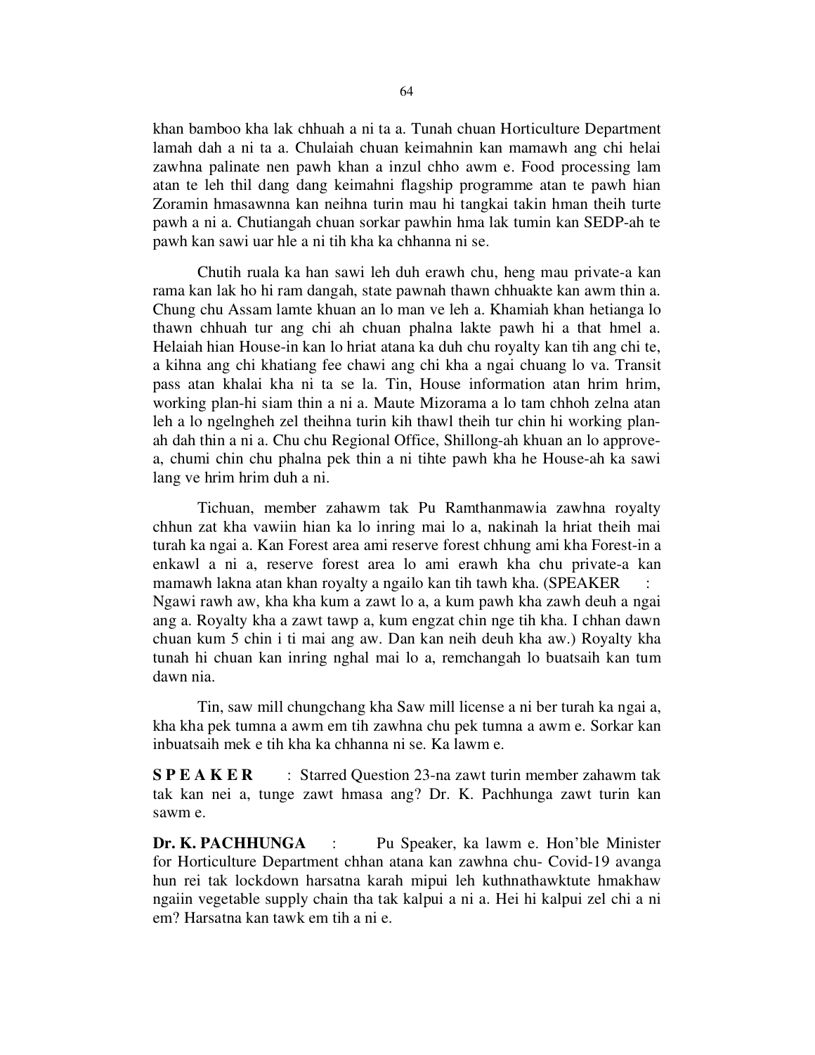khan bamboo kha lak chhuah a ni ta a. Tunah chuan Horticulture Department lamah dah a ni ta a. Chulaiah chuan keimahnin kan mamawh ang chi helai zawhna palinate nen pawh khan a inzul chho awm e. Food processing lam atan te leh thil dang dang keimahni flagship programme atan te pawh hian Zoramin hmasawnna kan neihna turin mau hi tangkai takin hman theih turte pawh a ni a. Chutiangah chuan sorkar pawhin hma lak tumin kan SEDP-ah te pawh kan sawi uar hle a ni tih kha ka chhanna ni se.

Chutih ruala ka han sawi leh duh erawh chu, heng mau private-a kan rama kan lak ho hi ram dangah, state pawnah thawn chhuakte kan awm thin a. Chung chu Assam lamte khuan an lo man ve leh a. Khamiah khan hetianga lo thawn chhuah tur ang chi ah chuan phalna lakte pawh hi a that hmel a. Helaiah hian House-in kan lo hriat atana ka duh chu royalty kan tih ang chi te, a kihna ang chi khatiang fee chawi ang chi kha a ngai chuang lo va. Transit pass atan khalai kha ni ta se la. Tin, House information atan hrim hrim, working plan-hi siam thin a ni a. Maute Mizorama a lo tam chhoh zelna atan leh a lo ngelngheh zel theihna turin kih thawl theih tur chin hi working plan-ah dah thin a ni a. Chu chu Regional Office, Shillong-ah khuan an lo approve-a, chumi chin chu phalna pek thin a ni tihte pawh kha he House-ah ka sawi lang ve hrim hrim duh a ni.

Tichuan, member zahawm tak Pu Ramthanmawia zawhna royalty chhun zat kha vawiin hian ka lo inring mai lo a, nakinah la hriat theih mai turah ka ngai a. Kan Forest area ami reserve forest chhung ami kha Forest-in a enkawl a ni a, reserve forest area lo ami erawh kha chu private-a kan mamawh lakna atan khan royalty a ngailo kan tih tawh kha. (SPEAKER : Ngawi rawh aw, kha kha kum a zawt lo a, a kum pawh kha zawh deuh a ngai ang a. Royalty kha a zawt tawp a, kum engzat chin nge tih kha. I chhan dawn chuan kum 5 chin i ti mai ang aw. Dan kan neih deuh kha aw.) Royalty kha tunah hi chuan kan inring nghal mai lo a, remchangah lo buatsaih kan tum dawn nia.

Tin, saw mill chungchang kha Saw mill license a ni ber turah ka ngai a, kha kha pek tumna a awm em tih zawhna chu pek tumna a awm e. Sorkar kan inbuatsaih mek e tih kha ka chhanna ni se. Ka lawm e.

**S P E A K E R** : Starred Question 23-na zawt turin member zahawm tak tak kan nei a, tunge zawt hmasa ang? Dr. K. Pachhunga zawt turin kan sawm e.

**Dr. K. PACHHUNGA** : Pu Speaker, ka lawm e. Hon'ble Minister for Horticulture Department chhan atana kan zawhna chu- Covid-19 avanga hun rei tak lockdown harsatna karah mipui leh kuthnathawktute hmakhaw ngaiin vegetable supply chain tha tak kalpui a ni a. Hei hi kalpui zel chi a ni em? Harsatna kan tawk em tih a ni e.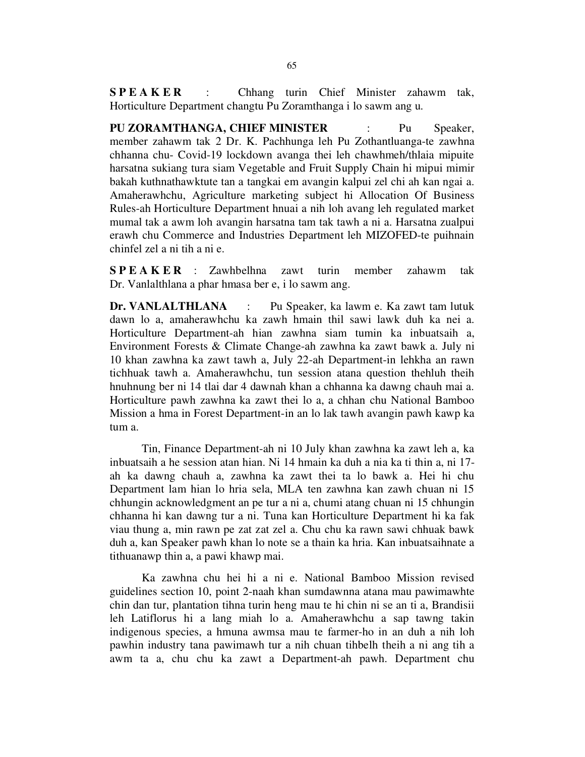**S P E A K E R** : Chhang turin Chief Minister zahawm tak, Horticulture Department changtu Pu Zoramthanga i lo sawm ang u.

**PU ZORAMTHANGA, CHIEF MINISTER** : Pu Speaker, member zahawm tak 2 Dr. K. Pachhunga leh Pu Zothantluanga-te zawhna chhanna chu- Covid-19 lockdown avanga thei leh chawhmeh/thlaia mipuite harsatna sukiang tura siam Vegetable and Fruit Supply Chain hi mipui mimir bakah kuthnathawktute tan a tangkai em avangin kalpui zel chi ah kan ngai a. Amaherawhchu, Agriculture marketing subject hi Allocation Of Business Rules-ah Horticulture Department hnuai a nih loh avang leh regulated market mumal tak a awm loh avangin harsatna tam tak tawh a ni a. Harsatna zualpui erawh chu Commerce and Industries Department leh MIZOFED-te puihnain chinfel zel a ni tih a ni e.

**S P E A K E R** : Zawhbelhna zawt turin member zahawm tak Dr. Vanlalthlana a phar hmasa ber e, i lo sawm ang.

**Dr. VANLALTHLANA** : Pu Speaker, ka lawm e. Ka zawt tam lutuk dawn lo a, amaherawhchu ka zawh hmain thil sawi lawk duh ka nei a. Horticulture Department-ah hian zawhna siam tumin ka inbuatsaih a, Environment Forests & Climate Change-ah zawhna ka zawt bawk a. July ni 10 khan zawhna ka zawt tawh a, July 22-ah Department-in lehkha an rawn tichhuak tawh a. Amaherawhchu, tun session atana question thehluh theih hnuhnung ber ni 14 tlai dar 4 dawnah khan a chhanna ka dawng chauh mai a. Horticulture pawh zawhna ka zawt thei lo a, a chhan chu National Bamboo Mission a hma in Forest Department-in an lo lak tawh avangin pawh kawp ka tum a.

Tin, Finance Department-ah ni 10 July khan zawhna ka zawt leh a, ka inbuatsaih a he session atan hian. Ni 14 hmain ka duh a nia ka ti thin a, ni 17-ah ka dawng chauh a, zawhna ka zawt thei ta lo bawk a. Hei hi chu Department lam hian lo hria sela, MLA ten zawhna kan zawh chuan ni 15 chhungin acknowledgment an pe tur a ni a, chumi atang chuan ni 15 chhungin chhanna hi kan dawng tur a ni. Tuna kan Horticulture Department hi ka fak viau thung a, min rawn pe zat zat zel a. Chu chu ka rawn sawi chhuak bawk duh a, kan Speaker pawh khan lo note se a thain ka hria. Kan inbuatsaihnate a tithuanawp thin a, a pawi khawp mai.

Ka zawhna chu hei hi a ni e. National Bamboo Mission revised guidelines section 10, point 2-naah khan sumdawnna atana mau pawimawhte chin dan tur, plantation tihna turin heng mau te hi chin ni se an ti a, Brandisii leh Latiflorus hi a lang miah lo a. Amaherawhchu a sap tawng takin indigenous species, a hmuna awmsa mau te farmer-ho in an duh a nih loh pawhin industry tana pawimawh tur a nih chuan tihbelh theih a ni ang tih a awm ta a, chu chu ka zawt a Department-ah pawh. Department chu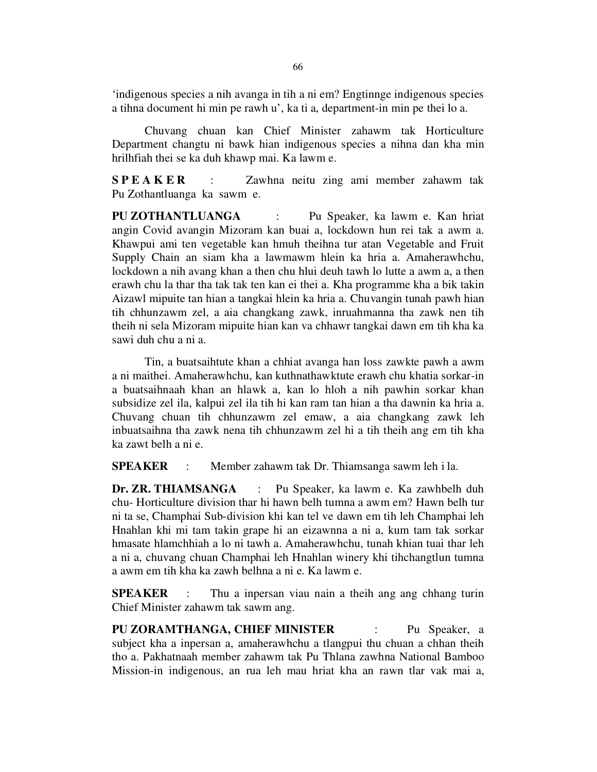'indigenous species a nih avanga in tih a ni em? Engtinnge indigenous species a tihna document hi min pe rawh u', ka ti a, department-in min pe thei lo a.

Chuvang chuan kan Chief Minister zahawm tak Horticulture Department changtu ni bawk hian indigenous species a nihna dan kha min hrilhfiah thei se ka duh khawp mai. Ka lawm e.

**S P E A K E R** : Zawhna neitu zing ami member zahawm tak Pu Zothantluanga ka sawm e.

**PU ZOTHANTLUANGA** : Pu Speaker, ka lawm e. Kan hriat angin Covid avangin Mizoram kan buai a, lockdown hun rei tak a awm a. Khawpui ami ten vegetable kan hmuh theihna tur atan Vegetable and Fruit Supply Chain an siam kha a lawmawm hlein ka hria a. Amaherawhchu, lockdown a nih avang khan a then chu hlui deuh tawh lo lutte a awm a, a then erawh chu la thar tha tak tak ten kan ei thei a. Kha programme kha a bik takin Aizawl mipuite tan hian a tangkai hlein ka hria a. Chuvangin tunah pawh hian tih chhunzawm zel, a aia changkang zawk, inruahmanna tha zawk nen tih theih ni sela Mizoram mipuite hian kan va chhawr tangkai dawn em tih kha ka sawi duh chu a ni a.

Tin, a buatsaihtute khan a chhiat avanga han loss zawkte pawh a awm a ni maithei. Amaherawhchu, kan kuthnathawktute erawh chu khatia sorkar-in a buatsaihnaah khan an hlawk a, kan lo hloh a nih pawhin sorkar khan subsidize zel ila, kalpui zel ila tih hi kan ram tan hian a tha dawnin ka hria a. Chuvang chuan tih chhunzawm zel emaw, a aia changkang zawk leh inbuatsaihna tha zawk nena tih chhunzawm zel hi a tih theih ang em tih kha ka zawt belh a ni e.

**SPEAKER** : Member zahawm tak Dr. Thiamsanga sawm leh i la.

**Dr. ZR. THIAMSANGA** : Pu Speaker, ka lawm e. Ka zawhbelh duh chu- Horticulture division thar hi hawn belh tumna a awm em? Hawn belh tur ni ta se, Champhai Sub-division khi kan tel ve dawn em tih leh Champhai leh Hnahlan khi mi tam takin grape hi an eizawnna a ni a, kum tam tak sorkar hmasate hlamchhiah a lo ni tawh a. Amaherawhchu, tunah khian tuai thar leh a ni a, chuvang chuan Champhai leh Hnahlan winery khi tihchangtlun tumna a awm em tih kha ka zawh belhna a ni e. Ka lawm e.

**SPEAKER** : Thu a inpersan viau nain a theih ang ang chhang turin Chief Minister zahawm tak sawm ang.

**PU ZORAMTHANGA, CHIEF MINISTER** : Pu Speaker, a subject kha a inpersan a, amaherawhchu a tlangpui thu chuan a chhan theih tho a. Pakhatnaah member zahawm tak Pu Thlana zawhna National Bamboo Mission-in indigenous, an rua leh mau hriat kha an rawn tlar vak mai a,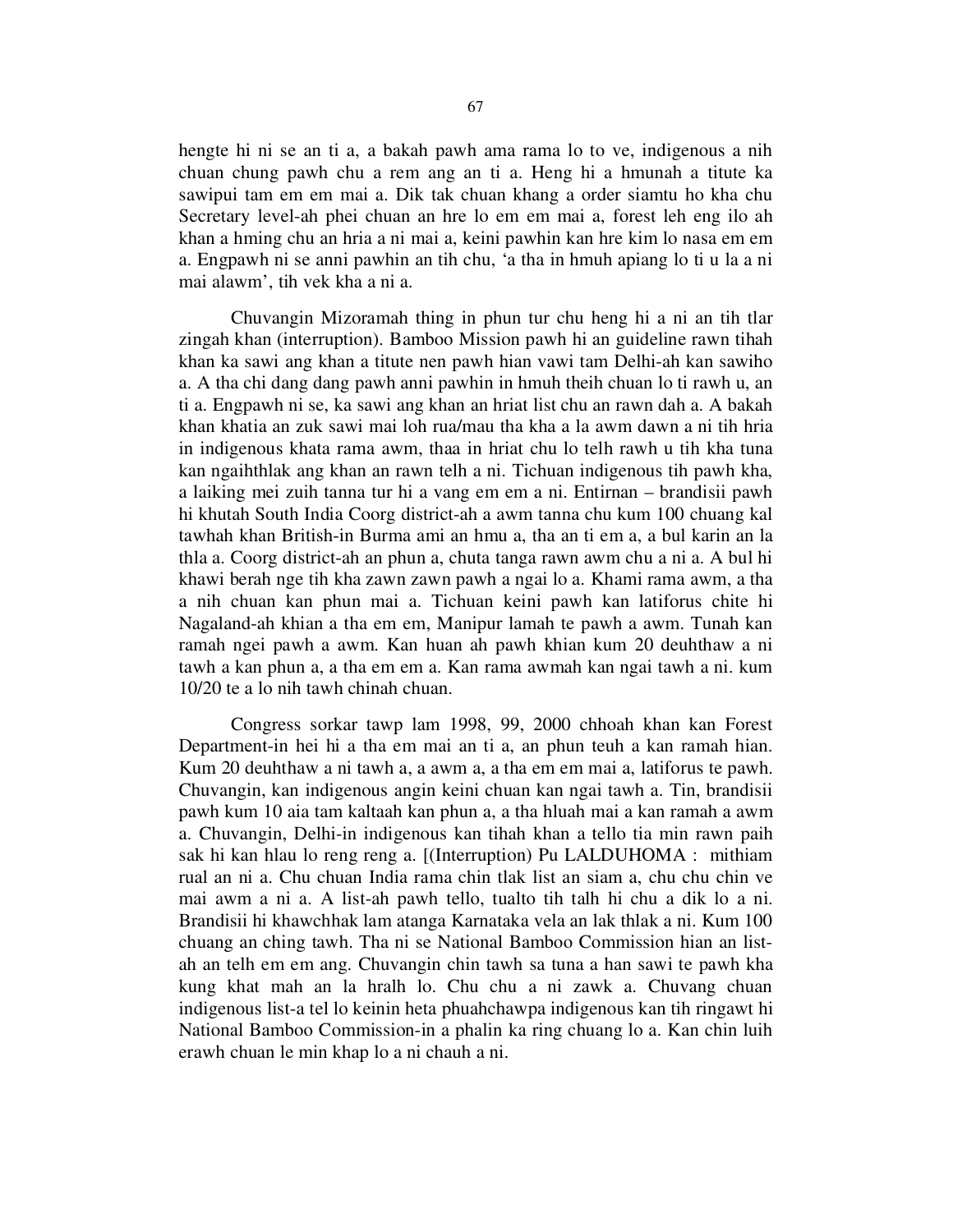hengte hi ni se an ti a, a bakah pawh ama rama lo to ve, indigenous a nih chuan chung pawh chu a rem ang an ti a. Heng hi a hmunah a titute ka sawipui tam em em mai a. Dik tak chuan khang a order siamtu ho kha chu Secretary level-ah phei chuan an hre lo em em mai a, forest leh eng ilo ah khan a hming chu an hria a ni mai a, keini pawhin kan hre kim lo nasa em em a. Engpawh ni se anni pawhin an tih chu, 'a tha in hmuh apiang lo ti u la a ni mai alawm', tih vek kha a ni a.

Chuvangin Mizoramah thing in phun tur chu heng hi a ni an tih tlar zingah khan (interruption). Bamboo Mission pawh hi an guideline rawn tihah khan ka sawi ang khan a titute nen pawh hian vawi tam Delhi-ah kan sawiho a. A tha chi dang dang pawh anni pawhin in hmuh theih chuan lo ti rawh u, an ti a. Engpawh ni se, ka sawi ang khan an hriat list chu an rawn dah a. A bakah khan khatia an zuk sawi mai loh rua/mau tha kha a la awm dawn a ni tih hria in indigenous khata rama awm, thaa in hriat chu lo telh rawh u tih kha tuna kan ngaihthlak ang khan an rawn telh a ni. Tichuan indigenous tih pawh kha, a laiking mei zuih tanna tur hi a vang em em a ni. Entirnan – brandisii pawh hi khutah South India Coorg district-ah a awm tanna chu kum 100 chuang kal tawhah khan British-in Burma ami an hmu a, tha an ti em a, a bul karin an la thla a. Coorg district-ah an phun a, chuta tanga rawn awm chu a ni a. A bul hi khawi berah nge tih kha zawn zawn pawh a ngai lo a. Khami rama awm, a tha a nih chuan kan phun mai a. Tichuan keini pawh kan latiforus chite hi Nagaland-ah khian a tha em em, Manipur lamah te pawh a awm. Tunah kan ramah ngei pawh a awm. Kan huan ah pawh khian kum 20 deuhthaw a ni tawh a kan phun a, a tha em em a. Kan rama awmah kan ngai tawh a ni. kum 10/20 te a lo nih tawh chinah chuan.

Congress sorkar tawp lam 1998, 99, 2000 chhoah khan kan Forest Department-in hei hi a tha em mai an ti a, an phun teuh a kan ramah hian. Kum 20 deuhthaw a ni tawh a, a awm a, a tha em em mai a, latiforus te pawh. Chuvangin, kan indigenous angin keini chuan kan ngai tawh a. Tin, brandisii pawh kum 10 aia tam kaltaah kan phun a, a tha hluah mai a kan ramah a awm a. Chuvangin, Delhi-in indigenous kan tihah khan a tello tia min rawn paih sak hi kan hlau lo reng reng a. [(Interruption) Pu LALDUHOMA : mithiam rual an ni a. Chu chuan India rama chin tlak list an siam a, chu chu chin ve mai awm a ni a. A list-ah pawh tello, tualto tih talh hi chu a dik lo a ni. Brandisii hi khawchhak lam atanga Karnataka vela an lak thlak a ni. Kum 100 chuang an ching tawh. Tha ni se National Bamboo Commission hian an list-ah an telh em em ang. Chuvangin chin tawh sa tuna a han sawi te pawh kha kung khat mah an la hralh lo. Chu chu a ni zawk a. Chuvang chuan indigenous list-a tel lo keinin heta phuahchawpa indigenous kan tih ringawt hi National Bamboo Commission-in a phalin ka ring chuang lo a. Kan chin luih erawh chuan le min khap lo a ni chauh a ni.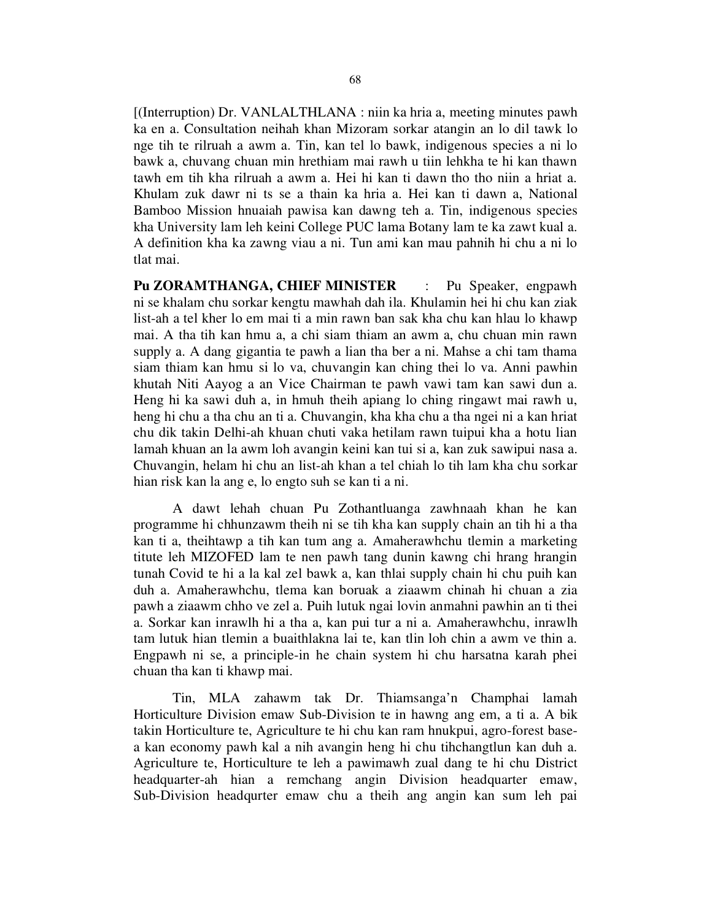[(Interruption) Dr. VANLALTHLANA : niin ka hria a, meeting minutes pawh ka en a. Consultation neihah khan Mizoram sorkar atangin an lo dil tawk lo nge tih te rilruah a awm a. Tin, kan tel lo bawk, indigenous species a ni lo bawk a, chuvang chuan min hrethiam mai rawh u tiin lehkha te hi kan thawn tawh em tih kha rilruah a awm a. Hei hi kan ti dawn tho tho niin a hriat a. Khulam zuk dawr ni ts se a thain ka hria a. Hei kan ti dawn a, National Bamboo Mission hnuaiah pawisa kan dawng teh a. Tin, indigenous species kha University lam leh keini College PUC lama Botany lam te ka zawt kual a. A definition kha ka zawng viau a ni. Tun ami kan mau pahnih hi chu a ni lo tlat mai.

**Pu ZORAMTHANGA, CHIEF MINISTER** : Pu Speaker, engpawh ni se khalam chu sorkar kengtu mawhah dah ila. Khulamin hei hi chu kan ziak list-ah a tel kher lo em mai ti a min rawn ban sak kha chu kan hlau lo khawp mai. A tha tih kan hmu a, a chi siam thiam an awm a, chu chuan min rawn supply a. A dang gigantia te pawh a lian tha ber a ni. Mahse a chi tam thama siam thiam kan hmu si lo va, chuvangin kan ching thei lo va. Anni pawhin khutah Niti Aayog a an Vice Chairman te pawh vawi tam kan sawi dun a. Heng hi ka sawi duh a, in hmuh theih apiang lo ching ringawt mai rawh u, heng hi chu a tha chu an ti a. Chuvangin, kha kha chu a tha ngei ni a kan hriat chu dik takin Delhi-ah khuan chuti vaka hetilam rawn tuipui kha a hotu lian lamah khuan an la awm loh avangin keini kan tui si a, kan zuk sawipui nasa a. Chuvangin, helam hi chu an list-ah khan a tel chiah lo tih lam kha chu sorkar hian risk kan la ang e, lo engto suh se kan ti a ni.

A dawt lehah chuan Pu Zothantluanga zawhnaah khan he kan programme hi chhunzawm theih ni se tih kha kan supply chain an tih hi a tha kan ti a, theihtawp a tih kan tum ang a. Amaherawhchu tlemin a marketing titute leh MIZOFED lam te nen pawh tang dunin kawng chi hrang hrangin tunah Covid te hi a la kal zel bawk a, kan thlai supply chain hi chu puih kan duh a. Amaherawhchu, tlema kan boruak a ziaawm chinah hi chuan a zia pawh a ziaawm chho ve zel a. Puih lutuk ngai lovin anmahni pawhin an ti thei a. Sorkar kan inrawlh hi a tha a, kan pui tur a ni a. Amaherawhchu, inrawlh tam lutuk hian tlemin a buaithlakna lai te, kan tlin loh chin a awm ve thin a. Engpawh ni se, a principle-in he chain system hi chu harsatna karah phei chuan tha kan ti khawp mai.

Tin, MLA zahawm tak Dr. Thiamsanga'n Champhai lamah Horticulture Division emaw Sub-Division te in hawng ang em, a ti a. A bik takin Horticulture te, Agriculture te hi chu kan ram hnukpui, agro-forest base-a kan economy pawh kal a nih avangin heng hi chu tihchangtlun kan duh a. Agriculture te, Horticulture te leh a pawimawh zual dang te hi chu District headquarter-ah hian a remchang angin Division headquarter emaw, Sub-Division headqurter emaw chu a theih ang angin kan sum leh pai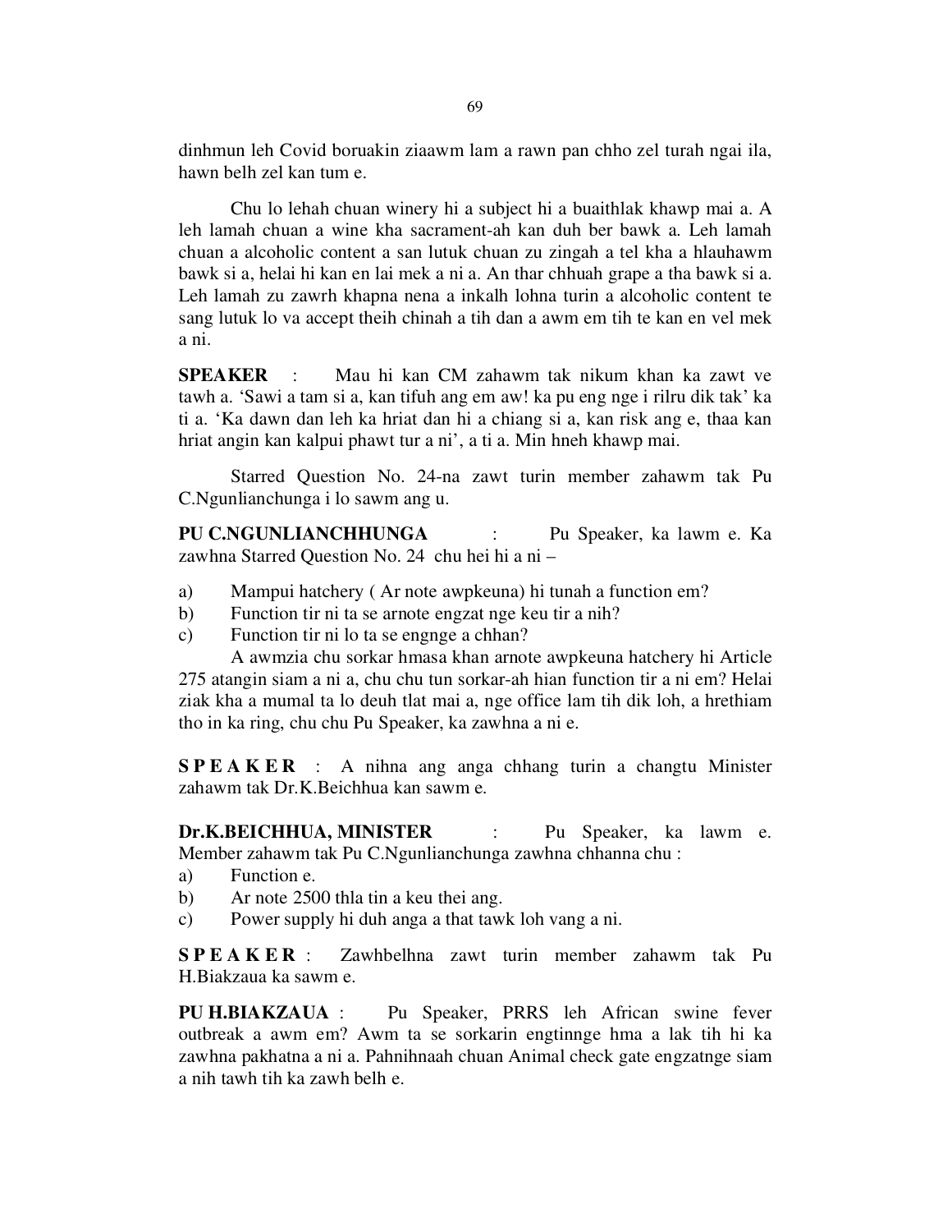dinhmun leh Covid boruakin ziaawm lam a rawn pan chho zel turah ngai ila, hawn belh zel kan tum e.

Chu lo lehah chuan winery hi a subject hi a buaithlak khawp mai a. A leh lamah chuan a wine kha sacrament-ah kan duh ber bawk a. Leh lamah chuan a alcoholic content a san lutuk chuan zu zingah a tel kha a hlauhawm bawk si a, helai hi kan en lai mek a ni a. An thar chhuah grape a tha bawk si a. Leh lamah zu zawrh khapna nena a inkalh lohna turin a alcoholic content te sang lutuk lo va accept theih chinah a tih dan a awm em tih te kan en vel mek a ni.

**SPEAKER** : Mau hi kan CM zahawm tak nikum khan ka zawt ve tawh a. 'Sawi a tam si a, kan tifuh ang em aw! ka pu eng nge i rilru dik tak' ka ti a. 'Ka dawn dan leh ka hriat dan hi a chiang si a, kan risk ang e, thaa kan hriat angin kan kalpui phawt tur a ni', a ti a. Min hneh khawp mai.

Starred Question No. 24-na zawt turin member zahawm tak Pu C.Ngunlianchunga i lo sawm ang u.

**PU C.NGUNLIANCHHUNGA** : Pu Speaker, ka lawm e. Ka zawhna Starred Question No. 24 chu hei hi a ni –

a) Mampui hatchery ( Ar note awpkeuna) hi tunah a function em?
b) Function tir ni ta se arnote engzat nge keu tir a nih?
c) Function tir ni lo ta se engnge a chhan?

A awmzia chu sorkar hmasa khan arnote awpkeuna hatchery hi Article 275 atangin siam a ni a, chu chu tun sorkar-ah hian function tir a ni em? Helai ziak kha a mumal ta lo deuh tlat mai a, nge office lam tih dik loh, a hrethiam tho in ka ring, chu chu Pu Speaker, ka zawhna a ni e.

**S P E A K E R** : A nihna ang anga chhang turin a changtu Minister zahawm tak Dr.K.Beichhua kan sawm e.

**Dr.K.BEICHHUA, MINISTER** : Pu Speaker, ka lawm e. Member zahawm tak Pu C.Ngunlianchunga zawhna chhanna chu :

a) Function e.
b) Ar note 2500 thla tin a keu thei ang.
c) Power supply hi duh anga a that tawk loh vang a ni.

**S P E A K E R** : Zawhbelhna zawt turin member zahawm tak Pu H.Biakzaua ka sawm e.

**PU H.BIAKZAUA** : Pu Speaker, PRRS leh African swine fever outbreak a awm em? Awm ta se sorkarin engtinnge hma a lak tih hi ka zawhna pakhatna a ni a. Pahnihnaah chuan Animal check gate engzatnge siam a nih tawh tih ka zawh belh e.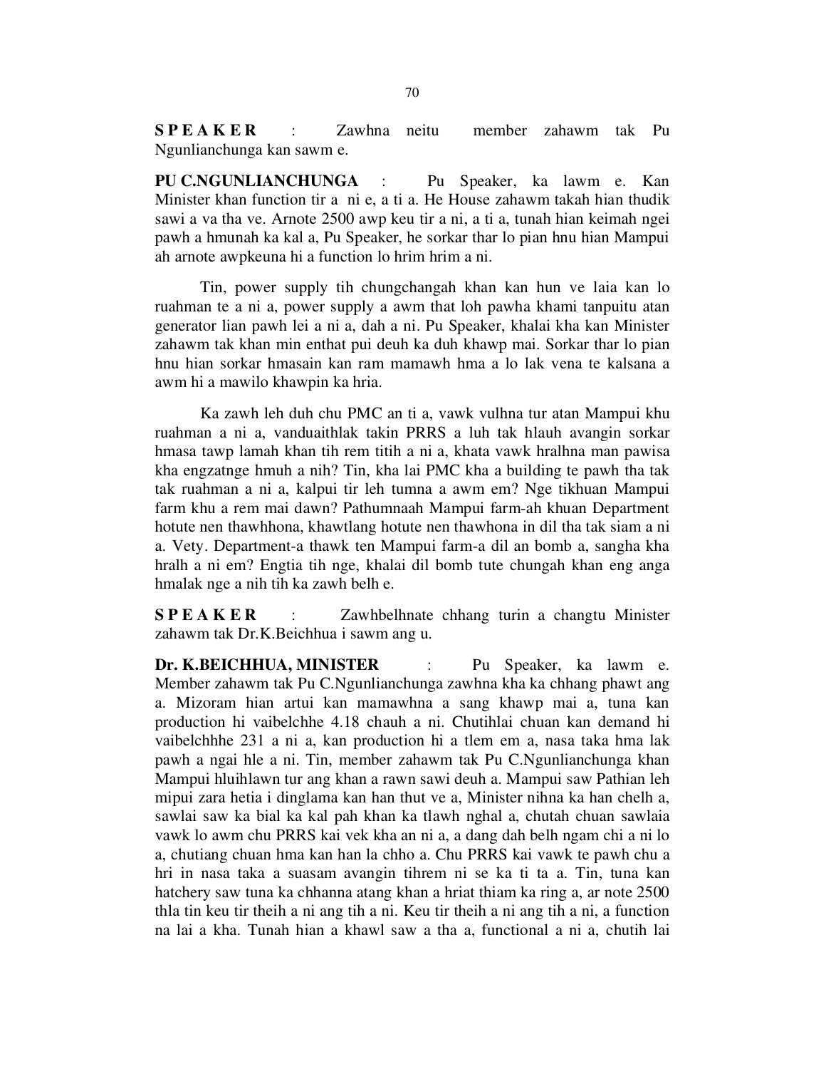**S P E A K E R** : Zawhna neitu member zahawm tak Pu Ngunlianchunga kan sawm e.

**PU C.NGUNLIANCHUNGA** : Pu Speaker, ka lawm e. Kan Minister khan function tir a ni e, a ti a. He House zahawm takah hian thudik sawi a va tha ve. Arnote 2500 awp keu tir a ni, a ti a, tunah hian keimah ngei pawh a hmunah ka kal a, Pu Speaker, he sorkar thar lo pian hnu hian Mampui ah arnote awpkeuna hi a function lo hrim hrim a ni.

Tin, power supply tih chungchangah khan kan hun ve laia kan lo ruahman te a ni a, power supply a awm that loh pawha khami tanpuitu atan generator lian pawh lei a ni a, dah a ni. Pu Speaker, khalai kha kan Minister zahawm tak khan min enthat pui deuh ka duh khawp mai. Sorkar thar lo pian hnu hian sorkar hmasain kan ram mamawh hma a lo lak vena te kalsana a awm hi a mawilo khawpin ka hria.

Ka zawh leh duh chu PMC an ti a, vawk vulhna tur atan Mampui khu ruahman a ni a, vanduaithlak takin PRRS a luh tak hlauh avangin sorkar hmasa tawp lamah khan tih rem titih a ni a, khata vawk hralhna man pawisa kha engzatnge hmuh a nih? Tin, kha lai PMC kha a building te pawh tha tak tak ruahman a ni a, kalpui tir leh tumna a awm em? Nge tikhuan Mampui farm khu a rem mai dawn? Pathumnaah Mampui farm-ah khuan Department hotute nen thawhhona, khawtlang hotute nen thawhona in dil tha tak siam a ni a. Vety. Department-a thawk ten Mampui farm-a dil an bomb a, sangha kha hralh a ni em? Engtia tih nge, khalai dil bomb tute chungah khan eng anga hmalak nge a nih tih ka zawh belh e.

**S P E A K E R** : Zawhbelhnate chhang turin a changtu Minister zahawm tak Dr.K.Beichhua i sawm ang u.

**Dr. K.BEICHHUA, MINISTER** : Pu Speaker, ka lawm e. Member zahawm tak Pu C.Ngunlianchunga zawhna kha ka chhang phawt ang a. Mizoram hian artui kan mamawhna a sang khawp mai a, tuna kan production hi vaibelchhe 4.18 chauh a ni. Chutihlai chuan kan demand hi vaibelchhhe 231 a ni a, kan production hi a tlem em a, nasa taka hma lak pawh a ngai hle a ni. Tin, member zahawm tak Pu C.Ngunlianchunga khan Mampui hluihlawn tur ang khan a rawn sawi deuh a. Mampui saw Pathian leh mipui zara hetia i dinglama kan han thut ve a, Minister nihna ka han chelh a, sawlai saw ka bial ka kal pah khan ka tlawh nghal a, chutah chuan sawlaia vawk lo awm chu PRRS kai vek kha an ni a, a dang dah belh ngam chi a ni lo a, chutiang chuan hma kan han la chho a. Chu PRRS kai vawk te pawh chu a hri in nasa taka a suasam avangin tihrem ni se ka ti ta a. Tin, tuna kan hatchery saw tuna ka chhanna atang khan a hriat thiam ka ring a, ar note 2500 thla tin keu tir theih a ni ang tih a ni. Keu tir theih a ni ang tih a ni, a function na lai a kha. Tunah hian a khawl saw a tha a, functional a ni a, chutih lai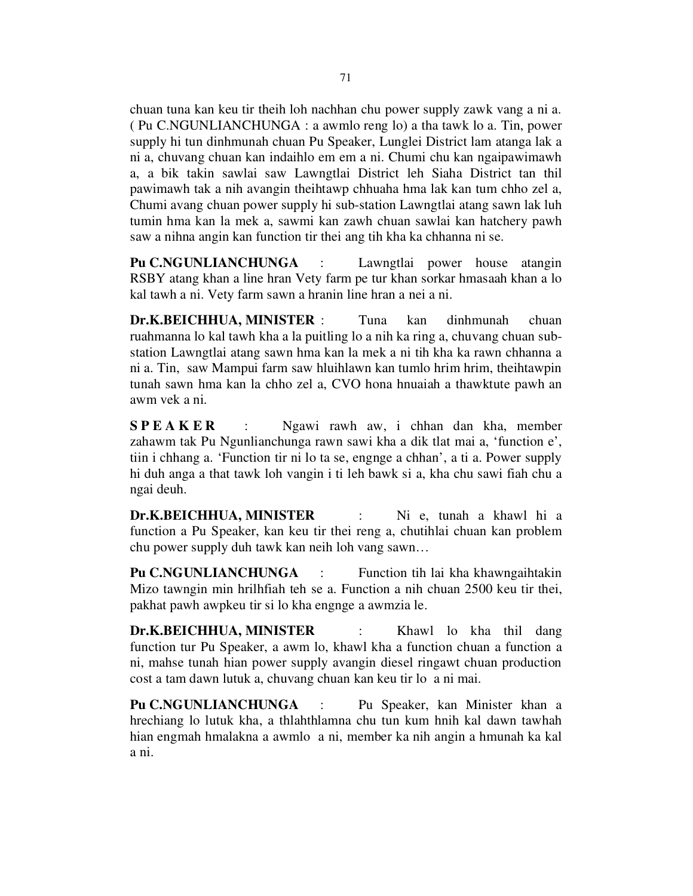chuan tuna kan keu tir theih loh nachhan chu power supply zawk vang a ni a. ( Pu C.NGUNLIANCHUNGA : a awmlo reng lo) a tha tawk lo a. Tin, power supply hi tun dinhmunah chuan Pu Speaker, Lunglei District lam atanga lak a ni a, chuvang chuan kan indaihlo em em a ni. Chumi chu kan ngaipawimawh a, a bik takin sawlai saw Lawngtlai District leh Siaha District tan thil pawimawh tak a nih avangin theihtawp chhuaha hma lak kan tum chho zel a, Chumi avang chuan power supply hi sub-station Lawngtlai atang sawn lak luh tumin hma kan la mek a, sawmi kan zawh chuan sawlai kan hatchery pawh saw a nihna angin kan function tir thei ang tih kha ka chhanna ni se.

**Pu C.NGUNLIANCHUNGA** : Lawngtlai power house atangin RSBY atang khan a line hran Vety farm pe tur khan sorkar hmasaah khan a lo kal tawh a ni. Vety farm sawn a hranin line hran a nei a ni.

**Dr.K.BEICHHUA, MINISTER** : Tuna kan dinhmunah chuan ruahmanna lo kal tawh kha a la puitling lo a nih ka ring a, chuvang chuan sub-station Lawngtlai atang sawn hma kan la mek a ni tih kha ka rawn chhanna a ni a. Tin, saw Mampui farm saw hluihlawn kan tumlo hrim hrim, theihtawpin tunah sawn hma kan la chho zel a, CVO hona hnuaiah a thawktute pawh an awm vek a ni.

**S P E A K E R** : Ngawi rawh aw, i chhan dan kha, member zahawm tak Pu Ngunlianchunga rawn sawi kha a dik tlat mai a, 'function e', tiin i chhang a. 'Function tir ni lo ta se, engnge a chhan', a ti a. Power supply hi duh anga a that tawk loh vangin i ti leh bawk si a, kha chu sawi fiah chu a ngai deuh.

**Dr.K.BEICHHUA, MINISTER** : Ni e, tunah a khawl hi a function a Pu Speaker, kan keu tir thei reng a, chutihlai chuan kan problem chu power supply duh tawk kan neih loh vang sawn…

**Pu C.NGUNLIANCHUNGA** : Function tih lai kha khawngaihtakin Mizo tawngin min hrilhfiah teh se a. Function a nih chuan 2500 keu tir thei, pakhat pawh awpkeu tir si lo kha engnge a awmzia le.

**Dr.K.BEICHHUA, MINISTER** : Khawl lo kha thil dang function tur Pu Speaker, a awm lo, khawl kha a function chuan a function a ni, mahse tunah hian power supply avangin diesel ringawt chuan production cost a tam dawn lutuk a, chuvang chuan kan keu tir lo a ni mai.

**Pu C.NGUNLIANCHUNGA** : Pu Speaker, kan Minister khan a hrechiang lo lutuk kha, a thlahthlamna chu tun kum hnih kal dawn tawhah hian engmah hmalakna a awmlo a ni, member ka nih angin a hmunah ka kal a ni.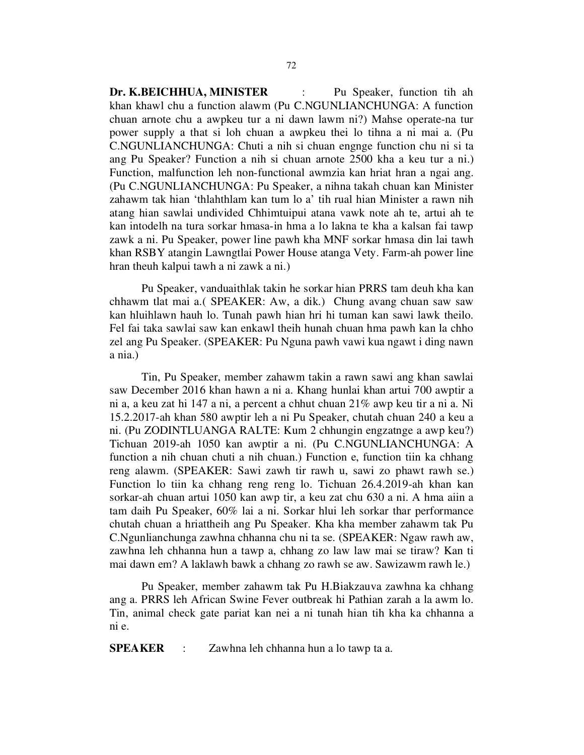**Dr. K.BEICHHUA, MINISTER** : Pu Speaker, function tih ah khan khawl chu a function alawm (Pu C.NGUNLIANCHUNGA: A function chuan arnote chu a awpkeu tur a ni dawn lawm ni?) Mahse operate-na tur power supply a that si loh chuan a awpkeu thei lo tihna a ni mai a. (Pu C.NGUNLIANCHUNGA: Chuti a nih si chuan engnge function chu ni si ta ang Pu Speaker? Function a nih si chuan arnote 2500 kha a keu tur a ni.) Function, malfunction leh non-functional awmzia kan hriat hran a ngai ang. (Pu C.NGUNLIANCHUNGA: Pu Speaker, a nihna takah chuan kan Minister zahawm tak hian 'thlahthlam kan tum lo a' tih rual hian Minister a rawn nih atang hian sawlai undivided Chhimtuipui atana vawk note ah te, artui ah te kan intodelh na tura sorkar hmasa-in hma a lo lakna te kha a kalsan fai tawp zawk a ni. Pu Speaker, power line pawh kha MNF sorkar hmasa din lai tawh khan RSBY atangin Lawngtlai Power House atanga Vety. Farm-ah power line hran theuh kalpui tawh a ni zawk a ni.)

Pu Speaker, vanduaithlak takin he sorkar hian PRRS tam deuh kha kan chhawm tlat mai a.( SPEAKER: Aw, a dik.) Chung avang chuan saw saw kan hluihlawn hauh lo. Tunah pawh hian hri hi tuman kan sawi lawk theilo. Fel fai taka sawlai saw kan enkawl theih hunah chuan hma pawh kan la chho zel ang Pu Speaker. (SPEAKER: Pu Nguna pawh vawi kua ngawt i ding nawn a nia.)

Tin, Pu Speaker, member zahawm takin a rawn sawi ang khan sawlai saw December 2016 khan hawn a ni a. Khang hunlai khan artui 700 awptir a ni a, a keu zat hi 147 a ni, a percent a chhut chuan 21% awp keu tir a ni a. Ni 15.2.2017-ah khan 580 awptir leh a ni Pu Speaker, chutah chuan 240 a keu a ni. (Pu ZODINTLUANGA RALTE: Kum 2 chhungin engzatnge a awp keu?) Tichuan 2019-ah 1050 kan awptir a ni. (Pu C.NGUNLIANCHUNGA: A function a nih chuan chuti a nih chuan.) Function e, function tiin ka chhang reng alawm. (SPEAKER: Sawi zawh tir rawh u, sawi zo phawt rawh se.) Function lo tiin ka chhang reng reng lo. Tichuan 26.4.2019-ah khan kan sorkar-ah chuan artui 1050 kan awp tir, a keu zat chu 630 a ni. A hma aiin a tam daih Pu Speaker, 60% lai a ni. Sorkar hlui leh sorkar thar performance chutah chuan a hriattheih ang Pu Speaker. Kha kha member zahawm tak Pu C.Ngunlianchunga zawhna chhanna chu ni ta se. (SPEAKER: Ngaw rawh aw, zawhna leh chhanna hun a tawp a, chhang zo law law mai se tiraw? Kan ti mai dawn em? A laklawh bawk a chhang zo rawh se aw. Sawizawm rawh le.)

Pu Speaker, member zahawm tak Pu H.Biakzauva zawhna ka chhang ang a. PRRS leh African Swine Fever outbreak hi Pathian zarah a la awm lo. Tin, animal check gate pariat kan nei a ni tunah hian tih kha ka chhanna a ni e.

**SPEAKER** : Zawhna leh chhanna hun a lo tawp ta a.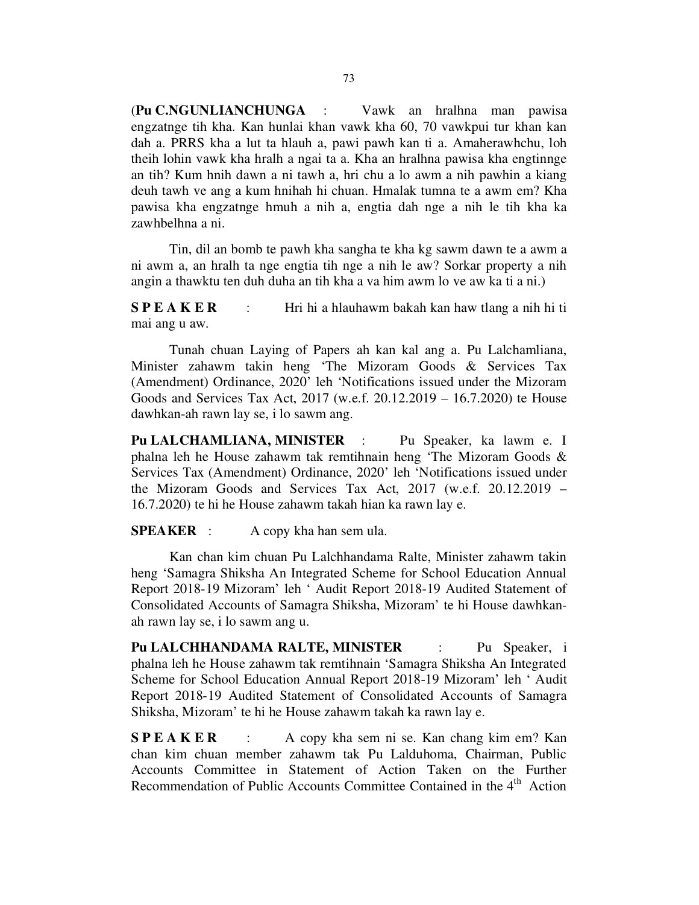(**Pu C.NGUNLIANCHUNGA** : Vawk an hralhna man pawisa engzatnge tih kha. Kan hunlai khan vawk kha 60, 70 vawkpui tur khan kan dah a. PRRS kha a lut ta hlauh a, pawi pawh kan ti a. Amaherawhchu, loh theih lohin vawk kha hralh a ngai ta a. Kha an hralhna pawisa kha engtinnge an tih? Kum hnih dawn a ni tawh a, hri chu a lo awm a nih pawhin a kiang deuh tawh ve ang a kum hnihah hi chuan. Hmalak tumna te a awm em? Kha pawisa kha engzatnge hmuh a nih a, engtia dah nge a nih le tih kha ka zawhbelhna a ni.

Tin, dil an bomb te pawh kha sangha te kha kg sawm dawn te a awm a ni awm a, an hralh ta nge engtia tih nge a nih le aw? Sorkar property a nih angin a thawktu ten duh duha an tih kha a va him awm lo ve aw ka ti a ni.)

**S P E A K E R** : Hri hi a hlauhawm bakah kan haw tlang a nih hi ti mai ang u aw.

Tunah chuan Laying of Papers ah kan kal ang a. Pu Lalchamliana, Minister zahawm takin heng 'The Mizoram Goods & Services Tax (Amendment) Ordinance, 2020' leh 'Notifications issued under the Mizoram Goods and Services Tax Act, 2017 (w.e.f. 20.12.2019 – 16.7.2020) te House dawhkan-ah rawn lay se, i lo sawm ang.

**Pu LALCHAMLIANA, MINISTER** : Pu Speaker, ka lawm e. I phalna leh he House zahawm tak remtihnain heng 'The Mizoram Goods & Services Tax (Amendment) Ordinance, 2020' leh 'Notifications issued under the Mizoram Goods and Services Tax Act, 2017 (w.e.f. 20.12.2019 – 16.7.2020) te hi he House zahawm takah hian ka rawn lay e.

**SPEAKER** : A copy kha han sem ula.

Kan chan kim chuan Pu Lalchhandama Ralte, Minister zahawm takin heng 'Samagra Shiksha An Integrated Scheme for School Education Annual Report 2018-19 Mizoram' leh ' Audit Report 2018-19 Audited Statement of Consolidated Accounts of Samagra Shiksha, Mizoram' te hi House dawhkan-ah rawn lay se, i lo sawm ang u.

**Pu LALCHHANDAMA RALTE, MINISTER** : Pu Speaker, i phalna leh he House zahawm tak remtihnain 'Samagra Shiksha An Integrated Scheme for School Education Annual Report 2018-19 Mizoram' leh ' Audit Report 2018-19 Audited Statement of Consolidated Accounts of Samagra Shiksha, Mizoram' te hi he House zahawm takah ka rawn lay e.

**S P E A K E R** : A copy kha sem ni se. Kan chang kim em? Kan chan kim chuan member zahawm tak Pu Lalduhoma, Chairman, Public Accounts Committee in Statement of Action Taken on the Further Recommendation of Public Accounts Committee Contained in the 4th Action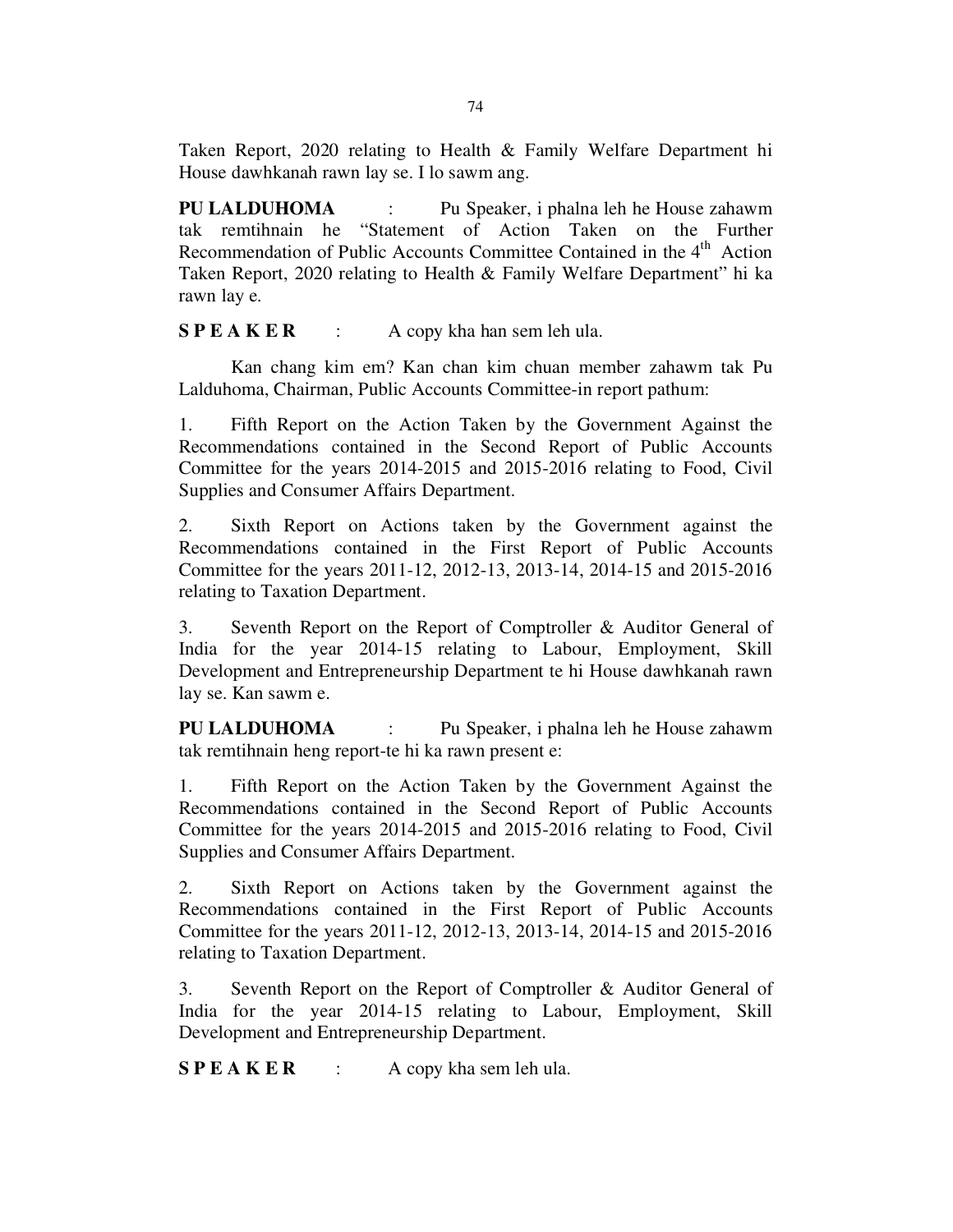Taken Report, 2020 relating to Health & Family Welfare Department hi House dawhkanah rawn lay se. I lo sawm ang.

**PU LALDUHOMA** : Pu Speaker, i phalna leh he House zahawm tak remtihnain he "Statement of Action Taken on the Further Recommendation of Public Accounts Committee Contained in the 4th Action Taken Report, 2020 relating to Health & Family Welfare Department" hi ka rawn lay e.

**S P E A K E R** : A copy kha han sem leh ula.

Kan chang kim em? Kan chan kim chuan member zahawm tak Pu Lalduhoma, Chairman, Public Accounts Committee-in report pathum:

1. Fifth Report on the Action Taken by the Government Against the Recommendations contained in the Second Report of Public Accounts Committee for the years 2014-2015 and 2015-2016 relating to Food, Civil Supplies and Consumer Affairs Department.

2. Sixth Report on Actions taken by the Government against the Recommendations contained in the First Report of Public Accounts Committee for the years 2011-12, 2012-13, 2013-14, 2014-15 and 2015-2016 relating to Taxation Department.

3. Seventh Report on the Report of Comptroller & Auditor General of India for the year 2014-15 relating to Labour, Employment, Skill Development and Entrepreneurship Department te hi House dawhkanah rawn lay se. Kan sawm e.

**PU LALDUHOMA** : Pu Speaker, i phalna leh he House zahawm tak remtihnain heng report-te hi ka rawn present e:

1. Fifth Report on the Action Taken by the Government Against the Recommendations contained in the Second Report of Public Accounts Committee for the years 2014-2015 and 2015-2016 relating to Food, Civil Supplies and Consumer Affairs Department.

2. Sixth Report on Actions taken by the Government against the Recommendations contained in the First Report of Public Accounts Committee for the years 2011-12, 2012-13, 2013-14, 2014-15 and 2015-2016 relating to Taxation Department.

3. Seventh Report on the Report of Comptroller & Auditor General of India for the year 2014-15 relating to Labour, Employment, Skill Development and Entrepreneurship Department.

**S P E A K E R** : A copy kha sem leh ula.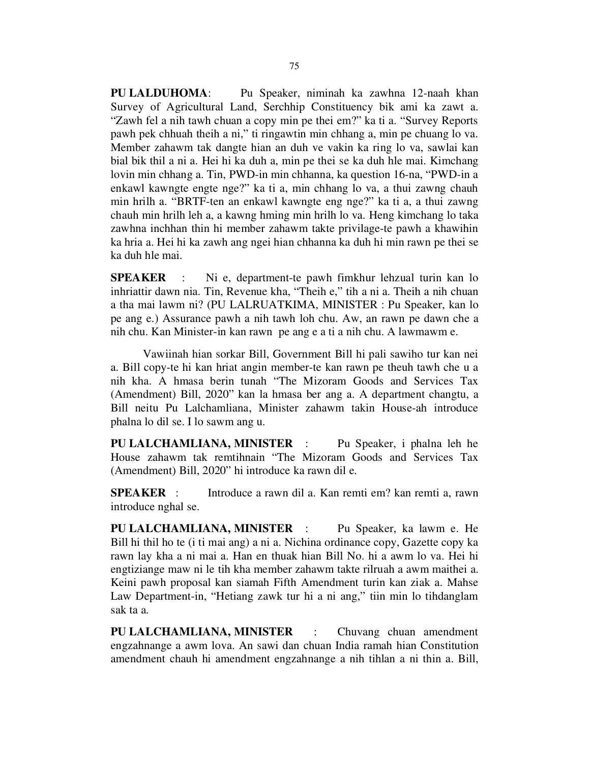**PU LALDUHOMA**: Pu Speaker, niminah ka zawhna 12-naah khan Survey of Agricultural Land, Serchhip Constituency bik ami ka zawt a. "Zawh fel a nih tawh chuan a copy min pe thei em?" ka ti a. "Survey Reports pawh pek chhuah theih a ni," ti ringawtin min chhang a, min pe chuang lo va. Member zahawm tak dangte hian an duh ve vakin ka ring lo va, sawlai kan bial bik thil a ni a. Hei hi ka duh a, min pe thei se ka duh hle mai. Kimchang lovin min chhang a. Tin, PWD-in min chhanna, ka question 16-na, "PWD-in a enkawl kawngte engte nge?" ka ti a, min chhang lo va, a thui zawng chauh min hrilh a. "BRTF-ten an enkawl kawngte eng nge?" ka ti a, a thui zawng chauh min hrilh leh a, a kawng hming min hrilh lo va. Heng kimchang lo taka zawhna inchhan thin hi member zahawm takte privilage-te pawh a khawihin ka hria a. Hei hi ka zawh ang ngei hian chhanna ka duh hi min rawn pe thei se ka duh hle mai.

**SPEAKER** : Ni e, department-te pawh fimkhur lehzual turin kan lo inhriattir dawn nia. Tin, Revenue kha, "Theih e," tih a ni a. Theih a nih chuan a tha mai lawm ni? (PU LALRUATKIMA, MINISTER : Pu Speaker, kan lo pe ang e.) Assurance pawh a nih tawh loh chu. Aw, an rawn pe dawn che a nih chu. Kan Minister-in kan rawn pe ang e a ti a nih chu. A lawmawm e.

Vawiinah hian sorkar Bill, Government Bill hi pali sawiho tur kan nei a. Bill copy-te hi kan hriat angin member-te kan rawn pe theuh tawh che u a nih kha. A hmasa berin tunah "The Mizoram Goods and Services Tax (Amendment) Bill, 2020" kan la hmasa ber ang a. A department changtu, a Bill neitu Pu Lalchamliana, Minister zahawm takin House-ah introduce phalna lo dil se. I lo sawm ang u.

**PU LALCHAMLIANA, MINISTER** : Pu Speaker, i phalna leh he House zahawm tak remtihnain "The Mizoram Goods and Services Tax (Amendment) Bill, 2020" hi introduce ka rawn dil e.

**SPEAKER** : Introduce a rawn dil a. Kan remti em? kan remti a, rawn introduce nghal se.

**PU LALCHAMLIANA, MINISTER** : Pu Speaker, ka lawm e. He Bill hi thil ho te (i ti mai ang) a ni a. Nichina ordinance copy, Gazette copy ka rawn lay kha a ni mai a. Han en thuak hian Bill No. hi a awm lo va. Hei hi engtiziange maw ni le tih kha member zahawm takte rilruah a awm maithei a. Keini pawh proposal kan siamah Fifth Amendment turin kan ziak a. Mahse Law Department-in, "Hetiang zawk tur hi a ni ang," tiin min lo tihdanglam sak ta a.

**PU LALCHAMLIANA, MINISTER** : Chuvang chuan amendment engzahnange a awm lova. An sawi dan chuan India ramah hian Constitution amendment chauh hi amendment engzahnange a nih tihlan a ni thin a. Bill,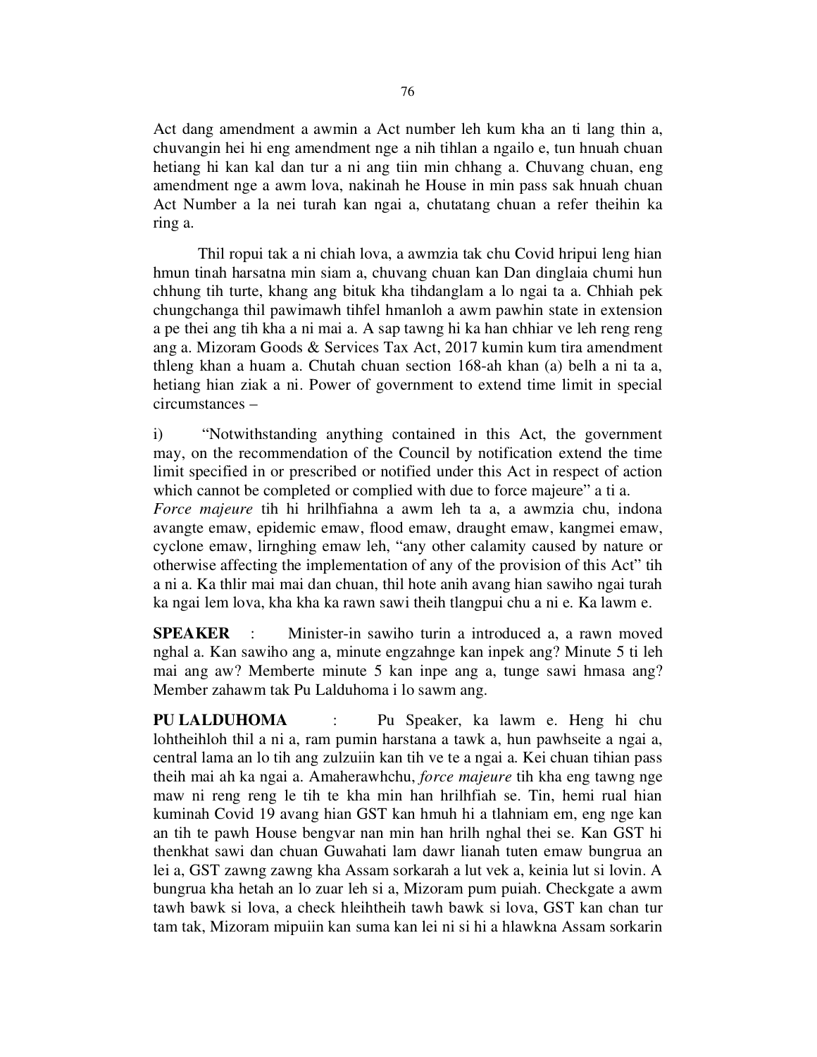Act dang amendment a awmin a Act number leh kum kha an ti lang thin a, chuvangin hei hi eng amendment nge a nih tihlan a ngailo e, tun hnuah chuan hetiang hi kan kal dan tur a ni ang tiin min chhang a. Chuvang chuan, eng amendment nge a awm lova, nakinah he House in min pass sak hnuah chuan Act Number a la nei turah kan ngai a, chutatang chuan a refer theihin ka ring a.

Thil ropui tak a ni chiah lova, a awmzia tak chu Covid hripui leng hian hmun tinah harsatna min siam a, chuvang chuan kan Dan dinglaia chumi hun chhung tih turte, khang ang bituk kha tihdanglam a lo ngai ta a. Chhiah pek chungchanga thil pawimawh tihfel hmanloh a awm pawhin state in extension a pe thei ang tih kha a ni mai a. A sap tawng hi ka han chhiar ve leh reng reng ang a. Mizoram Goods & Services Tax Act, 2017 kumin kum tira amendment thleng khan a huam a. Chutah chuan section 168-ah khan (a) belh a ni ta a, hetiang hian ziak a ni. Power of government to extend time limit in special circumstances –

i) "Notwithstanding anything contained in this Act, the government may, on the recommendation of the Council by notification extend the time limit specified in or prescribed or notified under this Act in respect of action which cannot be completed or complied with due to force majeure" a ti a.

*Force majeure* tih hi hrilhfiahna a awm leh ta a, a awmzia chu, indona avangte emaw, epidemic emaw, flood emaw, draught emaw, kangmei emaw, cyclone emaw, lirnghing emaw leh, "any other calamity caused by nature or otherwise affecting the implementation of any of the provision of this Act" tih a ni a. Ka thlir mai mai dan chuan, thil hote anih avang hian sawiho ngai turah ka ngai lem lova, kha kha ka rawn sawi theih tlangpui chu a ni e. Ka lawm e.

**SPEAKER** : Minister-in sawiho turin a introduced a, a rawn moved nghal a. Kan sawiho ang a, minute engzahnge kan inpek ang? Minute 5 ti leh mai ang aw? Memberte minute 5 kan inpe ang a, tunge sawi hmasa ang? Member zahawm tak Pu Lalduhoma i lo sawm ang.

**PU LALDUHOMA** : Pu Speaker, ka lawm e. Heng hi chu lohtheihloh thil a ni a, ram pumin harstana a tawk a, hun pawhseite a ngai a, central lama an lo tih ang zulzuiin kan tih ve te a ngai a. Kei chuan tihian pass theih mai ah ka ngai a. Amaherawhchu, *force majeure* tih kha eng tawng nge maw ni reng reng le tih te kha min han hrilhfiah se. Tin, hemi rual hian kuminah Covid 19 avang hian GST kan hmuh hi a tlahniam em, eng nge kan an tih te pawh House bengvar nan min han hrilh nghal thei se. Kan GST hi thenkhat sawi dan chuan Guwahati lam dawr lianah tuten emaw bungrua an lei a, GST zawng zawng kha Assam sorkarah a lut vek a, keinia lut si lovin. A bungrua kha hetah an lo zuar leh si a, Mizoram pum puiah. Checkgate a awm tawh bawk si lova, a check hleihtheih tawh bawk si lova, GST kan chan tur tam tak, Mizoram mipuiin kan suma kan lei ni si hi a hlawkna Assam sorkarin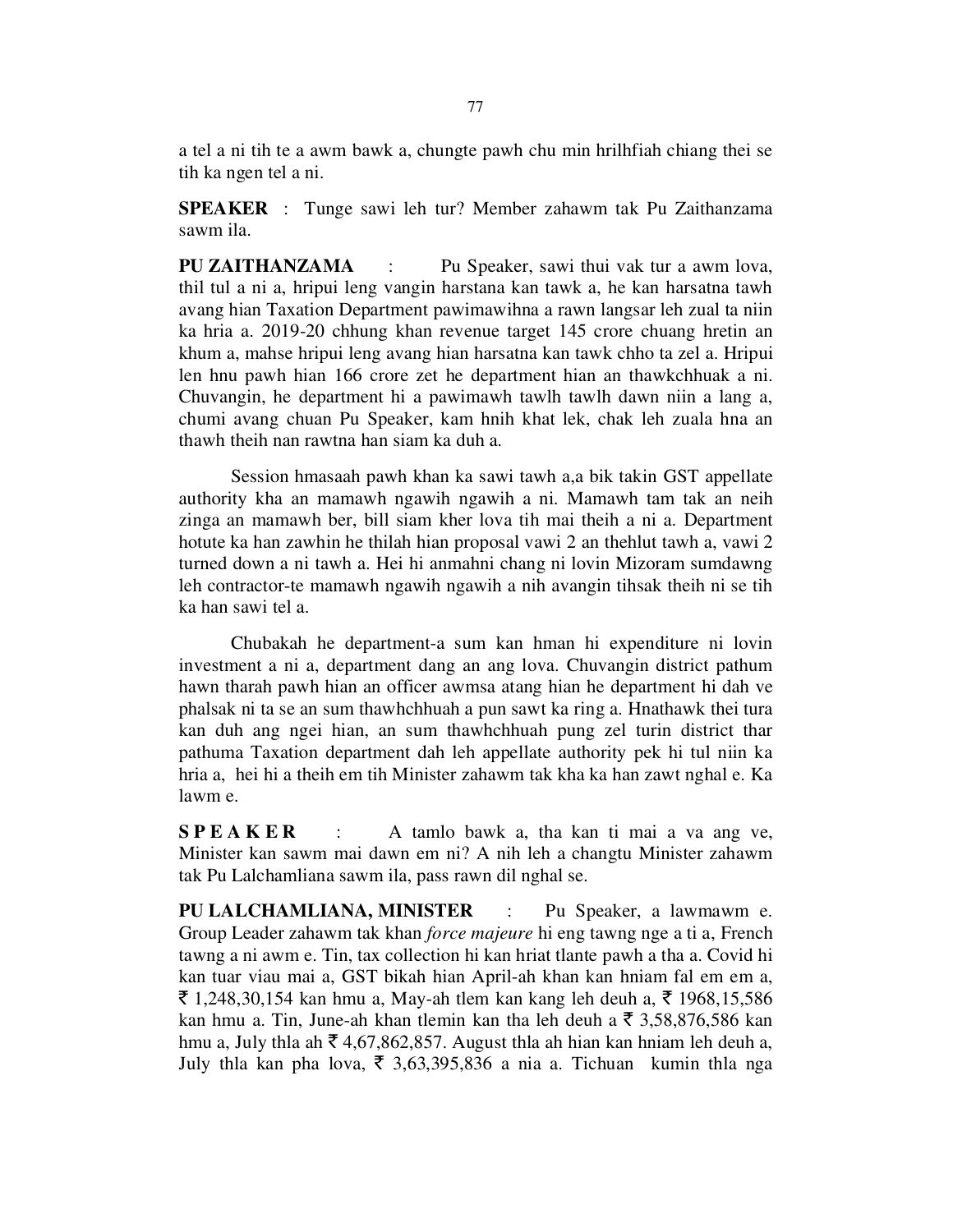a tel a ni tih te a awm bawk a, chungte pawh chu min hrilhfiah chiang thei se tih ka ngen tel a ni.

**SPEAKER** : Tunge sawi leh tur? Member zahawm tak Pu Zaithanzama sawm ila.

**PU ZAITHANZAMA** : Pu Speaker, sawi thui vak tur a awm lova, thil tul a ni a, hripui leng vangin harstana kan tawk a, he kan harsatna tawh avang hian Taxation Department pawimawihna a rawn langsar leh zual ta niin ka hria a. 2019-20 chhung khan revenue target 145 crore chuang hretin an khum a, mahse hripui leng avang hian harsatna kan tawk chho ta zel a. Hripui len hnu pawh hian 166 crore zet he department hian an thawkchhuak a ni. Chuvangin, he department hi a pawimawh tawlh tawlh dawn niin a lang a, chumi avang chuan Pu Speaker, kam hnih khat lek, chak leh zuala hna an thawh theih nan rawtna han siam ka duh a.

Session hmasaah pawh khan ka sawi tawh a,a bik takin GST appellate authority kha an mamawh ngawih ngawih a ni. Mamawh tam tak an neih zinga an mamawh ber, bill siam kher lova tih mai theih a ni a. Department hotute ka han zawhin he thilah hian proposal vawi 2 an thehlut tawh a, vawi 2 turned down a ni tawh a. Hei hi anmahni chang ni lovin Mizoram sumdawng leh contractor-te mamawh ngawih ngawih a nih avangin tihsak theih ni se tih ka han sawi tel a.

Chubakah he department-a sum kan hman hi expenditure ni lovin investment a ni a, department dang an ang lova. Chuvangin district pathum hawn tharah pawh hian an officer awmsa atang hian he department hi dah ve phalsak ni ta se an sum thawhchhuah a pun sawt ka ring a. Hnathawk thei tura kan duh ang ngei hian, an sum thawhchhuah pung zel turin district thar pathuma Taxation department dah leh appellate authority pek hi tul niin ka hria a, hei hi a theih em tih Minister zahawm tak kha ka han zawt nghal e. Ka lawm e.

**S P E A K E R** : A tamlo bawk a, tha kan ti mai a va ang ve, Minister kan sawm mai dawn em ni? A nih leh a changtu Minister zahawm tak Pu Lalchamliana sawm ila, pass rawn dil nghal se.

**PU LALCHAMLIANA, MINISTER** : Pu Speaker, a lawmawm e. Group Leader zahawm tak khan *force majeure* hi eng tawng nge a ti a, French tawng a ni awm e. Tin, tax collection hi kan hriat tlante pawh a tha a. Covid hi kan tuar viau mai a, GST bikah hian April-ah khan kan hniam fal em em a, ₹ 1,248,30,154 kan hmu a, May-ah tlem kan kang leh deuh a, ₹ 1968,15,586 kan hmu a. Tin, June-ah khan tlemin kan tha leh deuh a ₹ 3,58,876,586 kan hmu a, July thla ah ₹ 4,67,862,857. August thla ah hian kan hniam leh deuh a, July thla kan pha lova, ₹ 3,63,395,836 a nia a. Tichuan kumin thla nga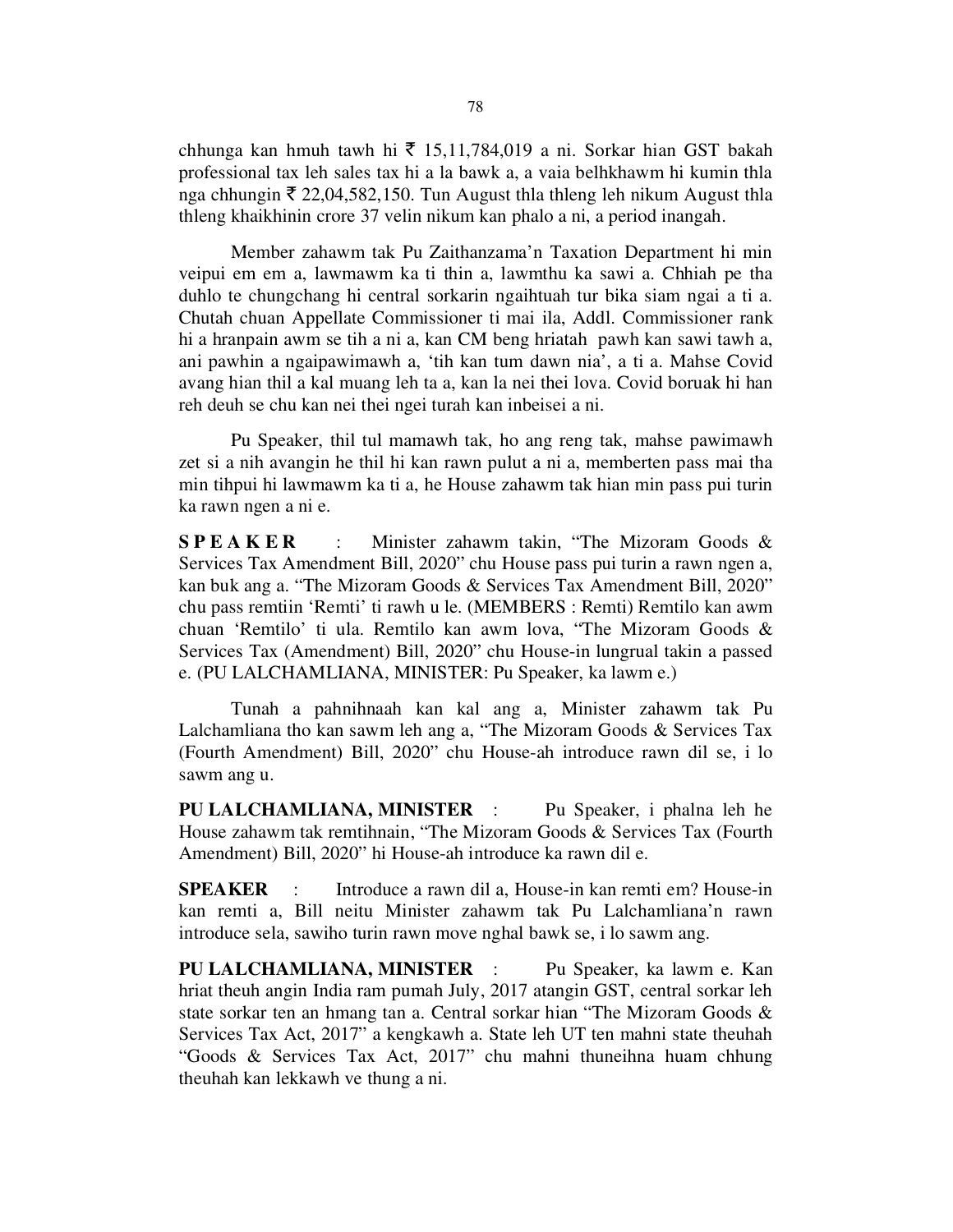chhunga kan hmuh tawh hi ₹ 15,11,784,019 a ni. Sorkar hian GST bakah professional tax leh sales tax hi a la bawk a, a vaia belhkhawm hi kumin thla nga chhungin ₹ 22,04,582,150. Tun August thla thleng leh nikum August thla thleng khaikhinin crore 37 velin nikum kan phalo a ni, a period inangah.

Member zahawm tak Pu Zaithanzama'n Taxation Department hi min veipui em em a, lawmawm ka ti thin a, lawmthu ka sawi a. Chhiah pe tha duhlo te chungchang hi central sorkarin ngaihtuah tur bika siam ngai a ti a. Chutah chuan Appellate Commissioner ti mai ila, Addl. Commissioner rank hi a hranpain awm se tih a ni a, kan CM beng hriatah pawh kan sawi tawh a, ani pawhin a ngaipawimawh a, 'tih kan tum dawn nia', a ti a. Mahse Covid avang hian thil a kal muang leh ta a, kan la nei thei lova. Covid boruak hi han reh deuh se chu kan nei thei ngei turah kan inbeisei a ni.

Pu Speaker, thil tul mamawh tak, ho ang reng tak, mahse pawimawh zet si a nih avangin he thil hi kan rawn pulut a ni a, memberten pass mai tha min tihpui hi lawmawm ka ti a, he House zahawm tak hian min pass pui turin ka rawn ngen a ni e.

**S P E A K E R** : Minister zahawm takin, "The Mizoram Goods & Services Tax Amendment Bill, 2020" chu House pass pui turin a rawn ngen a, kan buk ang a. "The Mizoram Goods & Services Tax Amendment Bill, 2020" chu pass remtiin 'Remti' ti rawh u le. (MEMBERS : Remti) Remtilo kan awm chuan 'Remtilo' ti ula. Remtilo kan awm lova, "The Mizoram Goods & Services Tax (Amendment) Bill, 2020" chu House-in lungrual takin a passed e. (PU LALCHAMLIANA, MINISTER: Pu Speaker, ka lawm e.)

Tunah a pahnihnaah kan kal ang a, Minister zahawm tak Pu Lalchamliana tho kan sawm leh ang a, "The Mizoram Goods & Services Tax (Fourth Amendment) Bill, 2020" chu House-ah introduce rawn dil se, i lo sawm ang u.

**PU LALCHAMLIANA, MINISTER** : Pu Speaker, i phalna leh he House zahawm tak remtihnain, "The Mizoram Goods & Services Tax (Fourth Amendment) Bill, 2020" hi House-ah introduce ka rawn dil e.

**SPEAKER** : Introduce a rawn dil a, House-in kan remti em? House-in kan remti a, Bill neitu Minister zahawm tak Pu Lalchamliana'n rawn introduce sela, sawiho turin rawn move nghal bawk se, i lo sawm ang.

**PU LALCHAMLIANA, MINISTER** : Pu Speaker, ka lawm e. Kan hriat theuh angin India ram pumah July, 2017 atangin GST, central sorkar leh state sorkar ten an hmang tan a. Central sorkar hian "The Mizoram Goods & Services Tax Act, 2017" a kengkawh a. State leh UT ten mahni state theuhah "Goods & Services Tax Act, 2017" chu mahni thuneihna huam chhung theuhah kan lekkawh ve thung a ni.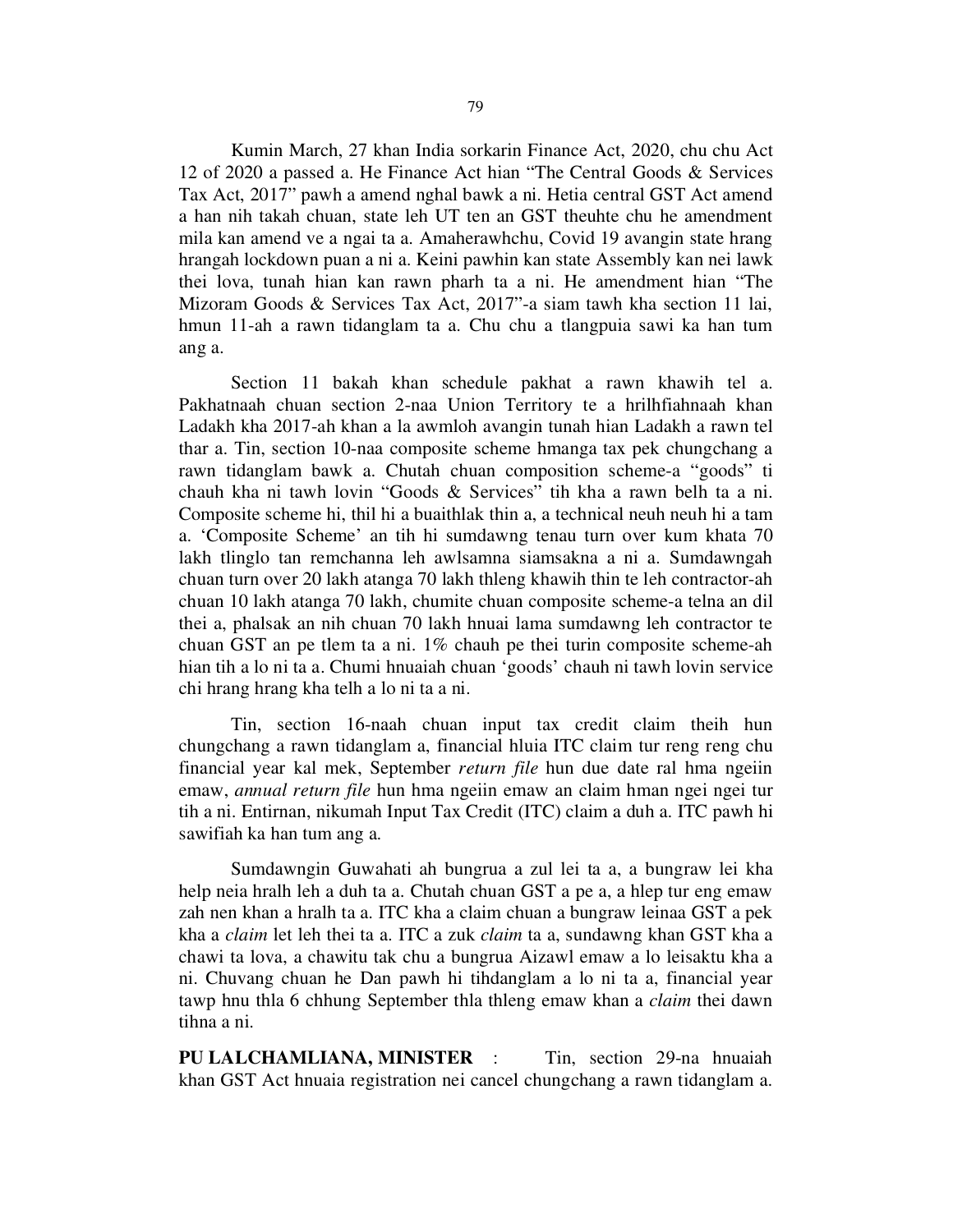Kumin March, 27 khan India sorkarin Finance Act, 2020, chu chu Act 12 of 2020 a passed a. He Finance Act hian "The Central Goods & Services Tax Act, 2017" pawh a amend nghal bawk a ni. Hetia central GST Act amend a han nih takah chuan, state leh UT ten an GST theuhte chu he amendment mila kan amend ve a ngai ta a. Amaherawhchu, Covid 19 avangin state hrang hrangah lockdown puan a ni a. Keini pawhin kan state Assembly kan nei lawk thei lova, tunah hian kan rawn pharh ta a ni. He amendment hian "The Mizoram Goods & Services Tax Act, 2017"-a siam tawh kha section 11 lai, hmun 11-ah a rawn tidanglam ta a. Chu chu a tlangpuia sawi ka han tum ang a.

Section 11 bakah khan schedule pakhat a rawn khawih tel a. Pakhatnaah chuan section 2-naa Union Territory te a hrilhfiahnaah khan Ladakh kha 2017-ah khan a la awmloh avangin tunah hian Ladakh a rawn tel thar a. Tin, section 10-naa composite scheme hmanga tax pek chungchang a rawn tidanglam bawk a. Chutah chuan composition scheme-a "goods" ti chauh kha ni tawh lovin "Goods & Services" tih kha a rawn belh ta a ni. Composite scheme hi, thil hi a buaithlak thin a, a technical neuh neuh hi a tam a. 'Composite Scheme' an tih hi sumdawng tenau turn over kum khata 70 lakh tlinglo tan remchanna leh awlsamna siamsakna a ni a. Sumdawngah chuan turn over 20 lakh atanga 70 lakh thleng khawih thin te leh contractor-ah chuan 10 lakh atanga 70 lakh, chumite chuan composite scheme-a telna an dil thei a, phalsak an nih chuan 70 lakh hnuai lama sumdawng leh contractor te chuan GST an pe tlem ta a ni. 1% chauh pe thei turin composite scheme-ah hian tih a lo ni ta a. Chumi hnuaiah chuan 'goods' chauh ni tawh lovin service chi hrang hrang kha telh a lo ni ta a ni.

Tin, section 16-naah chuan input tax credit claim theih hun chungchang a rawn tidanglam a, financial hluia ITC claim tur reng reng chu financial year kal mek, September *return file* hun due date ral hma ngeiin emaw, *annual return file* hun hma ngeiin emaw an claim hman ngei ngei tur tih a ni. Entirnan, nikumah Input Tax Credit (ITC) claim a duh a. ITC pawh hi sawifiah ka han tum ang a.

Sumdawngin Guwahati ah bungrua a zul lei ta a, a bungraw lei kha help neia hralh leh a duh ta a. Chutah chuan GST a pe a, a hlep tur eng emaw zah nen khan a hralh ta a. ITC kha a claim chuan a bungraw leinaa GST a pek kha a *claim* let leh thei ta a. ITC a zuk *claim* ta a, sundawng khan GST kha a chawi ta lova, a chawitu tak chu a bungrua Aizawl emaw a lo leisaktu kha a ni. Chuvang chuan he Dan pawh hi tihdanglam a lo ni ta a, financial year tawp hnu thla 6 chhung September thla thleng emaw khan a *claim* thei dawn tihna a ni.

**PU LALCHAMLIANA, MINISTER** : Tin, section 29-na hnuaiah khan GST Act hnuaia registration nei cancel chungchang a rawn tidanglam a.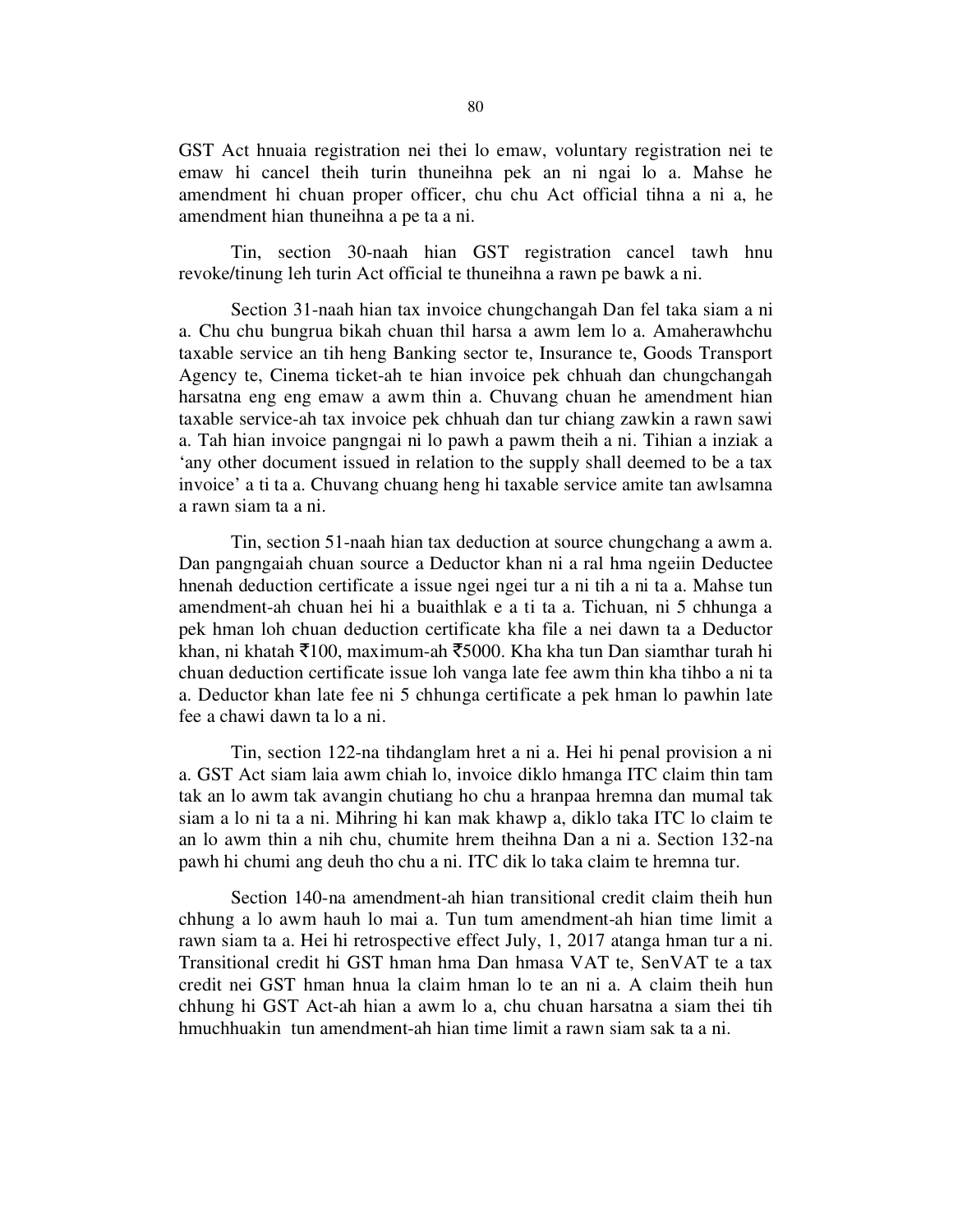GST Act hnuaia registration nei thei lo emaw, voluntary registration nei te emaw hi cancel theih turin thuneihna pek an ni ngai lo a. Mahse he amendment hi chuan proper officer, chu chu Act official tihna a ni a, he amendment hian thuneihna a pe ta a ni.

Tin, section 30-naah hian GST registration cancel tawh hnu revoke/tinung leh turin Act official te thuneihna a rawn pe bawk a ni.

Section 31-naah hian tax invoice chungchangah Dan fel taka siam a ni a. Chu chu bungrua bikah chuan thil harsa a awm lem lo a. Amaherawhchu taxable service an tih heng Banking sector te, Insurance te, Goods Transport Agency te, Cinema ticket-ah te hian invoice pek chhuah dan chungchangah harsatna eng eng emaw a awm thin a. Chuvang chuan he amendment hian taxable service-ah tax invoice pek chhuah dan tur chiang zawkin a rawn sawi a. Tah hian invoice pangngai ni lo pawh a pawm theih a ni. Tihian a inziak a 'any other document issued in relation to the supply shall deemed to be a tax invoice' a ti ta a. Chuvang chuang heng hi taxable service amite tan awlsamna a rawn siam ta a ni.

Tin, section 51-naah hian tax deduction at source chungchang a awm a. Dan pangngaiah chuan source a Deductor khan ni a ral hma ngeiin Deductee hnenah deduction certificate a issue ngei ngei tur a ni tih a ni ta a. Mahse tun amendment-ah chuan hei hi a buaithlak e a ti ta a. Tichuan, ni 5 chhunga a pek hman loh chuan deduction certificate kha file a nei dawn ta a Deductor khan, ni khatah ₹100, maximum-ah ₹5000. Kha kha tun Dan siamthar turah hi chuan deduction certificate issue loh vanga late fee awm thin kha tihbo a ni ta a. Deductor khan late fee ni 5 chhunga certificate a pek hman lo pawhin late fee a chawi dawn ta lo a ni.

Tin, section 122-na tihdanglam hret a ni a. Hei hi penal provision a ni a. GST Act siam laia awm chiah lo, invoice diklo hmanga ITC claim thin tam tak an lo awm tak avangin chutiang ho chu a hranpaa hremna dan mumal tak siam a lo ni ta a ni. Mihring hi kan mak khawp a, diklo taka ITC lo claim te an lo awm thin a nih chu, chumite hrem theihna Dan a ni a. Section 132-na pawh hi chumi ang deuh tho chu a ni. ITC dik lo taka claim te hremna tur.

Section 140-na amendment-ah hian transitional credit claim theih hun chhung a lo awm hauh lo mai a. Tun tum amendment-ah hian time limit a rawn siam ta a. Hei hi retrospective effect July, 1, 2017 atanga hman tur a ni. Transitional credit hi GST hman hma Dan hmasa VAT te, SenVAT te a tax credit nei GST hman hnua la claim hman lo te an ni a. A claim theih hun chhung hi GST Act-ah hian a awm lo a, chu chuan harsatna a siam thei tih hmuchhuakin tun amendment-ah hian time limit a rawn siam sak ta a ni.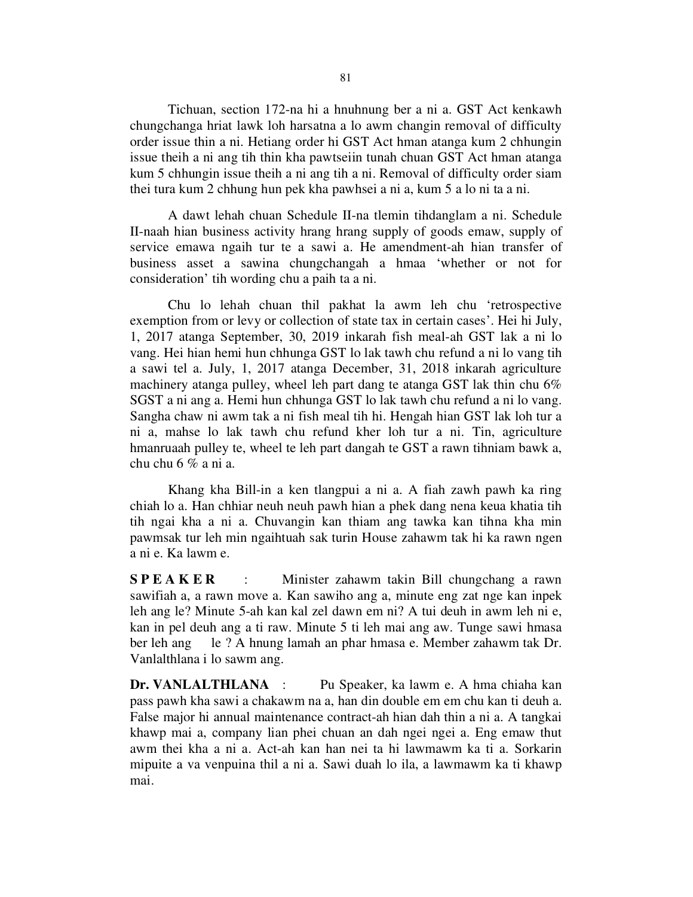Tichuan, section 172-na hi a hnuhnung ber a ni a. GST Act kenkawh chungchanga hriat lawk loh harsatna a lo awm changin removal of difficulty order issue thin a ni. Hetiang order hi GST Act hman atanga kum 2 chhungin issue theih a ni ang tih thin kha pawtseiin tunah chuan GST Act hman atanga kum 5 chhungin issue theih a ni ang tih a ni. Removal of difficulty order siam thei tura kum 2 chhung hun pek kha pawhsei a ni a, kum 5 a lo ni ta a ni.

A dawt lehah chuan Schedule II-na tlemin tihdanglam a ni. Schedule II-naah hian business activity hrang hrang supply of goods emaw, supply of service emawa ngaih tur te a sawi a. He amendment-ah hian transfer of business asset a sawina chungchangah a hmaa 'whether or not for consideration' tih wording chu a paih ta a ni.

Chu lo lehah chuan thil pakhat la awm leh chu 'retrospective exemption from or levy or collection of state tax in certain cases'. Hei hi July, 1, 2017 atanga September, 30, 2019 inkarah fish meal-ah GST lak a ni lo vang. Hei hian hemi hun chhunga GST lo lak tawh chu refund a ni lo vang tih a sawi tel a. July, 1, 2017 atanga December, 31, 2018 inkarah agriculture machinery atanga pulley, wheel leh part dang te atanga GST lak thin chu 6% SGST a ni ang a. Hemi hun chhunga GST lo lak tawh chu refund a ni lo vang. Sangha chaw ni awm tak a ni fish meal tih hi. Hengah hian GST lak loh tur a ni a, mahse lo lak tawh chu refund kher loh tur a ni. Tin, agriculture hmanruaah pulley te, wheel te leh part dangah te GST a rawn tihniam bawk a, chu chu 6 % a ni a.

Khang kha Bill-in a ken tlangpui a ni a. A fiah zawh pawh ka ring chiah lo a. Han chhiar neuh neuh pawh hian a phek dang nena keua khatia tih tih ngai kha a ni a. Chuvangin kan thiam ang tawka kan tihna kha min pawmsak tur leh min ngaihtuah sak turin House zahawm tak hi ka rawn ngen a ni e. Ka lawm e.

**S P E A K E R** : Minister zahawm takin Bill chungchang a rawn sawifiah a, a rawn move a. Kan sawiho ang a, minute eng zat nge kan inpek leh ang le? Minute 5-ah kan kal zel dawn em ni? A tui deuh in awm leh ni e, kan in pel deuh ang a ti raw. Minute 5 ti leh mai ang aw. Tunge sawi hmasa ber leh ang le ? A hnung lamah an phar hmasa e. Member zahawm tak Dr. Vanlalthlana i lo sawm ang.

**Dr. VANLALTHLANA** : Pu Speaker, ka lawm e. A hma chiaha kan pass pawh kha sawi a chakawm na a, han din double em em chu kan ti deuh a. False major hi annual maintenance contract-ah hian dah thin a ni a. A tangkai khawp mai a, company lian phei chuan an dah ngei ngei a. Eng emaw thut awm thei kha a ni a. Act-ah kan han nei ta hi lawmawm ka ti a. Sorkarin mipuite a va venpuina thil a ni a. Sawi duah lo ila, a lawmawm ka ti khawp mai.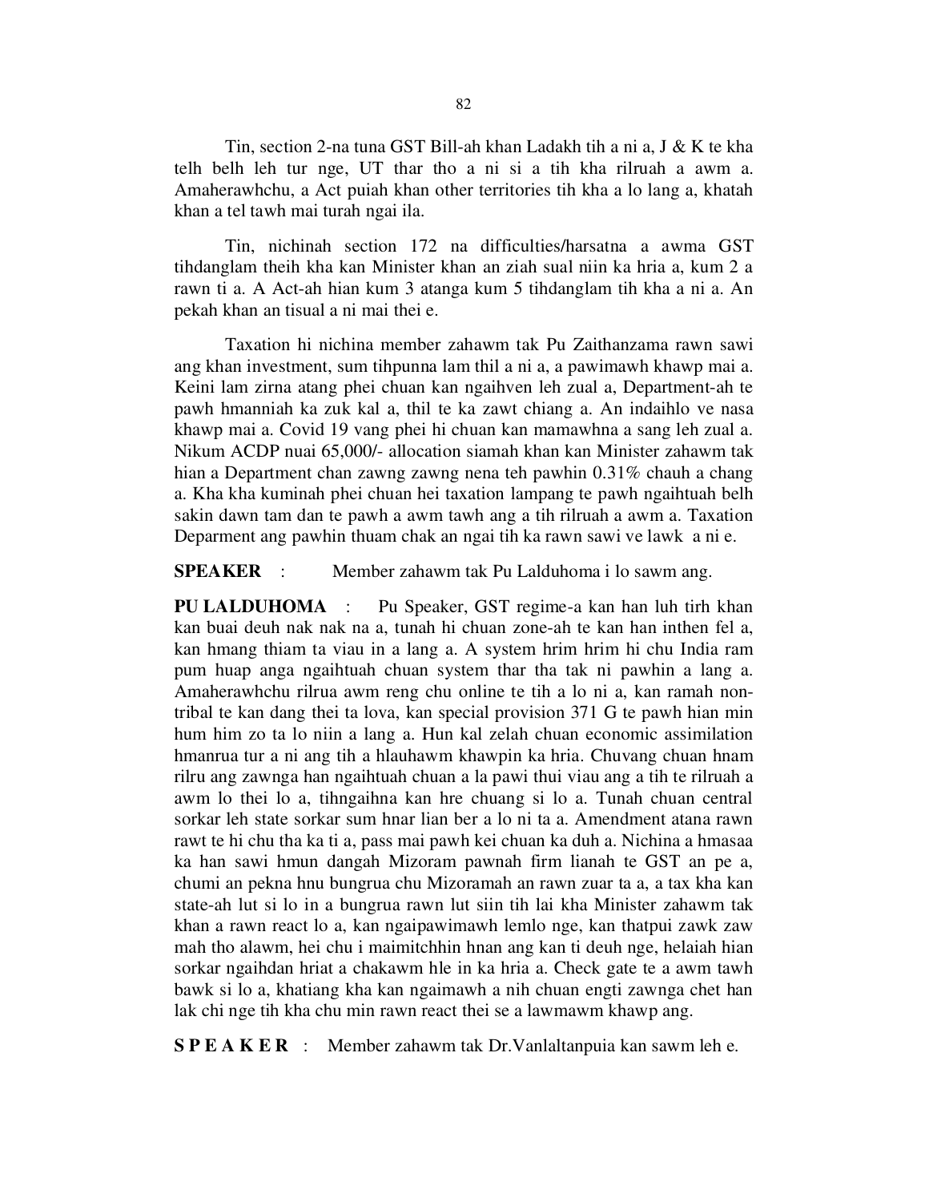Tin, section 2-na tuna GST Bill-ah khan Ladakh tih a ni a, J & K te kha telh belh leh tur nge, UT thar tho a ni si a tih kha rilruah a awm a. Amaherawhchu, a Act puiah khan other territories tih kha a lo lang a, khatah khan a tel tawh mai turah ngai ila.

Tin, nichinah section 172 na difficulties/harsatna a awma GST tihdanglam theih kha kan Minister khan an ziah sual niin ka hria a, kum 2 a rawn ti a. A Act-ah hian kum 3 atanga kum 5 tihdanglam tih kha a ni a. An pekah khan an tisual a ni mai thei e.

Taxation hi nichina member zahawm tak Pu Zaithanzama rawn sawi ang khan investment, sum tihpunna lam thil a ni a, a pawimawh khawp mai a. Keini lam zirna atang phei chuan kan ngaihven leh zual a, Department-ah te pawh hmanniah ka zuk kal a, thil te ka zawt chiang a. An indaihlo ve nasa khawp mai a. Covid 19 vang phei hi chuan kan mamawhna a sang leh zual a. Nikum ACDP nuai 65,000/- allocation siamah khan kan Minister zahawm tak hian a Department chan zawng zawng nena teh pawhin 0.31% chauh a chang a. Kha kha kuminah phei chuan hei taxation lampang te pawh ngaihtuah belh sakin dawn tam dan te pawh a awm tawh ang a tih rilruah a awm a. Taxation Deparment ang pawhin thuam chak an ngai tih ka rawn sawi ve lawk a ni e.

**SPEAKER** : Member zahawm tak Pu Lalduhoma i lo sawm ang.

**PU LALDUHOMA** : Pu Speaker, GST regime-a kan han luh tirh khan kan buai deuh nak nak na a, tunah hi chuan zone-ah te kan han inthen fel a, kan hmang thiam ta viau in a lang a. A system hrim hrim hi chu India ram pum huap anga ngaihtuah chuan system thar tha tak ni pawhin a lang a. Amaherawhchu rilrua awm reng chu online te tih a lo ni a, kan ramah non-tribal te kan dang thei ta lova, kan special provision 371 G te pawh hian min hum him zo ta lo niin a lang a. Hun kal zelah chuan economic assimilation hmanrua tur a ni ang tih a hlauhawm khawpin ka hria. Chuvang chuan hnam rilru ang zawnga han ngaihtuah chuan a la pawi thui viau ang a tih te rilruah a awm lo thei lo a, tihngaihna kan hre chuang si lo a. Tunah chuan central sorkar leh state sorkar sum hnar lian ber a lo ni ta a. Amendment atana rawn rawt te hi chu tha ka ti a, pass mai pawh kei chuan ka duh a. Nichina a hmasaa ka han sawi hmun dangah Mizoram pawnah firm lianah te GST an pe a, chumi an pekna hnu bungrua chu Mizoramah an rawn zuar ta a, a tax kha kan state-ah lut si lo in a bungrua rawn lut siin tih lai kha Minister zahawm tak khan a rawn react lo a, kan ngaipawimawh lemlo nge, kan thatpui zawk zaw mah tho alawm, hei chu i maimitchhin hnan ang kan ti deuh nge, helaiah hian sorkar ngaihdan hriat a chakawm hle in ka hria a. Check gate te a awm tawh bawk si lo a, khatiang kha kan ngaimawh a nih chuan engti zawnga chet han lak chi nge tih kha chu min rawn react thei se a lawmawm khawp ang.

**S P E A K E R** : Member zahawm tak Dr.Vanlaltanpuia kan sawm leh e.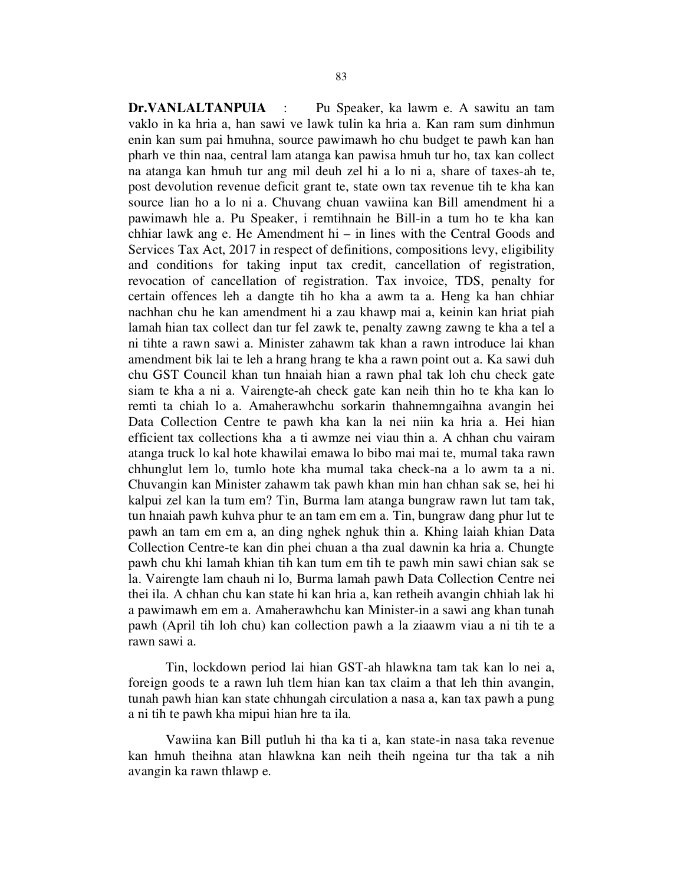**Dr.VANLALTANPUIA** : Pu Speaker, ka lawm e. A sawitu an tam vaklo in ka hria a, han sawi ve lawk tulin ka hria a. Kan ram sum dinhmun enin kan sum pai hmuhna, source pawimawh ho chu budget te pawh kan han pharh ve thin naa, central lam atanga kan pawisa hmuh tur ho, tax kan collect na atanga kan hmuh tur ang mil deuh zel hi a lo ni a, share of taxes-ah te, post devolution revenue deficit grant te, state own tax revenue tih te kha kan source lian ho a lo ni a. Chuvang chuan vawiina kan Bill amendment hi a pawimawh hle a. Pu Speaker, i remtihnain he Bill-in a tum ho te kha kan chhiar lawk ang e. He Amendment hi – in lines with the Central Goods and Services Tax Act, 2017 in respect of definitions, compositions levy, eligibility and conditions for taking input tax credit, cancellation of registration, revocation of cancellation of registration. Tax invoice, TDS, penalty for certain offences leh a dangte tih ho kha a awm ta a. Heng ka han chhiar nachhan chu he kan amendment hi a zau khawp mai a, keinin kan hriat piah lamah hian tax collect dan tur fel zawk te, penalty zawng zawng te kha a tel a ni tihte a rawn sawi a. Minister zahawm tak khan a rawn introduce lai khan amendment bik lai te leh a hrang hrang te kha a rawn point out a. Ka sawi duh chu GST Council khan tun hnaiah hian a rawn phal tak loh chu check gate siam te kha a ni a. Vairengte-ah check gate kan neih thin ho te kha kan lo remti ta chiah lo a. Amaherawhchu sorkarin thahnemngaihna avangin hei Data Collection Centre te pawh kha kan la nei niin ka hria a. Hei hian efficient tax collections kha a ti awmze nei viau thin a. A chhan chu vairam atanga truck lo kal hote khawilai emawa lo bibo mai mai te, mumal taka rawn chhunglut lem lo, tumlo hote kha mumal taka check-na a lo awm ta a ni. Chuvangin kan Minister zahawm tak pawh khan min han chhan sak se, hei hi kalpui zel kan la tum em? Tin, Burma lam atanga bungraw rawn lut tam tak, tun hnaiah pawh kuhva phur te an tam em em a. Tin, bungraw dang phur lut te pawh an tam em em a, an ding nghek nghuk thin a. Khing laiah khian Data Collection Centre-te kan din phei chuan a tha zual dawnin ka hria a. Chungte pawh chu khi lamah khian tih kan tum em tih te pawh min sawi chian sak se la. Vairengte lam chauh ni lo, Burma lamah pawh Data Collection Centre nei thei ila. A chhan chu kan state hi kan hria a, kan retheih avangin chhiah lak hi a pawimawh em em a. Amaherawhchu kan Minister-in a sawi ang khan tunah pawh (April tih loh chu) kan collection pawh a la ziaawm viau a ni tih te a rawn sawi a.

Tin, lockdown period lai hian GST-ah hlawkna tam tak kan lo nei a, foreign goods te a rawn luh tlem hian kan tax claim a that leh thin avangin, tunah pawh hian kan state chhungah circulation a nasa a, kan tax pawh a pung a ni tih te pawh kha mipui hian hre ta ila.

Vawiina kan Bill putluh hi tha ka ti a, kan state-in nasa taka revenue kan hmuh theihna atan hlawkna kan neih theih ngeina tur tha tak a nih avangin ka rawn thlawp e.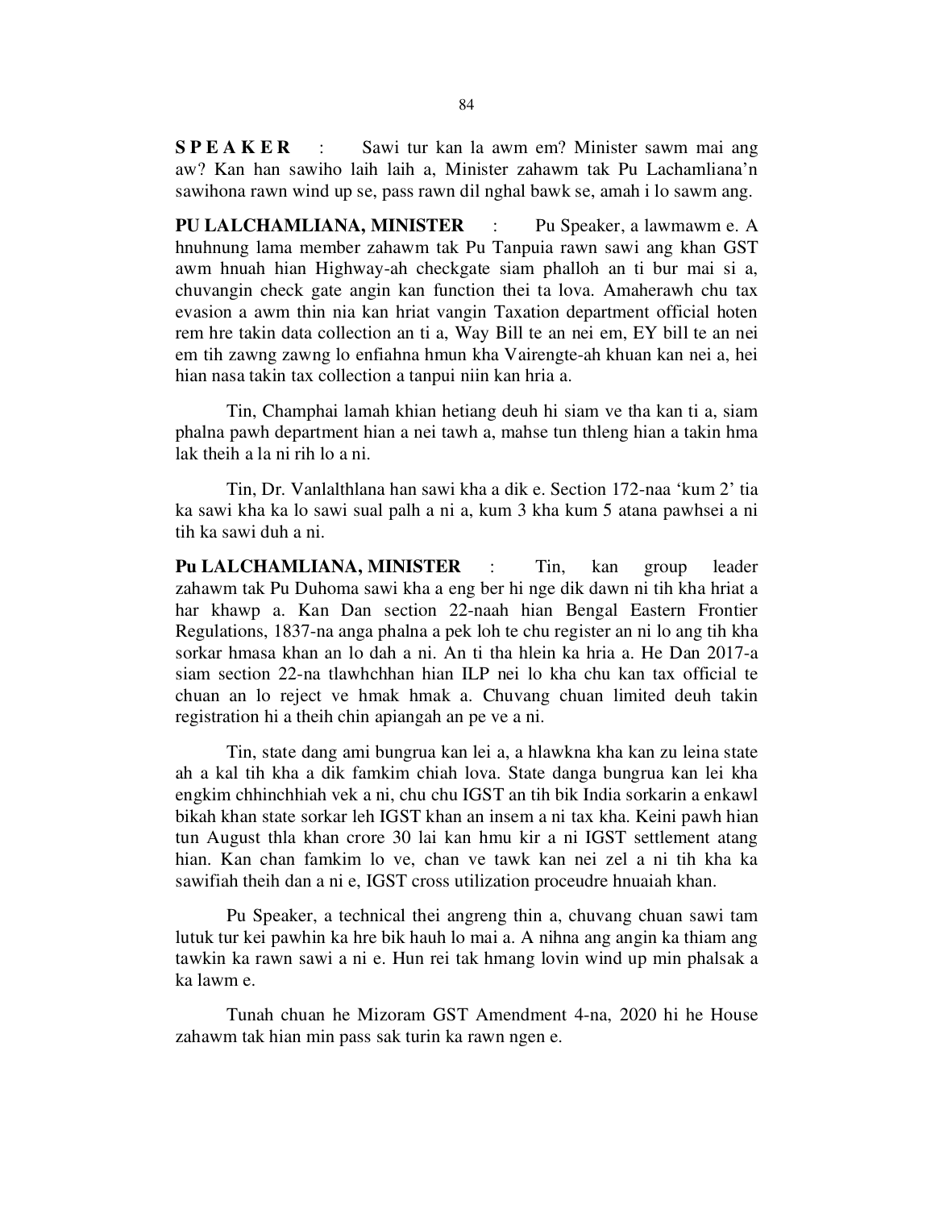**S P E A K E R** : Sawi tur kan la awm em? Minister sawm mai ang aw? Kan han sawiho laih laih a, Minister zahawm tak Pu Lachamliana'n sawihona rawn wind up se, pass rawn dil nghal bawk se, amah i lo sawm ang.

**PU LALCHAMLIANA, MINISTER** : Pu Speaker, a lawmawm e. A hnuhnung lama member zahawm tak Pu Tanpuia rawn sawi ang khan GST awm hnuah hian Highway-ah checkgate siam phalloh an ti bur mai si a, chuvangin check gate angin kan function thei ta lova. Amaherawh chu tax evasion a awm thin nia kan hriat vangin Taxation department official hoten rem hre takin data collection an ti a, Way Bill te an nei em, EY bill te an nei em tih zawng zawng lo enfiahna hmun kha Vairengte-ah khuan kan nei a, hei hian nasa takin tax collection a tanpui niin kan hria a.

Tin, Champhai lamah khian hetiang deuh hi siam ve tha kan ti a, siam phalna pawh department hian a nei tawh a, mahse tun thleng hian a takin hma lak theih a la ni rih lo a ni.

Tin, Dr. Vanlalthlana han sawi kha a dik e. Section 172-naa 'kum 2' tia ka sawi kha ka lo sawi sual palh a ni a, kum 3 kha kum 5 atana pawhsei a ni tih ka sawi duh a ni.

**Pu LALCHAMLIANA, MINISTER** : Tin, kan group leader zahawm tak Pu Duhoma sawi kha a eng ber hi nge dik dawn ni tih kha hriat a har khawp a. Kan Dan section 22-naah hian Bengal Eastern Frontier Regulations, 1837-na anga phalna a pek loh te chu register an ni lo ang tih kha sorkar hmasa khan an lo dah a ni. An ti tha hlein ka hria a. He Dan 2017-a siam section 22-na tlawhchhan hian ILP nei lo kha chu kan tax official te chuan an lo reject ve hmak hmak a. Chuvang chuan limited deuh takin registration hi a theih chin apiangah an pe ve a ni.

Tin, state dang ami bungrua kan lei a, a hlawkna kha kan zu leina state ah a kal tih kha a dik famkim chiah lova. State danga bungrua kan lei kha engkim chhinchhiah vek a ni, chu chu IGST an tih bik India sorkarin a enkawl bikah khan state sorkar leh IGST khan an insem a ni tax kha. Keini pawh hian tun August thla khan crore 30 lai kan hmu kir a ni IGST settlement atang hian. Kan chan famkim lo ve, chan ve tawk kan nei zel a ni tih kha ka sawifiah theih dan a ni e, IGST cross utilization proceudre hnuaiah khan.

Pu Speaker, a technical thei angreng thin a, chuvang chuan sawi tam lutuk tur kei pawhin ka hre bik hauh lo mai a. A nihna ang angin ka thiam ang tawkin ka rawn sawi a ni e. Hun rei tak hmang lovin wind up min phalsak a ka lawm e.

Tunah chuan he Mizoram GST Amendment 4-na, 2020 hi he House zahawm tak hian min pass sak turin ka rawn ngen e.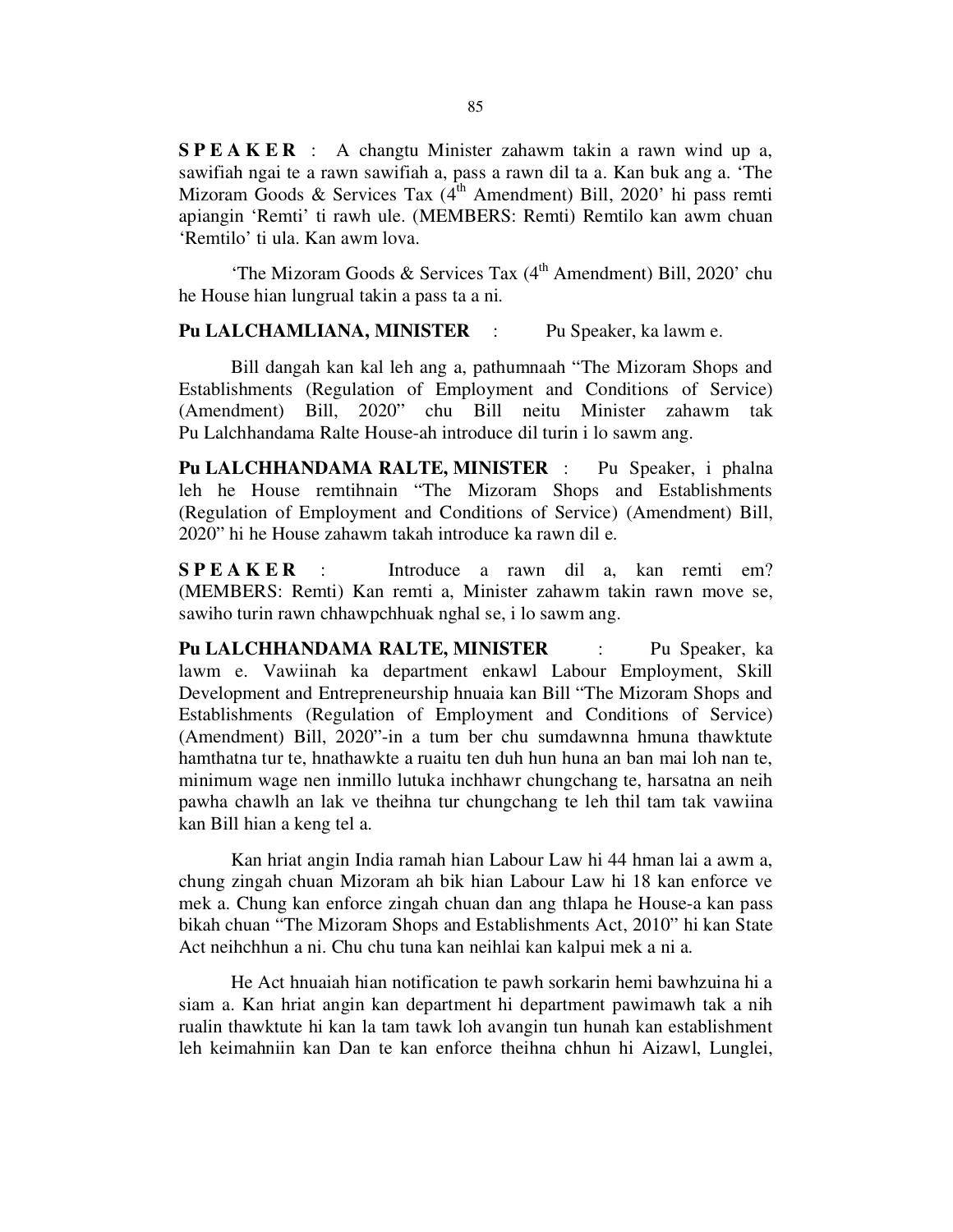**S P E A K E R** : A changtu Minister zahawm takin a rawn wind up a, sawifiah ngai te a rawn sawifiah a, pass a rawn dil ta a. Kan buk ang a. 'The Mizoram Goods & Services Tax (4th Amendment) Bill, 2020' hi pass remti apiangin 'Remti' ti rawh ule. (MEMBERS: Remti) Remtilo kan awm chuan 'Remtilo' ti ula. Kan awm lova.

'The Mizoram Goods & Services Tax (4th Amendment) Bill, 2020' chu he House hian lungrual takin a pass ta a ni.

**Pu LALCHAMLIANA, MINISTER** : Pu Speaker, ka lawm e.

Bill dangah kan kal leh ang a, pathumnaah "The Mizoram Shops and Establishments (Regulation of Employment and Conditions of Service) (Amendment) Bill, 2020" chu Bill neitu Minister zahawm tak Pu Lalchhandama Ralte House-ah introduce dil turin i lo sawm ang.

**Pu LALCHHANDAMA RALTE, MINISTER** : Pu Speaker, i phalna leh he House remtihnain "The Mizoram Shops and Establishments (Regulation of Employment and Conditions of Service) (Amendment) Bill, 2020" hi he House zahawm takah introduce ka rawn dil e.

**S P E A K E R** : Introduce a rawn dil a, kan remti em? (MEMBERS: Remti) Kan remti a, Minister zahawm takin rawn move se, sawiho turin rawn chhawpchhuak nghal se, i lo sawm ang.

**Pu LALCHHANDAMA RALTE, MINISTER** : Pu Speaker, ka lawm e. Vawiinah ka department enkawl Labour Employment, Skill Development and Entrepreneurship hnuaia kan Bill "The Mizoram Shops and Establishments (Regulation of Employment and Conditions of Service) (Amendment) Bill, 2020"-in a tum ber chu sumdawnna hmuna thawktute hamthatna tur te, hnathawkte a ruaitu ten duh hun huna an ban mai loh nan te, minimum wage nen inmillo lutuka inchhawr chungchang te, harsatna an neih pawha chawlh an lak ve theihna tur chungchang te leh thil tam tak vawiina kan Bill hian a keng tel a.

Kan hriat angin India ramah hian Labour Law hi 44 hman lai a awm a, chung zingah chuan Mizoram ah bik hian Labour Law hi 18 kan enforce ve mek a. Chung kan enforce zingah chuan dan ang thlapa he House-a kan pass bikah chuan "The Mizoram Shops and Establishments Act, 2010" hi kan State Act neihchhun a ni. Chu chu tuna kan neihlai kan kalpui mek a ni a.

He Act hnuaiah hian notification te pawh sorkarin hemi bawhzuina hi a siam a. Kan hriat angin kan department hi department pawimawh tak a nih rualin thawktute hi kan la tam tawk loh avangin tun hunah kan establishment leh keimahniin kan Dan te kan enforce theihna chhun hi Aizawl, Lunglei,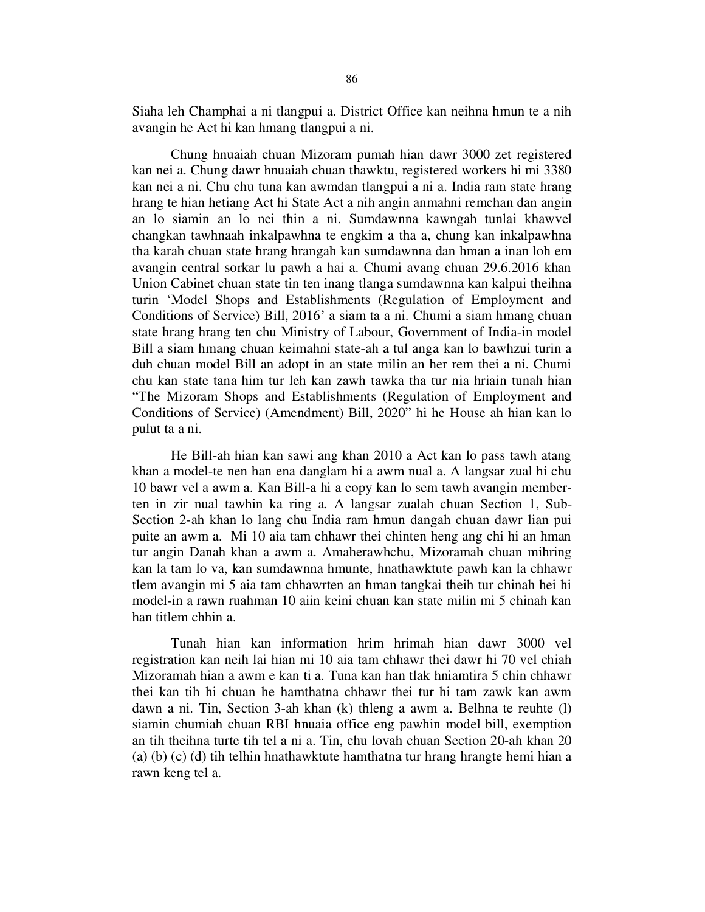Siaha leh Champhai a ni tlangpui a. District Office kan neihna hmun te a nih avangin he Act hi kan hmang tlangpui a ni.

Chung hnuaiah chuan Mizoram pumah hian dawr 3000 zet registered kan nei a. Chung dawr hnuaiah chuan thawktu, registered workers hi mi 3380 kan nei a ni. Chu chu tuna kan awmdan tlangpui a ni a. India ram state hrang hrang te hian hetiang Act hi State Act a nih angin anmahni remchan dan angin an lo siamin an lo nei thin a ni. Sumdawnna kawngah tunlai khawvel changkan tawhnaah inkalpawhna te engkim a tha a, chung kan inkalpawhna tha karah chuan state hrang hrangah kan sumdawnna dan hman a inan loh em avangin central sorkar lu pawh a hai a. Chumi avang chuan 29.6.2016 khan Union Cabinet chuan state tin ten inang tlanga sumdawnna kan kalpui theihna turin 'Model Shops and Establishments (Regulation of Employment and Conditions of Service) Bill, 2016' a siam ta a ni. Chumi a siam hmang chuan state hrang hrang ten chu Ministry of Labour, Government of India-in model Bill a siam hmang chuan keimahni state-ah a tul anga kan lo bawhzui turin a duh chuan model Bill an adopt in an state milin an her rem thei a ni. Chumi chu kan state tana him tur leh kan zawh tawka tha tur nia hriain tunah hian "The Mizoram Shops and Establishments (Regulation of Employment and Conditions of Service) (Amendment) Bill, 2020" hi he House ah hian kan lo pulut ta a ni.

He Bill-ah hian kan sawi ang khan 2010 a Act kan lo pass tawh atang khan a model-te nen han ena danglam hi a awm nual a. A langsar zual hi chu 10 bawr vel a awm a. Kan Bill-a hi a copy kan lo sem tawh avangin member-ten in zir nual tawhin ka ring a. A langsar zualah chuan Section 1, Sub-Section 2-ah khan lo lang chu India ram hmun dangah chuan dawr lian pui puite an awm a. Mi 10 aia tam chhawr thei chinten heng ang chi hi an hman tur angin Danah khan a awm a. Amaherawhchu, Mizoramah chuan mihring kan la tam lo va, kan sumdawnna hmunte, hnathawktute pawh kan la chhawr tlem avangin mi 5 aia tam chhawrten an hman tangkai theih tur chinah hei hi model-in a rawn ruahman 10 aiin keini chuan kan state milin mi 5 chinah kan han titlem chhin a.

Tunah hian kan information hrim hrimah hian dawr 3000 vel registration kan neih lai hian mi 10 aia tam chhawr thei dawr hi 70 vel chiah Mizoramah hian a awm e kan ti a. Tuna kan han tlak hniamtira 5 chin chhawr thei kan tih hi chuan he hamthatna chhawr thei tur hi tam zawk kan awm dawn a ni. Tin, Section 3-ah khan (k) thleng a awm a. Belhna te reuhte (l) siamin chumiah chuan RBI hnuaia office eng pawhin model bill, exemption an tih theihna turte tih tel a ni a. Tin, chu lovah chuan Section 20-ah khan 20 (a) (b) (c) (d) tih telhin hnathawktute hamthatna tur hrang hrangte hemi hian a rawn keng tel a.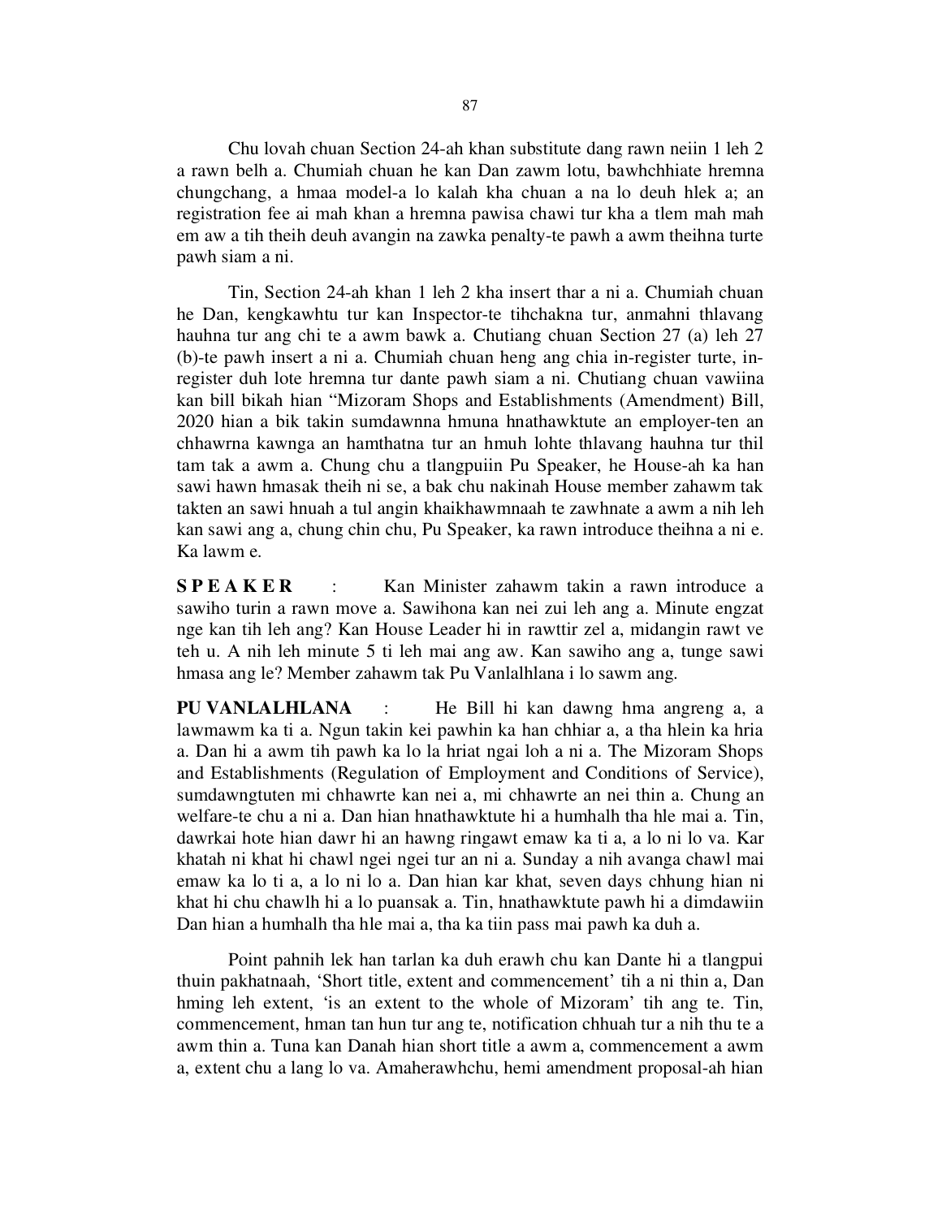Chu lovah chuan Section 24-ah khan substitute dang rawn neiin 1 leh 2 a rawn belh a. Chumiah chuan he kan Dan zawm lotu, bawhchhiate hremna chungchang, a hmaa model-a lo kalah kha chuan a na lo deuh hlek a; an registration fee ai mah khan a hremna pawisa chawi tur kha a tlem mah mah em aw a tih theih deuh avangin na zawka penalty-te pawh a awm theihna turte pawh siam a ni.

Tin, Section 24-ah khan 1 leh 2 kha insert thar a ni a. Chumiah chuan he Dan, kengkawhtu tur kan Inspector-te tihchakna tur, anmahni thlavang hauhna tur ang chi te a awm bawk a. Chutiang chuan Section 27 (a) leh 27 (b)-te pawh insert a ni a. Chumiah chuan heng ang chia in-register turte, in-register duh lote hremna tur dante pawh siam a ni. Chutiang chuan vawiina kan bill bikah hian "Mizoram Shops and Establishments (Amendment) Bill, 2020 hian a bik takin sumdawnna hmuna hnathawktute an employer-ten an chhawrna kawnga an hamthatna tur an hmuh lohte thlavang hauhna tur thil tam tak a awm a. Chung chu a tlangpuiin Pu Speaker, he House-ah ka han sawi hawn hmasak theih ni se, a bak chu nakinah House member zahawm tak takten an sawi hnuah a tul angin khaikhawmnaah te zawhnate a awm a nih leh kan sawi ang a, chung chin chu, Pu Speaker, ka rawn introduce theihna a ni e. Ka lawm e.

**S P E A K E R** : Kan Minister zahawm takin a rawn introduce a sawiho turin a rawn move a. Sawihona kan nei zui leh ang a. Minute engzat nge kan tih leh ang? Kan House Leader hi in rawttir zel a, midangin rawt ve teh u. A nih leh minute 5 ti leh mai ang aw. Kan sawiho ang a, tunge sawi hmasa ang le? Member zahawm tak Pu Vanlalhlana i lo sawm ang.

**PU VANLALHLANA** : He Bill hi kan dawng hma angreng a, a lawmawm ka ti a. Ngun takin kei pawhin ka han chhiar a, a tha hlein ka hria a. Dan hi a awm tih pawh ka lo la hriat ngai loh a ni a. The Mizoram Shops and Establishments (Regulation of Employment and Conditions of Service), sumdawngtuten mi chhawrte kan nei a, mi chhawrte an nei thin a. Chung an welfare-te chu a ni a. Dan hian hnathawktute hi a humhalh tha hle mai a. Tin, dawrkai hote hian dawr hi an hawng ringawt emaw ka ti a, a lo ni lo va. Kar khatah ni khat hi chawl ngei ngei tur an ni a. Sunday a nih avanga chawl mai emaw ka lo ti a, a lo ni lo a. Dan hian kar khat, seven days chhung hian ni khat hi chu chawlh hi a lo puansak a. Tin, hnathawktute pawh hi a dimdawiin Dan hian a humhalh tha hle mai a, tha ka tiin pass mai pawh ka duh a.

Point pahnih lek han tarlan ka duh erawh chu kan Dante hi a tlangpui thuin pakhatnaah, 'Short title, extent and commencement' tih a ni thin a, Dan hming leh extent, 'is an extent to the whole of Mizoram' tih ang te. Tin, commencement, hman tan hun tur ang te, notification chhuah tur a nih thu te a awm thin a. Tuna kan Danah hian short title a awm a, commencement a awm a, extent chu a lang lo va. Amaherawhchu, hemi amendment proposal-ah hian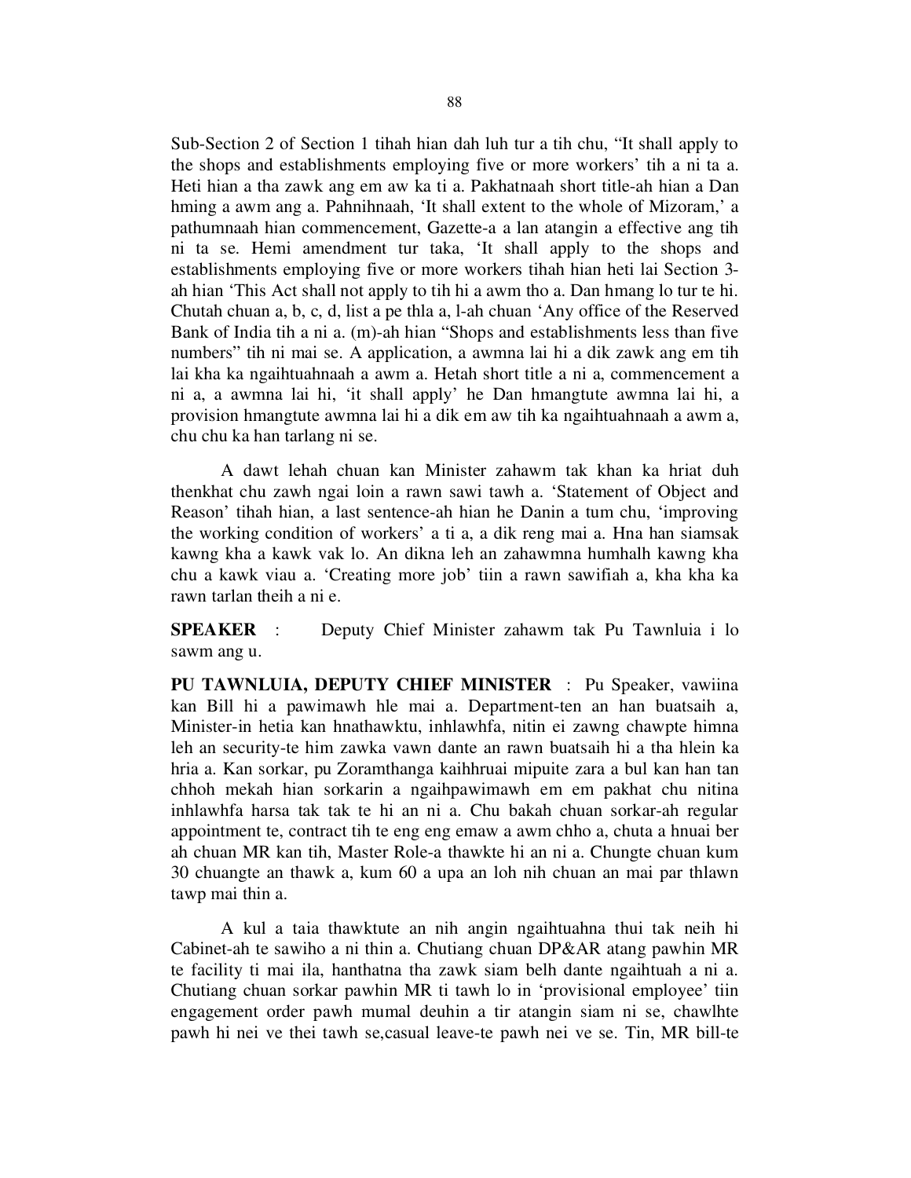Sub-Section 2 of Section 1 tihah hian dah luh tur a tih chu, “It shall apply to the shops and establishments employing five or more workers’ tih a ni ta a. Heti hian a tha zawk ang em aw ka ti a. Pakhatnaah short title-ah hian a Dan hming a awm ang a. Pahnihnaah, ‘It shall extent to the whole of Mizoram,’ a pathumnaah hian commencement, Gazette-a a lan atangin a effective ang tih ni ta se. Hemi amendment tur taka, ‘It shall apply to the shops and establishments employing five or more workers tihah hian heti lai Section 3-ah hian ‘This Act shall not apply to tih hi a awm tho a. Dan hmang lo tur te hi. Chutah chuan a, b, c, d, list a pe thla a, l-ah chuan ‘Any office of the Reserved Bank of India tih a ni a. (m)-ah hian “Shops and establishments less than five numbers” tih ni mai se. A application, a awmna lai hi a dik zawk ang em tih lai kha ka ngaihtuahnaah a awm a. Hetah short title a ni a, commencement a ni a, a awmna lai hi, ‘it shall apply’ he Dan hmangtute awmna lai hi, a provision hmangtute awmna lai hi a dik em aw tih ka ngaihtuahnaah a awm a, chu chu ka han tarlang ni se.

A dawt lehah chuan kan Minister zahawm tak khan ka hriat duh thenkhat chu zawh ngai loin a rawn sawi tawh a. ‘Statement of Object and Reason’ tihah hian, a last sentence-ah hian he Danin a tum chu, ‘improving the working condition of workers’ a ti a, a dik reng mai a. Hna han siamsak kawng kha a kawk vak lo. An dikna leh an zahawmna humhalh kawng kha chu a kawk viau a. ‘Creating more job’ tiin a rawn sawifiah a, kha kha ka rawn tarlan theih a ni e.

**SPEAKER** : Deputy Chief Minister zahawm tak Pu Tawnluia i lo sawm ang u.

**PU TAWNLUIA, DEPUTY CHIEF MINISTER** : Pu Speaker, vawiina kan Bill hi a pawimawh hle mai a. Department-ten an han buatsaih a, Minister-in hetia kan hnathawktu, inhlawhfa, nitin ei zawng chawpte himna leh an security-te him zawka vawn dante an rawn buatsaih hi a tha hlein ka hria a. Kan sorkar, pu Zoramthanga kaihhruai mipuite zara a bul kan han tan chhoh mekah hian sorkarin a ngaihpawimawh em em pakhat chu nitina inhlawhfa harsa tak tak te hi an ni a. Chu bakah chuan sorkar-ah regular appointment te, contract tih te eng eng emaw a awm chho a, chuta a hnuai ber ah chuan MR kan tih, Master Role-a thawkte hi an ni a. Chungte chuan kum 30 chuangte an thawk a, kum 60 a upa an loh nih chuan an mai par thlawn tawp mai thin a.

A kul a taia thawktute an nih angin ngaihtuahna thui tak neih hi Cabinet-ah te sawiho a ni thin a. Chutiang chuan DP&AR atang pawhin MR te facility ti mai ila, hanthatna tha zawk siam belh dante ngaihtuah a ni a. Chutiang chuan sorkar pawhin MR ti tawh lo in ‘provisional employee’ tiin engagement order pawh mumal deuhin a tir atangin siam ni se, chawlhte pawh hi nei ve thei tawh se,casual leave-te pawh nei ve se. Tin, MR bill-te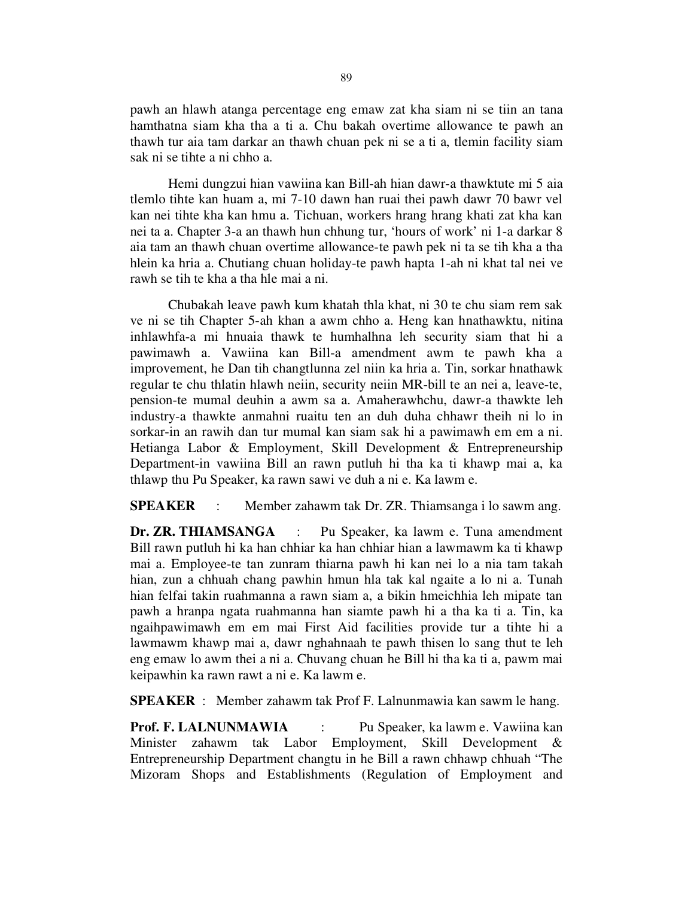pawh an hlawh atanga percentage eng emaw zat kha siam ni se tiin an tana hamthatna siam kha tha a ti a. Chu bakah overtime allowance te pawh an thawh tur aia tam darkar an thawh chuan pek ni se a ti a, tlemin facility siam sak ni se tihte a ni chho a.

Hemi dungzui hian vawiina kan Bill-ah hian dawr-a thawktute mi 5 aia tlemlo tihte kan huam a, mi 7-10 dawn han ruai thei pawh dawr 70 bawr vel kan nei tihte kha kan hmu a. Tichuan, workers hrang hrang khati zat kha kan nei ta a. Chapter 3-a an thawh hun chhung tur, 'hours of work' ni 1-a darkar 8 aia tam an thawh chuan overtime allowance-te pawh pek ni ta se tih kha a tha hlein ka hria a. Chutiang chuan holiday-te pawh hapta 1-ah ni khat tal nei ve rawh se tih te kha a tha hle mai a ni.

Chubakah leave pawh kum khatah thla khat, ni 30 te chu siam rem sak ve ni se tih Chapter 5-ah khan a awm chho a. Heng kan hnathawktu, nitina inhlawhfa-a mi hnuaia thawk te humhalhna leh security siam that hi a pawimawh a. Vawiina kan Bill-a amendment awm te pawh kha a improvement, he Dan tih changtlunna zel niin ka hria a. Tin, sorkar hnathawk regular te chu thlatin hlawh neiin, security neiin MR-bill te an nei a, leave-te, pension-te mumal deuhin a awm sa a. Amaherawhchu, dawr-a thawkte leh industry-a thawkte anmahni ruaitu ten an duh duha chhawr theih ni lo in sorkar-in an rawih dan tur mumal kan siam sak hi a pawimawh em em a ni. Hetianga Labor & Employment, Skill Development & Entrepreneurship Department-in vawiina Bill an rawn putluh hi tha ka ti khawp mai a, ka thlawp thu Pu Speaker, ka rawn sawi ve duh a ni e. Ka lawm e.

**SPEAKER** : Member zahawm tak Dr. ZR. Thiamsanga i lo sawm ang.

**Dr. ZR. THIAMSANGA** : Pu Speaker, ka lawm e. Tuna amendment Bill rawn putluh hi ka han chhiar ka han chhiar hian a lawmawm ka ti khawp mai a. Employee-te tan zunram thiarna pawh hi kan nei lo a nia tam takah hian, zun a chhuah chang pawhin hmun hla tak kal ngaite a lo ni a. Tunah hian felfai takin ruahmanna a rawn siam a, a bikin hmeichhia leh mipate tan pawh a hranpa ngata ruahmanna han siamte pawh hi a tha ka ti a. Tin, ka ngaihpawimawh em em mai First Aid facilities provide tur a tihte hi a lawmawm khawp mai a, dawr nghahnaah te pawh thisen lo sang thut te leh eng emaw lo awm thei a ni a. Chuvang chuan he Bill hi tha ka ti a, pawm mai keipawhin ka rawn rawt a ni e. Ka lawm e.

**SPEAKER** : Member zahawm tak Prof F. Lalnunmawia kan sawm le hang.

**Prof. F. LALNUNMAWIA** : Pu Speaker, ka lawm e. Vawiina kan Minister zahawm tak Labor Employment, Skill Development & Entrepreneurship Department changtu in he Bill a rawn chhawp chhuah "The Mizoram Shops and Establishments (Regulation of Employment and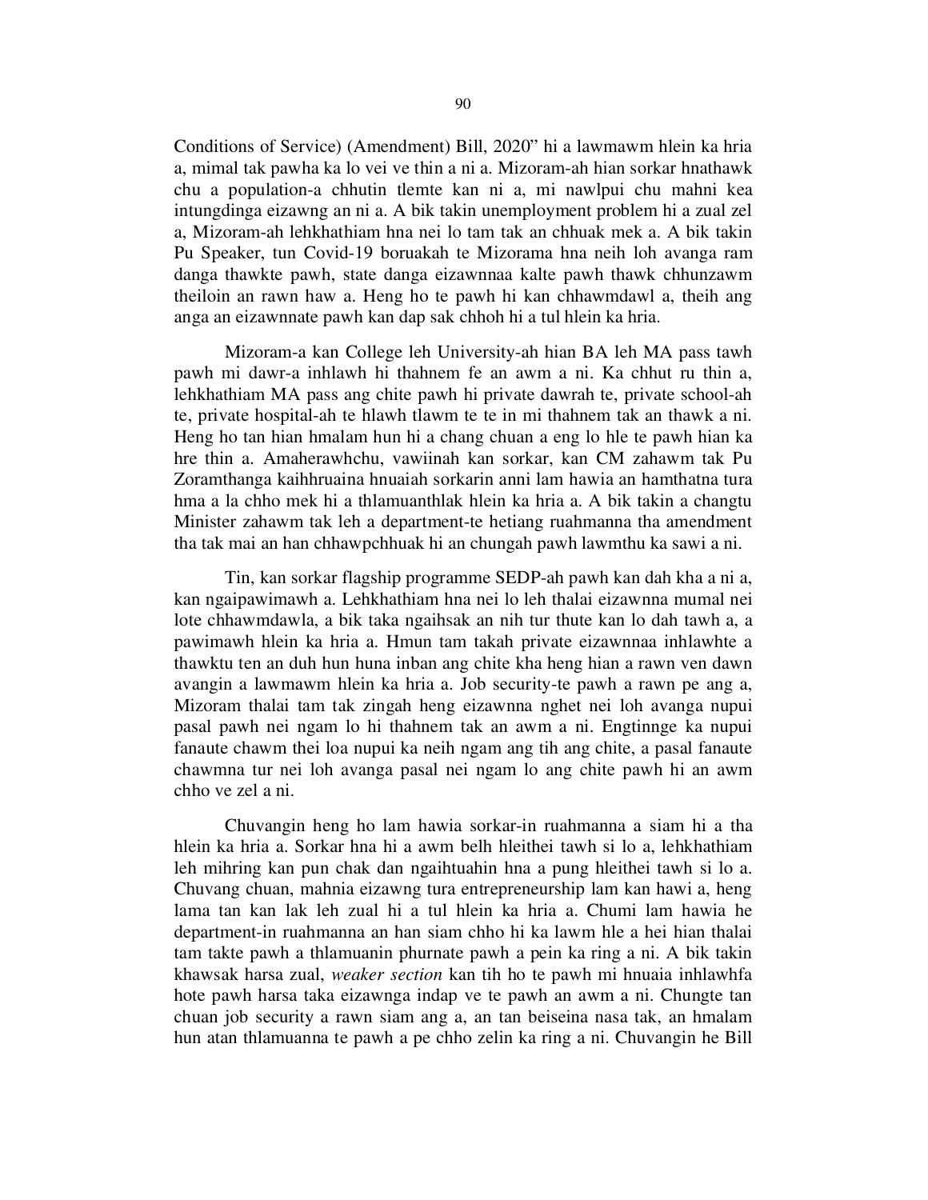Conditions of Service) (Amendment) Bill, 2020" hi a lawmawm hlein ka hria a, mimal tak pawha ka lo vei ve thin a ni a. Mizoram-ah hian sorkar hnathawk chu a population-a chhutin tlemte kan ni a, mi nawlpui chu mahni kea intungdinga eizawng an ni a. A bik takin unemployment problem hi a zual zel a, Mizoram-ah lehkhathiam hna nei lo tam tak an chhuak mek a. A bik takin Pu Speaker, tun Covid-19 boruakah te Mizorama hna neih loh avanga ram danga thawkte pawh, state danga eizawnnaa kalte pawh thawk chhunzawm theiloin an rawn haw a. Heng ho te pawh hi kan chhawmdawl a, theih ang anga an eizawnnate pawh kan dap sak chhoh hi a tul hlein ka hria.

Mizoram-a kan College leh University-ah hian BA leh MA pass tawh pawh mi dawr-a inhlawh hi thahnem fe an awm a ni. Ka chhut ru thin a, lehkhathiam MA pass ang chite pawh hi private dawrah te, private school-ah te, private hospital-ah te hlawh tlawm te te in mi thahnem tak an thawk a ni. Heng ho tan hian hmalam hun hi a chang chuan a eng lo hle te pawh hian ka hre thin a. Amaherawhchu, vawiinah kan sorkar, kan CM zahawm tak Pu Zoramthanga kaihhruaina hnuaiah sorkarin anni lam hawia an hamthatna tura hma a la chho mek hi a thlamuanthlak hlein ka hria a. A bik takin a changtu Minister zahawm tak leh a department-te hetiang ruahmanna tha amendment tha tak mai an han chhawpchhuak hi an chungah pawh lawmthu ka sawi a ni.

Tin, kan sorkar flagship programme SEDP-ah pawh kan dah kha a ni a, kan ngaipawimawh a. Lehkhathiam hna nei lo leh thalai eizawnna mumal nei lote chhawmdawla, a bik taka ngaihsak an nih tur thute kan lo dah tawh a, a pawimawh hlein ka hria a. Hmun tam takah private eizawnnaa inhlawhte a thawktu ten an duh hun huna inban ang chite kha heng hian a rawn ven dawn avangin a lawmawm hlein ka hria a. Job security-te pawh a rawn pe ang a, Mizoram thalai tam tak zingah heng eizawnna nghet nei loh avanga nupui pasal pawh nei ngam lo hi thahnem tak an awm a ni. Engtinnge ka nupui fanaute chawm thei loa nupui ka neih ngam ang tih ang chite, a pasal fanaute chawmna tur nei loh avanga pasal nei ngam lo ang chite pawh hi an awm chho ve zel a ni.

Chuvangin heng ho lam hawia sorkar-in ruahmanna a siam hi a tha hlein ka hria a. Sorkar hna hi a awm belh hleithei tawh si lo a, lehkhathiam leh mihring kan pun chak dan ngaihtuahin hna a pung hleithei tawh si lo a. Chuvang chuan, mahnia eizawng tura entrepreneurship lam kan hawi a, heng lama tan kan lak leh zual hi a tul hlein ka hria a. Chumi lam hawia he department-in ruahmanna an han siam chho hi ka lawm hle a hei hian thalai tam takte pawh a thlamuanin phurnate pawh a pein ka ring a ni. A bik takin khawsak harsa zual, *weaker section* kan tih ho te pawh mi hnuaia inhlawhfa hote pawh harsa taka eizawnga indap ve te pawh an awm a ni. Chungte tan chuan job security a rawn siam ang a, an tan beiseina nasa tak, an hmalam hun atan thlamuanna te pawh a pe chho zelin ka ring a ni. Chuvangin he Bill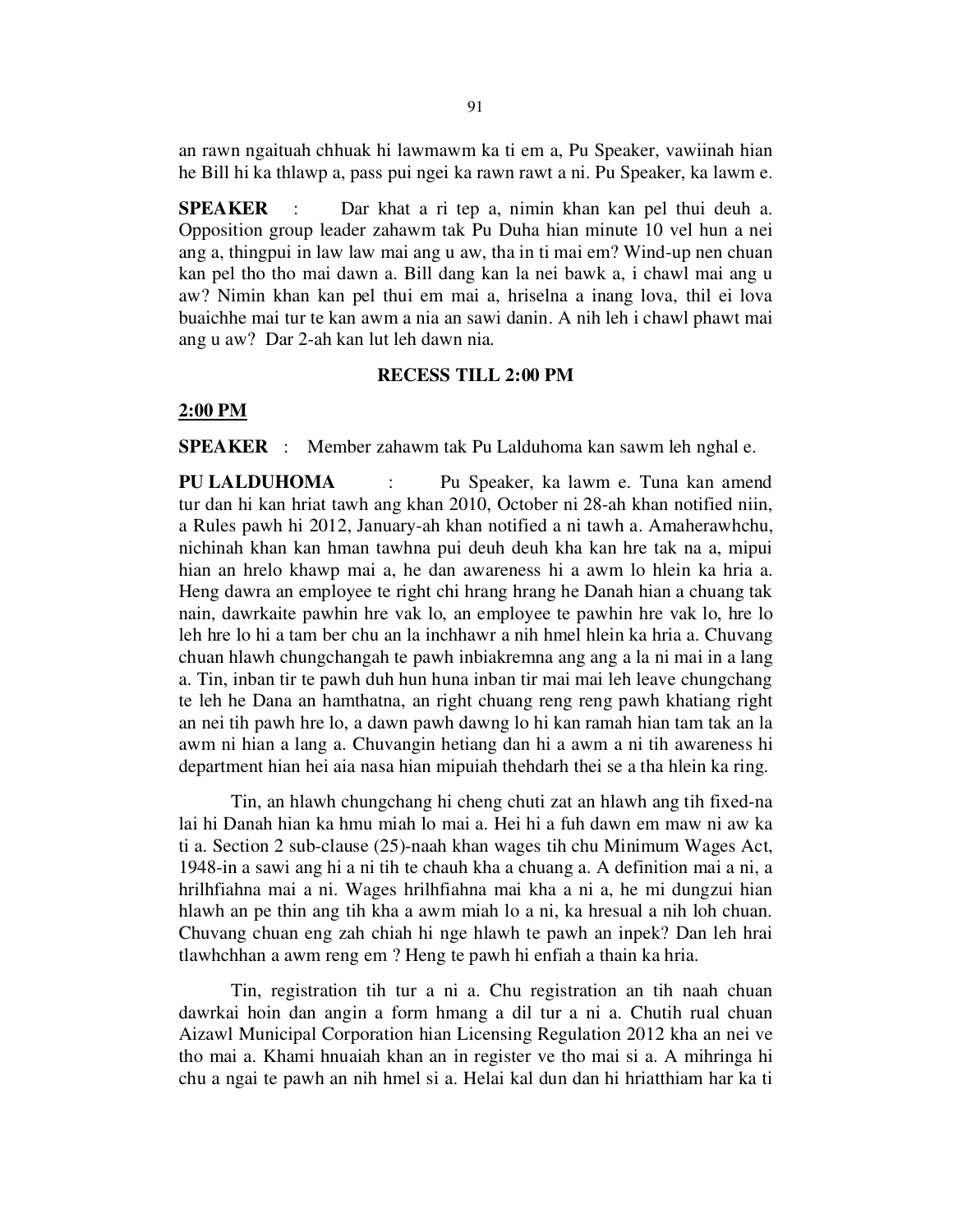an rawn ngaituah chhuak hi lawmawm ka ti em a, Pu Speaker, vawiinah hian he Bill hi ka thlawp a, pass pui ngei ka rawn rawt a ni. Pu Speaker, ka lawm e.

**SPEAKER** : Dar khat a ri tep a, nimin khan kan pel thui deuh a. Opposition group leader zahawm tak Pu Duha hian minute 10 vel hun a nei ang a, thingpui in law law mai ang u aw, tha in ti mai em? Wind-up nen chuan kan pel tho tho mai dawn a. Bill dang kan la nei bawk a, i chawl mai ang u aw? Nimin khan kan pel thui em mai a, hriselna a inang lova, thil ei lova buaichhe mai tur te kan awm a nia an sawi danin. A nih leh i chawl phawt mai ang u aw? Dar 2-ah kan lut leh dawn nia.

**RECESS TILL 2:00 PM**

**2:00 PM**

**SPEAKER** : Member zahawm tak Pu Lalduhoma kan sawm leh nghal e.

**PU LALDUHOMA** : Pu Speaker, ka lawm e. Tuna kan amend tur dan hi kan hriat tawh ang khan 2010, October ni 28-ah khan notified niin, a Rules pawh hi 2012, January-ah khan notified a ni tawh a. Amaherawhchu, nichinah khan kan hman tawhna pui deuh deuh kha kan hre tak na a, mipui hian an hrelo khawp mai a, he dan awareness hi a awm lo hlein ka hria a. Heng dawra an employee te right chi hrang hrang he Danah hian a chuang tak nain, dawrkaite pawhin hre vak lo, an employee te pawhin hre vak lo, hre lo leh hre lo hi a tam ber chu an la inchhawr a nih hmel hlein ka hria a. Chuvang chuan hlawh chungchangah te pawh inbiakremna ang ang a la ni mai in a lang a. Tin, inban tir te pawh duh hun huna inban tir mai mai leh leave chungchang te leh he Dana an hamthatna, an right chuang reng reng pawh khatiang right an nei tih pawh hre lo, a dawn pawh dawng lo hi kan ramah hian tam tak an la awm ni hian a lang a. Chuvangin hetiang dan hi a awm a ni tih awareness hi department hian hei aia nasa hian mipuiah thehdarh thei se a tha hlein ka ring.

Tin, an hlawh chungchang hi cheng chuti zat an hlawh ang tih fixed-na lai hi Danah hian ka hmu miah lo mai a. Hei hi a fuh dawn em maw ni aw ka ti a. Section 2 sub-clause (25)-naah khan wages tih chu Minimum Wages Act, 1948-in a sawi ang hi a ni tih te chauh kha a chuang a. A definition mai a ni, a hrilhfiahna mai a ni. Wages hrilhfiahna mai kha a ni a, he mi dungzui hian hlawh an pe thin ang tih kha a awm miah lo a ni, ka hresual a nih loh chuan. Chuvang chuan eng zah chiah hi nge hlawh te pawh an inpek? Dan leh hrai tlawhchhan a awm reng em ? Heng te pawh hi enfiah a thain ka hria.

Tin, registration tih tur a ni a. Chu registration an tih naah chuan dawrkai hoin dan angin a form hmang a dil tur a ni a. Chutih rual chuan Aizawl Municipal Corporation hian Licensing Regulation 2012 kha an nei ve tho mai a. Khami hnuaiah khan an in register ve tho mai si a. A mihringa hi chu a ngai te pawh an nih hmel si a. Helai kal dun dan hi hriatthiam har ka ti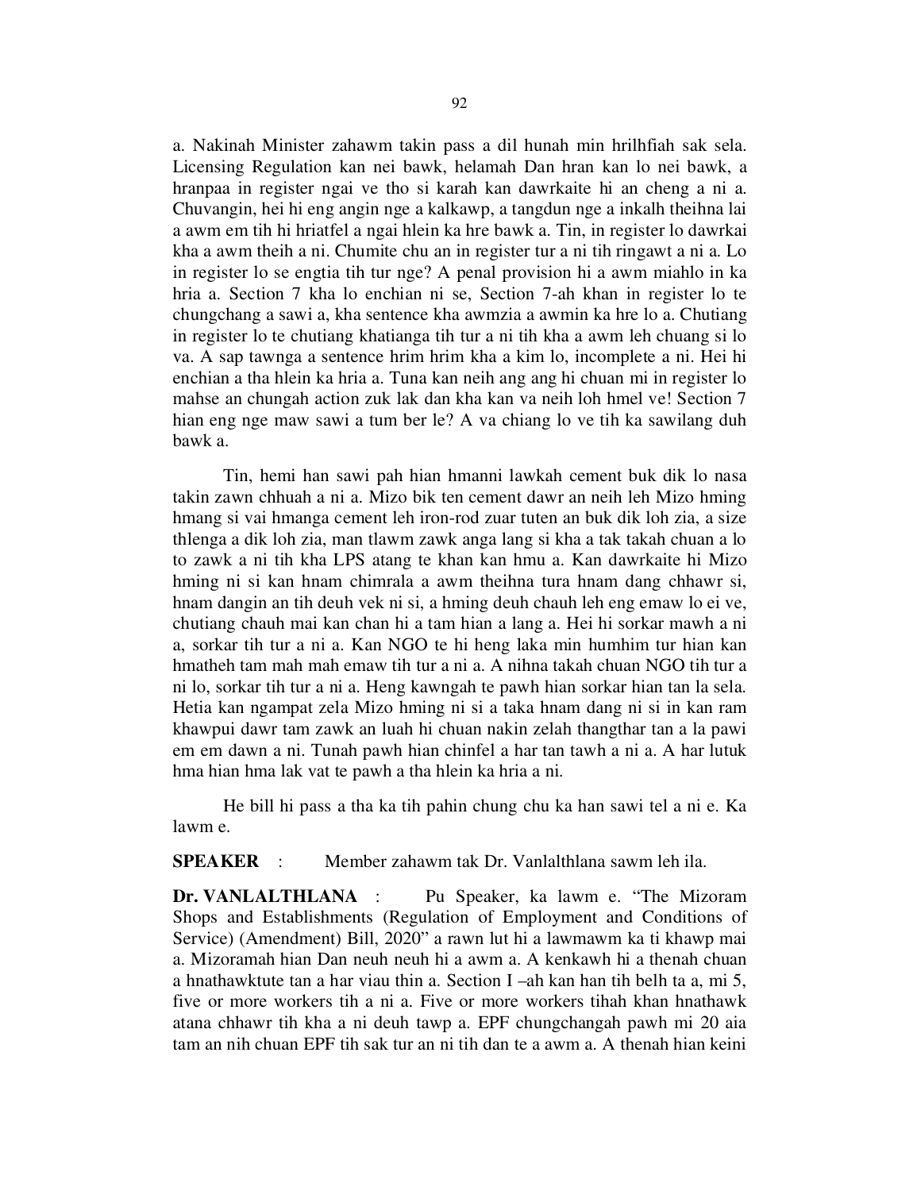a. Nakinah Minister zahawm takin pass a dil hunah min hrilhfiah sak sela. Licensing Regulation kan nei bawk, helamah Dan hran kan lo nei bawk, a hranpaa in register ngai ve tho si karah kan dawrkaite hi an cheng a ni a. Chuvangin, hei hi eng angin nge a kalkawp, a tangdun nge a inkalh theihna lai a awm em tih hi hriatfel a ngai hlein ka hre bawk a. Tin, in register lo dawrkai kha a awm theih a ni. Chumite chu an in register tur a ni tih ringawt a ni a. Lo in register lo se engtia tih tur nge? A penal provision hi a awm miahlo in ka hria a. Section 7 kha lo enchian ni se, Section 7-ah khan in register lo te chungchang a sawi a, kha sentence kha awmzia a awmin ka hre lo a. Chutiang in register lo te chutiang khatianga tih tur a ni tih kha a awm leh chuang si lo va. A sap tawnga a sentence hrim hrim kha a kim lo, incomplete a ni. Hei hi enchian a tha hlein ka hria a. Tuna kan neih ang ang hi chuan mi in register lo mahse an chungah action zuk lak dan kha kan va neih loh hmel ve! Section 7 hian eng nge maw sawi a tum ber le? A va chiang lo ve tih ka sawilang duh bawk a.

Tin, hemi han sawi pah hian hmanni lawkah cement buk dik lo nasa takin zawn chhuah a ni a. Mizo bik ten cement dawr an neih leh Mizo hming hmang si vai hmanga cement leh iron-rod zuar tuten an buk dik loh zia, a size thlenga a dik loh zia, man tlawm zawk anga lang si kha a tak takah chuan a lo to zawk a ni tih kha LPS atang te khan kan hmu a. Kan dawrkaite hi Mizo hming ni si kan hnam chimrala a awm theihna tura hnam dang chhawr si, hnam dangin an tih deuh vek ni si, a hming deuh chauh leh eng emaw lo ei ve, chutiang chauh mai kan chan hi a tam hian a lang a. Hei hi sorkar mawh a ni a, sorkar tih tur a ni a. Kan NGO te hi heng laka min humhim tur hian kan hmatheh tam mah mah emaw tih tur a ni a. A nihna takah chuan NGO tih tur a ni lo, sorkar tih tur a ni a. Heng kawngah te pawh hian sorkar hian tan la sela. Hetia kan ngampat zela Mizo hming ni si a taka hnam dang ni si in kan ram khawpui dawr tam zawk an luah hi chuan nakin zelah thangthar tan a la pawi em em dawn a ni. Tunah pawh hian chinfel a har tan tawh a ni a. A har lutuk hma hian hma lak vat te pawh a tha hlein ka hria a ni.

He bill hi pass a tha ka tih pahin chung chu ka han sawi tel a ni e. Ka lawm e.

**SPEAKER** : Member zahawm tak Dr. Vanlalthlana sawm leh ila.

**Dr. VANLALTHLANA** : Pu Speaker, ka lawm e. "The Mizoram Shops and Establishments (Regulation of Employment and Conditions of Service) (Amendment) Bill, 2020" a rawn lut hi a lawmawm ka ti khawp mai a. Mizoramah hian Dan neuh neuh hi a awm a. A kenkawh hi a thenah chuan a hnathawktute tan a har viau thin a. Section I –ah kan han tih belh ta a, mi 5, five or more workers tih a ni a. Five or more workers tihah khan hnathawk atana chhawr tih kha a ni deuh tawp a. EPF chungchangah pawh mi 20 aia tam an nih chuan EPF tih sak tur an ni tih dan te a awm a. A thenah hian keini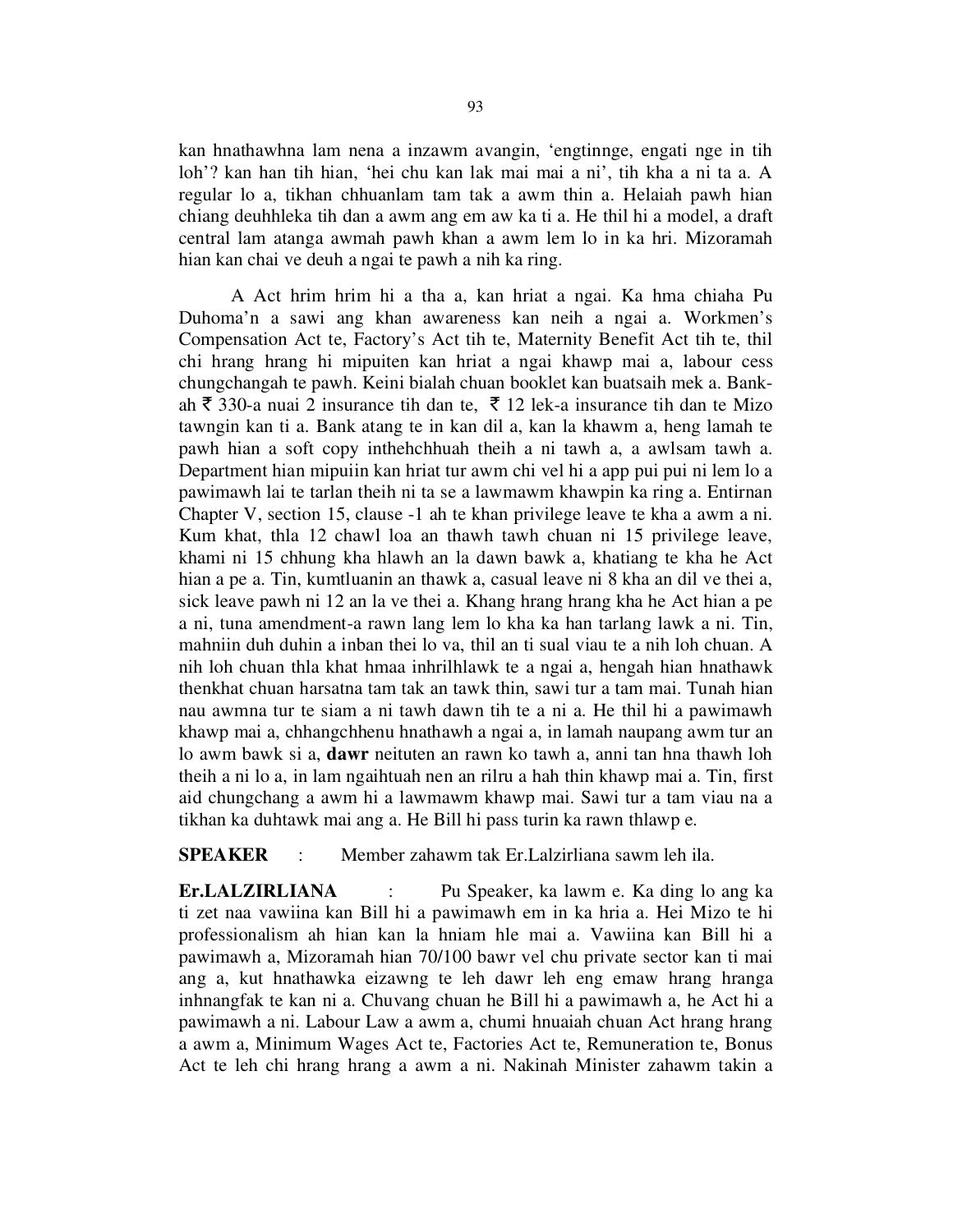kan hnathawhna lam nena a inzawm avangin, 'engtinnge, engati nge in tih loh'? kan han tih hian, 'hei chu kan lak mai mai a ni', tih kha a ni ta a. A regular lo a, tikhan chhuanlam tam tak a awm thin a. Helaiah pawh hian chiang deuhhleka tih dan a awm ang em aw ka ti a. He thil hi a model, a draft central lam atanga awmah pawh khan a awm lem lo in ka hri. Mizoramah hian kan chai ve deuh a ngai te pawh a nih ka ring.

A Act hrim hrim hi a tha a, kan hriat a ngai. Ka hma chiaha Pu Duhoma'n a sawi ang khan awareness kan neih a ngai a. Workmen's Compensation Act te, Factory's Act tih te, Maternity Benefit Act tih te, thil chi hrang hrang hi mipuiten kan hriat a ngai khawp mai a, labour cess chungchangah te pawh. Keini bialah chuan booklet kan buatsaih mek a. Bank-ah ₹ 330-a nuai 2 insurance tih dan te, ₹ 12 lek-a insurance tih dan te Mizo tawngin kan ti a. Bank atang te in kan dil a, kan la khawm a, heng lamah te pawh hian a soft copy inthehchhuah theih a ni tawh a, a awlsam tawh a. Department hian mipuiin kan hriat tur awm chi vel hi a app pui pui ni lem lo a pawimawh lai te tarlan theih ni ta se a lawmawm khawpin ka ring a. Entirnan Chapter V, section 15, clause -1 ah te khan privilege leave te kha a awm a ni. Kum khat, thla 12 chawl loa an thawh tawh chuan ni 15 privilege leave, khami ni 15 chhung kha hlawh an la dawn bawk a, khatiang te kha he Act hian a pe a. Tin, kumtluanin an thawk a, casual leave ni 8 kha an dil ve thei a, sick leave pawh ni 12 an la ve thei a. Khang hrang hrang kha he Act hian a pe a ni, tuna amendment-a rawn lang lem lo kha ka han tarlang lawk a ni. Tin, mahniin duh duhin a inban thei lo va, thil an ti sual viau te a nih loh chuan. A nih loh chuan thla khat hmaa inhrilhlawk te a ngai a, hengah hian hnathawk thenkhat chuan harsatna tam tak an tawk thin, sawi tur a tam mai. Tunah hian nau awmna tur te siam a ni tawh dawn tih te a ni a. He thil hi a pawimawh khawp mai a, chhangchhenu hnathawh a ngai a, in lamah naupang awm tur an lo awm bawk si a, **dawr** neituten an rawn ko tawh a, anni tan hna thawh loh theih a ni lo a, in lam ngaihtuah nen an rilru a hah thin khawp mai a. Tin, first aid chungchang a awm hi a lawmawm khawp mai. Sawi tur a tam viau na a tikhan ka duhtawk mai ang a. He Bill hi pass turin ka rawn thlawp e.

**SPEAKER** : Member zahawm tak Er.Lalzirliana sawm leh ila.

**Er.LALZIRLIANA** : Pu Speaker, ka lawm e. Ka ding lo ang ka ti zet naa vawiina kan Bill hi a pawimawh em in ka hria a. Hei Mizo te hi professionalism ah hian kan la hniam hle mai a. Vawiina kan Bill hi a pawimawh a, Mizoramah hian 70/100 bawr vel chu private sector kan ti mai ang a, kut hnathawka eizawng te leh dawr leh eng emaw hrang hranga inhnangfak te kan ni a. Chuvang chuan he Bill hi a pawimawh a, he Act hi a pawimawh a ni. Labour Law a awm a, chumi hnuaiah chuan Act hrang hrang a awm a, Minimum Wages Act te, Factories Act te, Remuneration te, Bonus Act te leh chi hrang hrang a awm a ni. Nakinah Minister zahawm takin a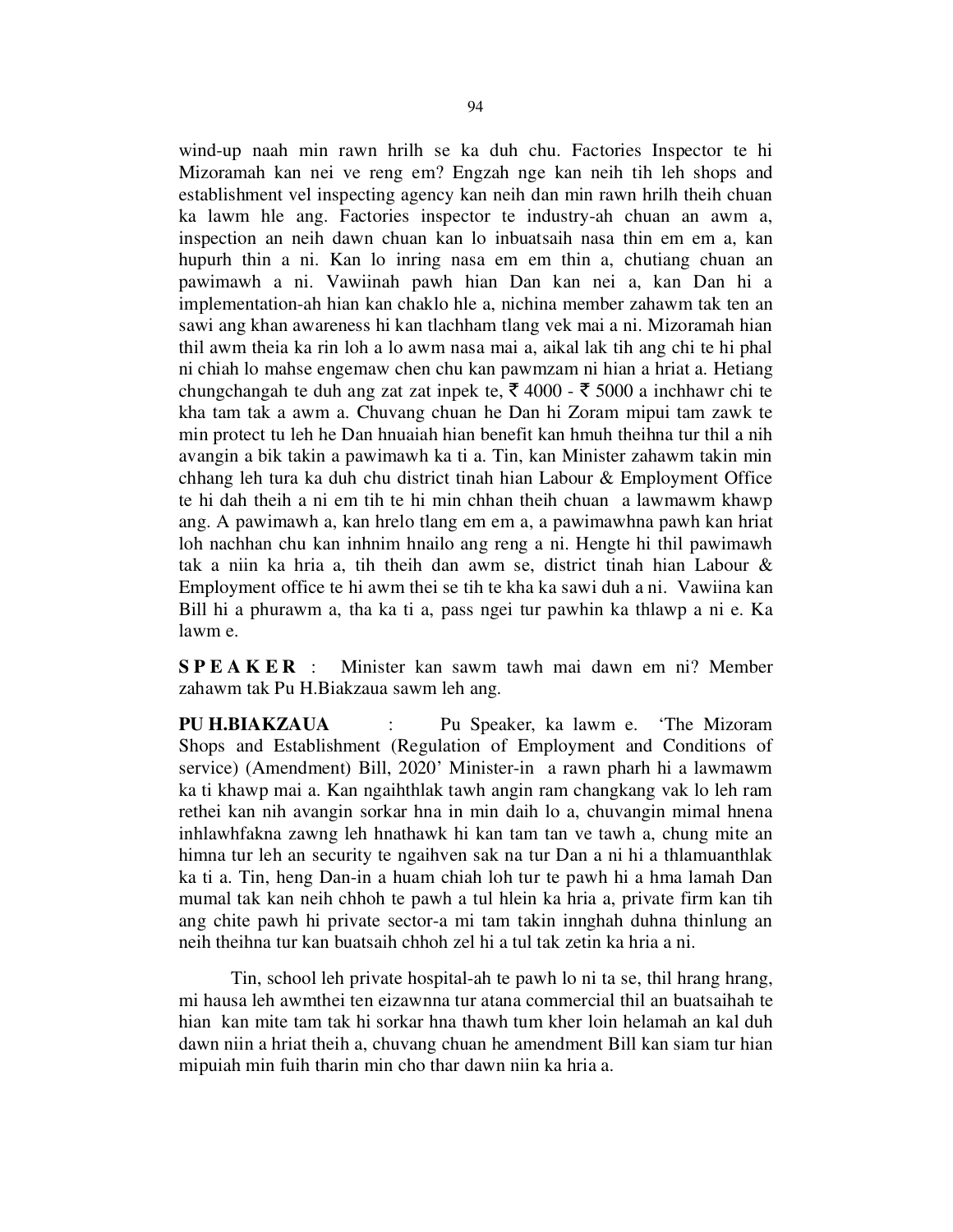wind-up naah min rawn hrilh se ka duh chu. Factories Inspector te hi Mizoramah kan nei ve reng em? Engzah nge kan neih tih leh shops and establishment vel inspecting agency kan neih dan min rawn hrilh theih chuan ka lawm hle ang. Factories inspector te industry-ah chuan an awm a, inspection an neih dawn chuan kan lo inbuatsaih nasa thin em em a, kan hupurh thin a ni. Kan lo inring nasa em em thin a, chutiang chuan an pawimawh a ni. Vawiinah pawh hian Dan kan nei a, kan Dan hi a implementation-ah hian kan chaklo hle a, nichina member zahawm tak ten an sawi ang khan awareness hi kan tlachham tlang vek mai a ni. Mizoramah hian thil awm theia ka rin loh a lo awm nasa mai a, aikal lak tih ang chi te hi phal ni chiah lo mahse engemaw chen chu kan pawmzam ni hian a hriat a. Hetiang chungchangah te duh ang zat zat inpek te, ₹ 4000 - ₹ 5000 a inchhawr chi te kha tam tak a awm a. Chuvang chuan he Dan hi Zoram mipui tam zawk te min protect tu leh he Dan hnuaiah hian benefit kan hmuh theihna tur thil a nih avangin a bik takin a pawimawh ka ti a. Tin, kan Minister zahawm takin min chhang leh tura ka duh chu district tinah hian Labour & Employment Office te hi dah theih a ni em tih te hi min chhan theih chuan a lawmawm khawp ang. A pawimawh a, kan hrelo tlang em em a, a pawimawhna pawh kan hriat loh nachhan chu kan inhnim hnailo ang reng a ni. Hengte hi thil pawimawh tak a niin ka hria a, tih theih dan awm se, district tinah hian Labour & Employment office te hi awm thei se tih te kha ka sawi duh a ni. Vawiina kan Bill hi a phurawm a, tha ka ti a, pass ngei tur pawhin ka thlawp a ni e. Ka lawm e.

**S P E A K E R** : Minister kan sawm tawh mai dawn em ni? Member zahawm tak Pu H.Biakzaua sawm leh ang.

**PU H.BIAKZAUA** : Pu Speaker, ka lawm e. 'The Mizoram Shops and Establishment (Regulation of Employment and Conditions of service) (Amendment) Bill, 2020' Minister-in a rawn pharh hi a lawmawm ka ti khawp mai a. Kan ngaihthlak tawh angin ram changkang vak lo leh ram rethei kan nih avangin sorkar hna in min daih lo a, chuvangin mimal hnena inhlawhfakna zawng leh hnathawk hi kan tam tan ve tawh a, chung mite an himna tur leh an security te ngaihven sak na tur Dan a ni hi a thlamuanthlak ka ti a. Tin, heng Dan-in a huam chiah loh tur te pawh hi a hma lamah Dan mumal tak kan neih chhoh te pawh a tul hlein ka hria a, private firm kan tih ang chite pawh hi private sector-a mi tam takin innghah duhna thinlung an neih theihna tur kan buatsaih chhoh zel hi a tul tak zetin ka hria a ni.

Tin, school leh private hospital-ah te pawh lo ni ta se, thil hrang hrang, mi hausa leh awmthei ten eizawnna tur atana commercial thil an buatsaihah te hian kan mite tam tak hi sorkar hna thawh tum kher loin helamah an kal duh dawn niin a hriat theih a, chuvang chuan he amendment Bill kan siam tur hian mipuiah min fuih tharin min cho thar dawn niin ka hria a.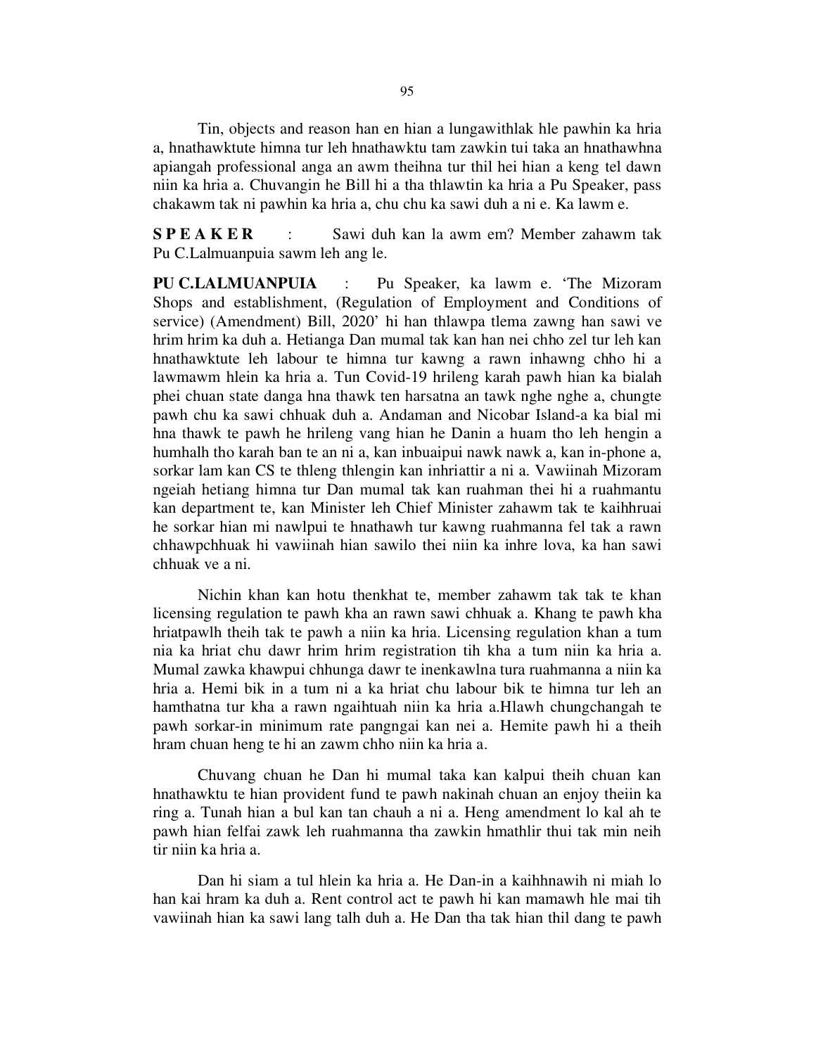Tin, objects and reason han en hian a lungawithlak hle pawhin ka hria a, hnathawktute himna tur leh hnathawktu tam zawkin tui taka an hnathawhna apiangah professional anga an awm theihna tur thil hei hian a keng tel dawn niin ka hria a. Chuvangin he Bill hi a tha thlawtin ka hria a Pu Speaker, pass chakawm tak ni pawhin ka hria a, chu chu ka sawi duh a ni e. Ka lawm e.

**S P E A K E R** : Sawi duh kan la awm em? Member zahawm tak Pu C.Lalmuanpuia sawm leh ang le.

**PU C.LALMUANPUIA** : Pu Speaker, ka lawm e. 'The Mizoram Shops and establishment, (Regulation of Employment and Conditions of service) (Amendment) Bill, 2020' hi han thlawpa tlema zawng han sawi ve hrim hrim ka duh a. Hetianga Dan mumal tak kan han nei chho zel tur leh kan hnathawktute leh labour te himna tur kawng a rawn inhawng chho hi a lawmawm hlein ka hria a. Tun Covid-19 hrileng karah pawh hian ka bialah phei chuan state danga hna thawk ten harsatna an tawk nghe nghe a, chungte pawh chu ka sawi chhuak duh a. Andaman and Nicobar Island-a ka bial mi hna thawk te pawh he hrileng vang hian he Danin a huam tho leh hengin a humhalh tho karah ban te an ni a, kan inbuaipui nawk nawk a, kan in-phone a, sorkar lam kan CS te thleng thlengin kan inhriattir a ni a. Vawiinah Mizoram ngeiah hetiang himna tur Dan mumal tak kan ruahman thei hi a ruahmantu kan department te, kan Minister leh Chief Minister zahawm tak te kaihhruai he sorkar hian mi nawlpui te hnathawh tur kawng ruahmanna fel tak a rawn chhawpchhuak hi vawiinah hian sawilo thei niin ka inhre lova, ka han sawi chhuak ve a ni.

Nichin khan kan hotu thenkhat te, member zahawm tak tak te khan licensing regulation te pawh kha an rawn sawi chhuak a. Khang te pawh kha hriatpawlh theih tak te pawh a niin ka hria. Licensing regulation khan a tum nia ka hriat chu dawr hrim hrim registration tih kha a tum niin ka hria a. Mumal zawka khawpui chhunga dawr te inenkawlna tura ruahmanna a niin ka hria a. Hemi bik in a tum ni a ka hriat chu labour bik te himna tur leh an hamthatna tur kha a rawn ngaihtuah niin ka hria a.Hlawh chungchangah te pawh sorkar-in minimum rate pangngai kan nei a. Hemite pawh hi a theih hram chuan heng te hi an zawm chho niin ka hria a.

Chuvang chuan he Dan hi mumal taka kan kalpui theih chuan kan hnathawktu te hian provident fund te pawh nakinah chuan an enjoy theiin ka ring a. Tunah hian a bul kan tan chauh a ni a. Heng amendment lo kal ah te pawh hian felfai zawk leh ruahmanna tha zawkin hmathlir thui tak min neih tir niin ka hria a.

Dan hi siam a tul hlein ka hria a. He Dan-in a kaihhnawih ni miah lo han kai hram ka duh a. Rent control act te pawh hi kan mamawh hle mai tih vawiinah hian ka sawi lang talh duh a. He Dan tha tak hian thil dang te pawh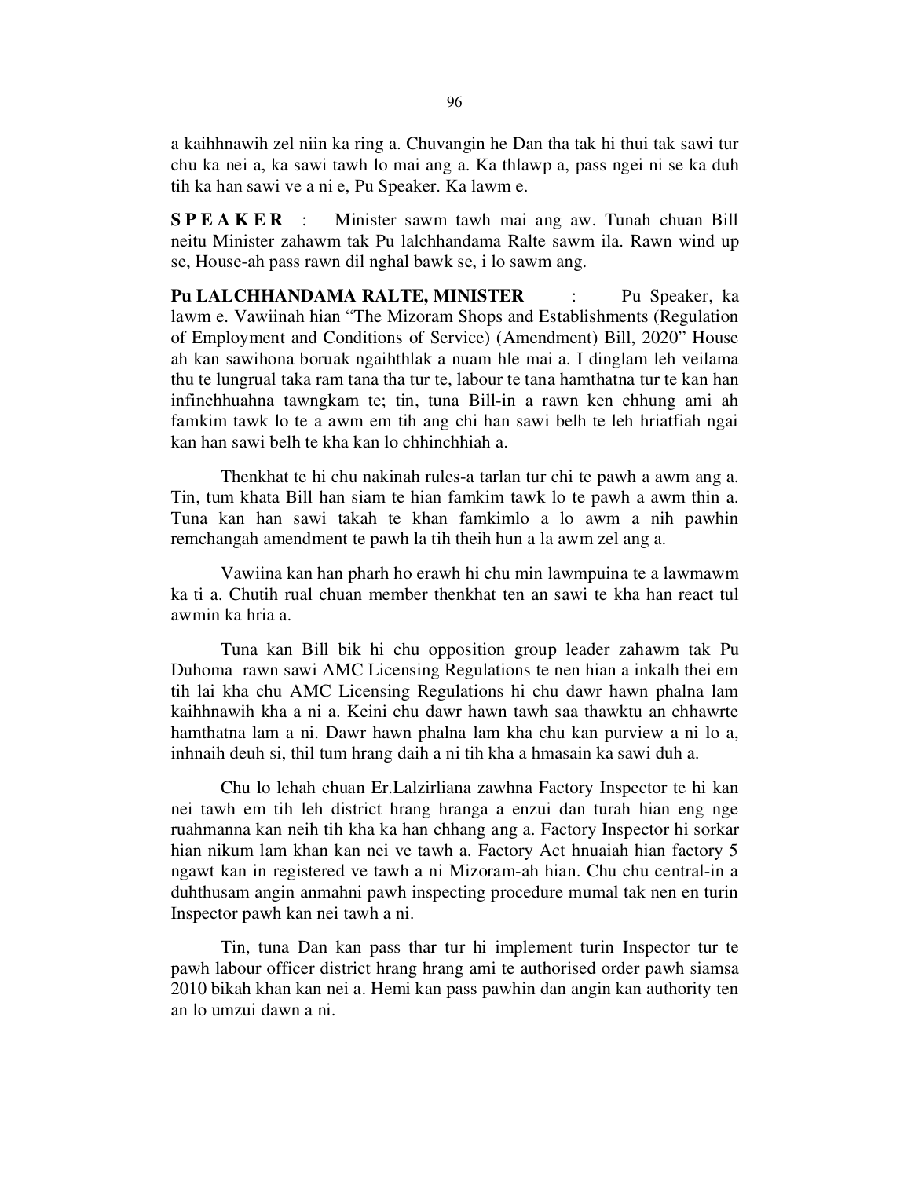a kaihhnawih zel niin ka ring a. Chuvangin he Dan tha tak hi thui tak sawi tur chu ka nei a, ka sawi tawh lo mai ang a. Ka thlawp a, pass ngei ni se ka duh tih ka han sawi ve a ni e, Pu Speaker. Ka lawm e.

**S P E A K E R** : Minister sawm tawh mai ang aw. Tunah chuan Bill neitu Minister zahawm tak Pu lalchhandama Ralte sawm ila. Rawn wind up se, House-ah pass rawn dil nghal bawk se, i lo sawm ang.

**Pu LALCHHANDAMA RALTE, MINISTER** : Pu Speaker, ka lawm e. Vawiinah hian "The Mizoram Shops and Establishments (Regulation of Employment and Conditions of Service) (Amendment) Bill, 2020" House ah kan sawihona boruak ngaihthlak a nuam hle mai a. I dinglam leh veilama thu te lungrual taka ram tana tha tur te, labour te tana hamthatna tur te kan han infinchhuahna tawngkam te; tin, tuna Bill-in a rawn ken chhung ami ah famkim tawk lo te a awm em tih ang chi han sawi belh te leh hriatfiah ngai kan han sawi belh te kha kan lo chhinchhiah a.

Thenkhat te hi chu nakinah rules-a tarlan tur chi te pawh a awm ang a. Tin, tum khata Bill han siam te hian famkim tawk lo te pawh a awm thin a. Tuna kan han sawi takah te khan famkimlo a lo awm a nih pawhin remchangah amendment te pawh la tih theih hun a la awm zel ang a.

Vawiina kan han pharh ho erawh hi chu min lawmpuina te a lawmawm ka ti a. Chutih rual chuan member thenkhat ten an sawi te kha han react tul awmin ka hria a.

Tuna kan Bill bik hi chu opposition group leader zahawm tak Pu Duhoma rawn sawi AMC Licensing Regulations te nen hian a inkalh thei em tih lai kha chu AMC Licensing Regulations hi chu dawr hawn phalna lam kaihhnawih kha a ni a. Keini chu dawr hawn tawh saa thawktu an chhawrte hamthatna lam a ni. Dawr hawn phalna lam kha chu kan purview a ni lo a, inhnaih deuh si, thil tum hrang daih a ni tih kha a hmasain ka sawi duh a.

Chu lo lehah chuan Er.Lalzirliana zawhna Factory Inspector te hi kan nei tawh em tih leh district hrang hranga a enzui dan turah hian eng nge ruahmanna kan neih tih kha ka han chhang ang a. Factory Inspector hi sorkar hian nikum lam khan kan nei ve tawh a. Factory Act hnuaiah hian factory 5 ngawt kan in registered ve tawh a ni Mizoram-ah hian. Chu chu central-in a duhthusam angin anmahni pawh inspecting procedure mumal tak nen en turin Inspector pawh kan nei tawh a ni.

Tin, tuna Dan kan pass thar tur hi implement turin Inspector tur te pawh labour officer district hrang hrang ami te authorised order pawh siamsa 2010 bikah khan kan nei a. Hemi kan pass pawhin dan angin kan authority ten an lo umzui dawn a ni.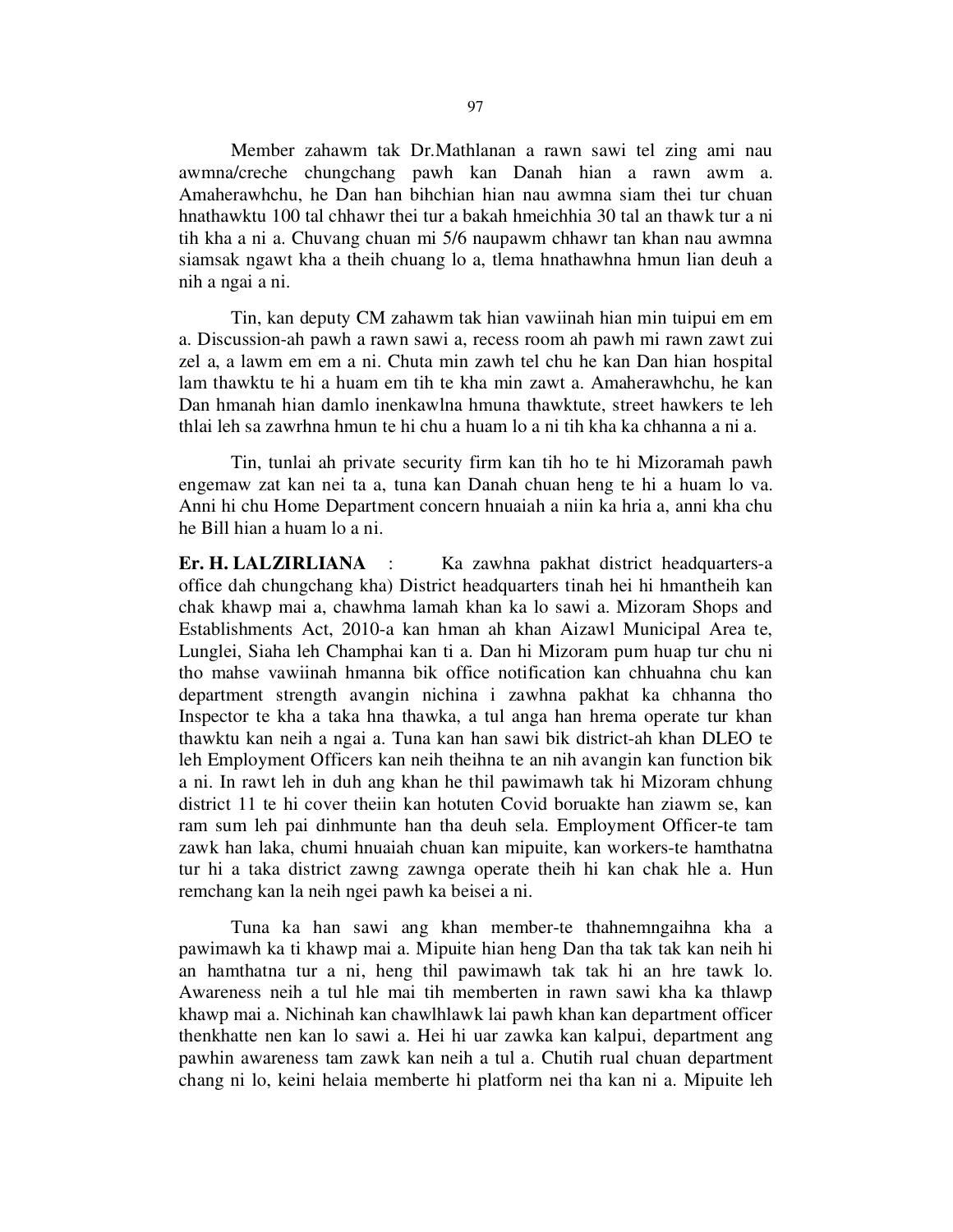Member zahawm tak Dr.Mathlanan a rawn sawi tel zing ami nau awmna/creche chungchang pawh kan Danah hian a rawn awm a. Amaherawhchu, he Dan han bihchian hian nau awmna siam thei tur chuan hnathawktu 100 tal chhawr thei tur a bakah hmeichhia 30 tal an thawk tur a ni tih kha a ni a. Chuvang chuan mi 5/6 naupawm chhawr tan khan nau awmna siamsak ngawt kha a theih chuang lo a, tlema hnathawhna hmun lian deuh a nih a ngai a ni.

Tin, kan deputy CM zahawm tak hian vawiinah hian min tuipui em em a. Discussion-ah pawh a rawn sawi a, recess room ah pawh mi rawn zawt zui zel a, a lawm em em a ni. Chuta min zawh tel chu he kan Dan hian hospital lam thawktu te hi a huam em tih te kha min zawt a. Amaherawhchu, he kan Dan hmanah hian damlo inenkawlna hmuna thawktute, street hawkers te leh thlai leh sa zawrhna hmun te hi chu a huam lo a ni tih kha ka chhanna a ni a.

Tin, tunlai ah private security firm kan tih ho te hi Mizoramah pawh engemaw zat kan nei ta a, tuna kan Danah chuan heng te hi a huam lo va. Anni hi chu Home Department concern hnuaiah a niin ka hria a, anni kha chu he Bill hian a huam lo a ni.

**Er. H. LALZIRLIANA** : Ka zawhna pakhat district headquarters-a office dah chungchang kha) District headquarters tinah hei hi hmantheih kan chak khawp mai a, chawhma lamah khan ka lo sawi a. Mizoram Shops and Establishments Act, 2010-a kan hman ah khan Aizawl Municipal Area te, Lunglei, Siaha leh Champhai kan ti a. Dan hi Mizoram pum huap tur chu ni tho mahse vawiinah hmanna bik office notification kan chhuahna chu kan department strength avangin nichina i zawhna pakhat ka chhanna tho Inspector te kha a taka hna thawka, a tul anga han hrema operate tur khan thawktu kan neih a ngai a. Tuna kan han sawi bik district-ah khan DLEO te leh Employment Officers kan neih theihna te an nih avangin kan function bik a ni. In rawt leh in duh ang khan he thil pawimawh tak hi Mizoram chhung district 11 te hi cover theiin kan hotuten Covid boruakte han ziawm se, kan ram sum leh pai dinhmunte han tha deuh sela. Employment Officer-te tam zawk han laka, chumi hnuaiah chuan kan mipuite, kan workers-te hamthatna tur hi a taka district zawng zawnga operate theih hi kan chak hle a. Hun remchang kan la neih ngei pawh ka beisei a ni.

Tuna ka han sawi ang khan member-te thahnemngaihna kha a pawimawh ka ti khawp mai a. Mipuite hian heng Dan tha tak tak kan neih hi an hamthatna tur a ni, heng thil pawimawh tak tak hi an hre tawk lo. Awareness neih a tul hle mai tih memberten in rawn sawi kha ka thlawp khawp mai a. Nichinah kan chawlhlawk lai pawh khan kan department officer thenkhatte nen kan lo sawi a. Hei hi uar zawka kan kalpui, department ang pawhin awareness tam zawk kan neih a tul a. Chutih rual chuan department chang ni lo, keini helaia memberte hi platform nei tha kan ni a. Mipuite leh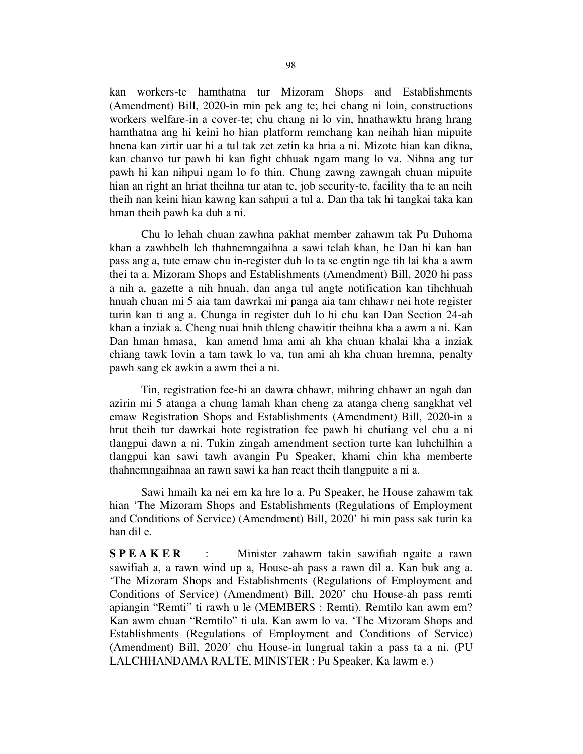kan workers-te hamthatna tur Mizoram Shops and Establishments (Amendment) Bill, 2020-in min pek ang te; hei chang ni loin, constructions workers welfare-in a cover-te; chu chang ni lo vin, hnathawktu hrang hrang hamthatna ang hi keini ho hian platform remchang kan neihah hian mipuite hnena kan zirtir uar hi a tul tak zet zetin ka hria a ni. Mizote hian kan dikna, kan chanvo tur pawh hi kan fight chhuak ngam mang lo va. Nihna ang tur pawh hi kan nihpui ngam lo fo thin. Chung zawng zawngah chuan mipuite hian an right an hriat theihna tur atan te, job security-te, facility tha te an neih theih nan keini hian kawng kan sahpui a tul a. Dan tha tak hi tangkai taka kan hman theih pawh ka duh a ni.

Chu lo lehah chuan zawhna pakhat member zahawm tak Pu Duhoma khan a zawhbelh leh thahnemngaihna a sawi telah khan, he Dan hi kan han pass ang a, tute emaw chu in-register duh lo ta se engtin nge tih lai kha a awm thei ta a. Mizoram Shops and Establishments (Amendment) Bill, 2020 hi pass a nih a, gazette a nih hnuah, dan anga tul angte notification kan tihchhuah hnuah chuan mi 5 aia tam dawrkai mi panga aia tam chhawr nei hote register turin kan ti ang a. Chunga in register duh lo hi chu kan Dan Section 24-ah khan a inziak a. Cheng nuai hnih thleng chawitir theihna kha a awm a ni. Kan Dan hman hmasa, kan amend hma ami ah kha chuan khalai kha a inziak chiang tawk lovin a tam tawk lo va, tun ami ah kha chuan hremna, penalty pawh sang ek awkin a awm thei a ni.

Tin, registration fee-hi an dawra chhawr, mihring chhawr an ngah dan azirin mi 5 atanga a chung lamah khan cheng za atanga cheng sangkhat vel emaw Registration Shops and Establishments (Amendment) Bill, 2020-in a hrut theih tur dawrkai hote registration fee pawh hi chutiang vel chu a ni tlangpui dawn a ni. Tukin zingah amendment section turte kan luhchilhin a tlangpui kan sawi tawh avangin Pu Speaker, khami chin kha memberte thahnemngaihnaa an rawn sawi ka han react theih tlangpuite a ni a.

Sawi hmaih ka nei em ka hre lo a. Pu Speaker, he House zahawm tak hian 'The Mizoram Shops and Establishments (Regulations of Employment and Conditions of Service) (Amendment) Bill, 2020' hi min pass sak turin ka han dil e.

**S P E A K E R** : Minister zahawm takin sawifiah ngaite a rawn sawifiah a, a rawn wind up a, House-ah pass a rawn dil a. Kan buk ang a. 'The Mizoram Shops and Establishments (Regulations of Employment and Conditions of Service) (Amendment) Bill, 2020' chu House-ah pass remti apiangin "Remti" ti rawh u le (MEMBERS : Remti). Remtilo kan awm em? Kan awm chuan "Remtilo" ti ula. Kan awm lo va. 'The Mizoram Shops and Establishments (Regulations of Employment and Conditions of Service) (Amendment) Bill, 2020' chu House-in lungrual takin a pass ta a ni. (PU LALCHHANDAMA RALTE, MINISTER : Pu Speaker, Ka lawm e.)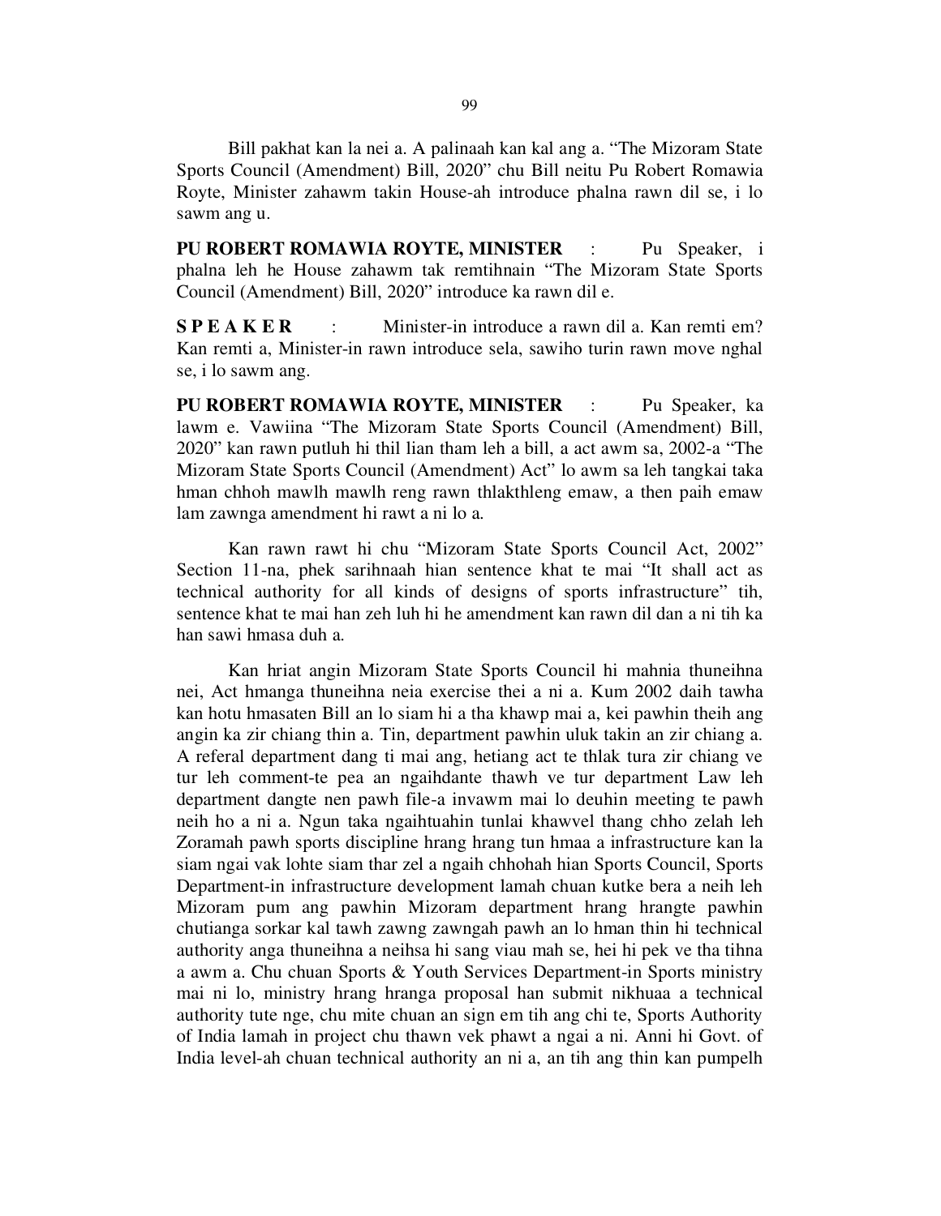Bill pakhat kan la nei a. A palinaah kan kal ang a. "The Mizoram State Sports Council (Amendment) Bill, 2020" chu Bill neitu Pu Robert Romawia Royte, Minister zahawm takin House-ah introduce phalna rawn dil se, i lo sawm ang u.

**PU ROBERT ROMAWIA ROYTE, MINISTER** : Pu Speaker, i phalna leh he House zahawm tak remtihnain "The Mizoram State Sports Council (Amendment) Bill, 2020" introduce ka rawn dil e.

**S P E A K E R** : Minister-in introduce a rawn dil a. Kan remti em? Kan remti a, Minister-in rawn introduce sela, sawiho turin rawn move nghal se, i lo sawm ang.

**PU ROBERT ROMAWIA ROYTE, MINISTER** : Pu Speaker, ka lawm e. Vawiina "The Mizoram State Sports Council (Amendment) Bill, 2020" kan rawn putluh hi thil lian tham leh a bill, a act awm sa, 2002-a "The Mizoram State Sports Council (Amendment) Act" lo awm sa leh tangkai taka hman chhoh mawlh mawlh reng rawn thlakthleng emaw, a then paih emaw lam zawnga amendment hi rawt a ni lo a.

Kan rawn rawt hi chu "Mizoram State Sports Council Act, 2002" Section 11-na, phek sarihnaah hian sentence khat te mai "It shall act as technical authority for all kinds of designs of sports infrastructure" tih, sentence khat te mai han zeh luh hi he amendment kan rawn dil dan a ni tih ka han sawi hmasa duh a.

Kan hriat angin Mizoram State Sports Council hi mahnia thuneihna nei, Act hmanga thuneihna neia exercise thei a ni a. Kum 2002 daih tawha kan hotu hmasaten Bill an lo siam hi a tha khawp mai a, kei pawhin theih ang angin ka zir chiang thin a. Tin, department pawhin uluk takin an zir chiang a. A referal department dang ti mai ang, hetiang act te thlak tura zir chiang ve tur leh comment-te pea an ngaihdante thawh ve tur department Law leh department dangte nen pawh file-a invawm mai lo deuhin meeting te pawh neih ho a ni a. Ngun taka ngaihtuahin tunlai khawvel thang chho zelah leh Zoramah pawh sports discipline hrang hrang tun hmaa a infrastructure kan la siam ngai vak lohte siam thar zel a ngaih chhohah hian Sports Council, Sports Department-in infrastructure development lamah chuan kutke bera a neih leh Mizoram pum ang pawhin Mizoram department hrang hrangte pawhin chutianga sorkar kal tawh zawng zawngah pawh an lo hman thin hi technical authority anga thuneihna a neihsa hi sang viau mah se, hei hi pek ve tha tihna a awm a. Chu chuan Sports & Youth Services Department-in Sports ministry mai ni lo, ministry hrang hranga proposal han submit nikhuaa a technical authority tute nge, chu mite chuan an sign em tih ang chi te, Sports Authority of India lamah in project chu thawn vek phawt a ngai a ni. Anni hi Govt. of India level-ah chuan technical authority an ni a, an tih ang thin kan pumpelh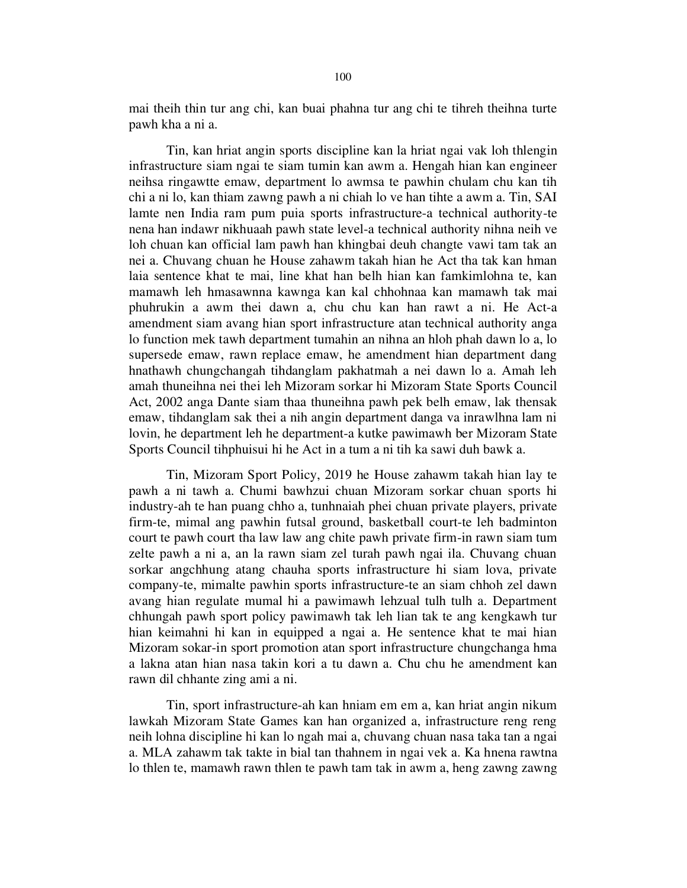mai theih thin tur ang chi, kan buai phahna tur ang chi te tihreh theihna turte pawh kha a ni a.

Tin, kan hriat angin sports discipline kan la hriat ngai vak loh thlengin infrastructure siam ngai te siam tumin kan awm a. Hengah hian kan engineer neihsa ringawtte emaw, department lo awmsa te pawhin chulam chu kan tih chi a ni lo, kan thiam zawng pawh a ni chiah lo ve han tihte a awm a. Tin, SAI lamte nen India ram pum puia sports infrastructure-a technical authority-te nena han indawr nikhuaah pawh state level-a technical authority nihna neih ve loh chuan kan official lam pawh han khingbai deuh changte vawi tam tak an nei a. Chuvang chuan he House zahawm takah hian he Act tha tak kan hman laia sentence khat te mai, line khat han belh hian kan famkimlohna te, kan mamawh leh hmasawnna kawnga kan kal chhohnaa kan mamawh tak mai phuhrukin a awm thei dawn a, chu chu kan han rawt a ni. He Act-a amendment siam avang hian sport infrastructure atan technical authority anga lo function mek tawh department tumahin an nihna an hloh phah dawn lo a, lo supersede emaw, rawn replace emaw, he amendment hian department dang hnathawh chungchangah tihdanglam pakhatmah a nei dawn lo a. Amah leh amah thuneihna nei thei leh Mizoram sorkar hi Mizoram State Sports Council Act, 2002 anga Dante siam thaa thuneihna pawh pek belh emaw, lak thensak emaw, tihdanglam sak thei a nih angin department danga va inrawlhna lam ni lovin, he department leh he department-a kutke pawimawh ber Mizoram State Sports Council tihphuisui hi he Act in a tum a ni tih ka sawi duh bawk a.

Tin, Mizoram Sport Policy, 2019 he House zahawm takah hian lay te pawh a ni tawh a. Chumi bawhzui chuan Mizoram sorkar chuan sports hi industry-ah te han puang chho a, tunhnaiah phei chuan private players, private firm-te, mimal ang pawhin futsal ground, basketball court-te leh badminton court te pawh court tha law law ang chite pawh private firm-in rawn siam tum zelte pawh a ni a, an la rawn siam zel turah pawh ngai ila. Chuvang chuan sorkar angchhung atang chauha sports infrastructure hi siam lova, private company-te, mimalte pawhin sports infrastructure-te an siam chhoh zel dawn avang hian regulate mumal hi a pawimawh lehzual tulh tulh a. Department chhungah pawh sport policy pawimawh tak leh lian tak te ang kengkawh tur hian keimahni hi kan in equipped a ngai a. He sentence khat te mai hian Mizoram sokar-in sport promotion atan sport infrastructure chungchanga hma a lakna atan hian nasa takin kori a tu dawn a. Chu chu he amendment kan rawn dil chhante zing ami a ni.

Tin, sport infrastructure-ah kan hniam em em a, kan hriat angin nikum lawkah Mizoram State Games kan han organized a, infrastructure reng reng neih lohna discipline hi kan lo ngah mai a, chuvang chuan nasa taka tan a ngai a. MLA zahawm tak takte in bial tan thahnem in ngai vek a. Ka hnena rawtna lo thlen te, mamawh rawn thlen te pawh tam tak in awm a, heng zawng zawng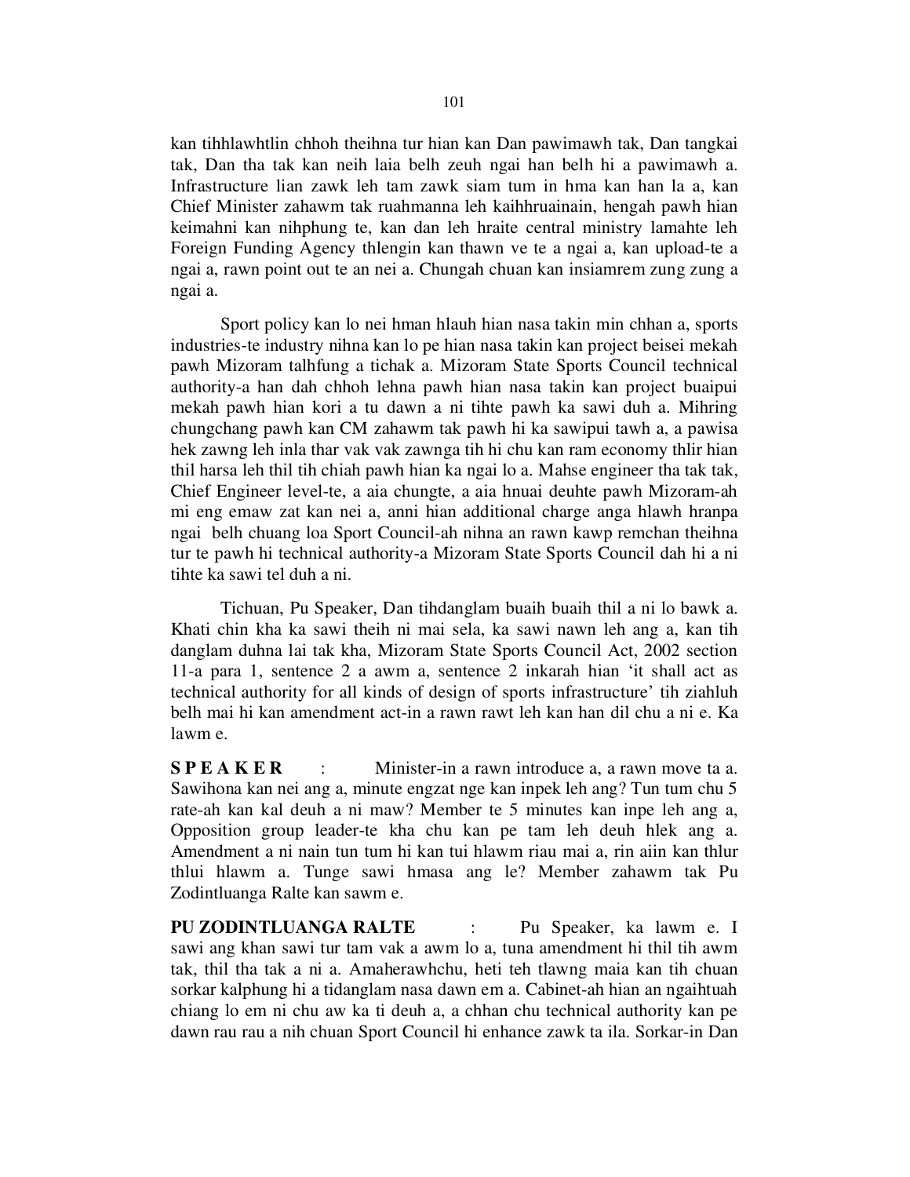kan tihhlawhtlin chhoh theihna tur hian kan Dan pawimawh tak, Dan tangkai tak, Dan tha tak kan neih laia belh zeuh ngai han belh hi a pawimawh a. Infrastructure lian zawk leh tam zawk siam tum in hma kan han la a, kan Chief Minister zahawm tak ruahmanna leh kaihhruainain, hengah pawh hian keimahni kan nihphung te, kan dan leh hraite central ministry lamahte leh Foreign Funding Agency thlengin kan thawn ve te a ngai a, kan upload-te a ngai a, rawn point out te an nei a. Chungah chuan kan insiamrem zung zung a ngai a.

Sport policy kan lo nei hman hlauh hian nasa takin min chhan a, sports industries-te industry nihna kan lo pe hian nasa takin kan project beisei mekah pawh Mizoram talhfung a tichak a. Mizoram State Sports Council technical authority-a han dah chhoh lehna pawh hian nasa takin kan project buaipui mekah pawh hian kori a tu dawn a ni tihte pawh ka sawi duh a. Mihring chungchang pawh kan CM zahawm tak pawh hi ka sawipui tawh a, a pawisa hek zawng leh inla thar vak vak zawnga tih hi chu kan ram economy thlir hian thil harsa leh thil tih chiah pawh hian ka ngai lo a. Mahse engineer tha tak tak, Chief Engineer level-te, a aia chungte, a aia hnuai deuhte pawh Mizoram-ah mi eng emaw zat kan nei a, anni hian additional charge anga hlawh hranpa ngai belh chuang loa Sport Council-ah nihna an rawn kawp remchan theihna tur te pawh hi technical authority-a Mizoram State Sports Council dah hi a ni tihte ka sawi tel duh a ni.

Tichuan, Pu Speaker, Dan tihdanglam buaih buaih thil a ni lo bawk a. Khati chin kha ka sawi theih ni mai sela, ka sawi nawn leh ang a, kan tih danglam duhna lai tak kha, Mizoram State Sports Council Act, 2002 section 11-a para 1, sentence 2 a awm a, sentence 2 inkarah hian 'it shall act as technical authority for all kinds of design of sports infrastructure' tih ziahluh belh mai hi kan amendment act-in a rawn rawt leh kan han dil chu a ni e. Ka lawm e.

**S P E A K E R** : Minister-in a rawn introduce a, a rawn move ta a. Sawihona kan nei ang a, minute engzat nge kan inpek leh ang? Tun tum chu 5 rate-ah kan kal deuh a ni maw? Member te 5 minutes kan inpe leh ang a, Opposition group leader-te kha chu kan pe tam leh deuh hlek ang a. Amendment a ni nain tun tum hi kan tui hlawm riau mai a, rin aiin kan thlur thlui hlawm a. Tunge sawi hmasa ang le? Member zahawm tak Pu Zodintluanga Ralte kan sawm e.

**PU ZODINTLUANGA RALTE** : Pu Speaker, ka lawm e. I sawi ang khan sawi tur tam vak a awm lo a, tuna amendment hi thil tih awm tak, thil tha tak a ni a. Amaherawhchu, heti teh tlawng maia kan tih chuan sorkar kalphung hi a tidanglam nasa dawn em a. Cabinet-ah hian an ngaihtuah chiang lo em ni chu aw ka ti deuh a, a chhan chu technical authority kan pe dawn rau rau a nih chuan Sport Council hi enhance zawk ta ila. Sorkar-in Dan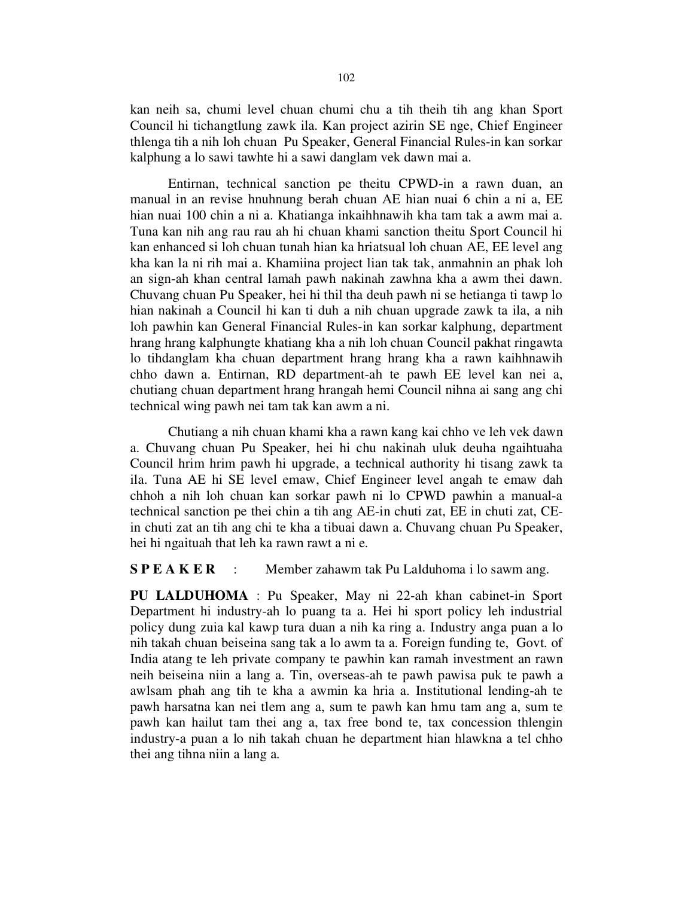kan neih sa, chumi level chuan chumi chu a tih theih tih ang khan Sport Council hi tichangtlung zawk ila. Kan project azirin SE nge, Chief Engineer thlenga tih a nih loh chuan Pu Speaker, General Financial Rules-in kan sorkar kalphung a lo sawi tawhte hi a sawi danglam vek dawn mai a.

Entirnan, technical sanction pe theitu CPWD-in a rawn duan, an manual in an revise hnuhnung berah chuan AE hian nuai 6 chin a ni a, EE hian nuai 100 chin a ni a. Khatianga inkaihhnawih kha tam tak a awm mai a. Tuna kan nih ang rau rau ah hi chuan khami sanction theitu Sport Council hi kan enhanced si loh chuan tunah hian ka hriatsual loh chuan AE, EE level ang kha kan la ni rih mai a. Khamiina project lian tak tak, anmahnin an phak loh an sign-ah khan central lamah pawh nakinah zawhna kha a awm thei dawn. Chuvang chuan Pu Speaker, hei hi thil tha deuh pawh ni se hetianga ti tawp lo hian nakinah a Council hi kan ti duh a nih chuan upgrade zawk ta ila, a nih loh pawhin kan General Financial Rules-in kan sorkar kalphung, department hrang hrang kalphungte khatiang kha a nih loh chuan Council pakhat ringawta lo tihdanglam kha chuan department hrang hrang kha a rawn kaihhnawih chho dawn a. Entirnan, RD department-ah te pawh EE level kan nei a, chutiang chuan department hrang hrangah hemi Council nihna ai sang ang chi technical wing pawh nei tam tak kan awm a ni.

Chutiang a nih chuan khami kha a rawn kang kai chho ve leh vek dawn a. Chuvang chuan Pu Speaker, hei hi chu nakinah uluk deuha ngaihtuaha Council hrim hrim pawh hi upgrade, a technical authority hi tisang zawk ta ila. Tuna AE hi SE level emaw, Chief Engineer level angah te emaw dah chhoh a nih loh chuan kan sorkar pawh ni lo CPWD pawhin a manual-a technical sanction pe thei chin a tih ang AE-in chuti zat, EE in chuti zat, CE-in chuti zat an tih ang chi te kha a tibuai dawn a. Chuvang chuan Pu Speaker, hei hi ngaituah that leh ka rawn rawt a ni e.

**S P E A K E R** : Member zahawm tak Pu Lalduhoma i lo sawm ang.

**PU LALDUHOMA** : Pu Speaker, May ni 22-ah khan cabinet-in Sport Department hi industry-ah lo puang ta a. Hei hi sport policy leh industrial policy dung zuia kal kawp tura duan a nih ka ring a. Industry anga puan a lo nih takah chuan beiseina sang tak a lo awm ta a. Foreign funding te, Govt. of India atang te leh private company te pawhin kan ramah investment an rawn neih beiseina niin a lang a. Tin, overseas-ah te pawh pawisa puk te pawh a awlsam phah ang tih te kha a awmin ka hria a. Institutional lending-ah te pawh harsatna kan nei tlem ang a, sum te pawh kan hmu tam ang a, sum te pawh kan hailut tam thei ang a, tax free bond te, tax concession thlengin industry-a puan a lo nih takah chuan he department hian hlawkna a tel chho thei ang tihna niin a lang a.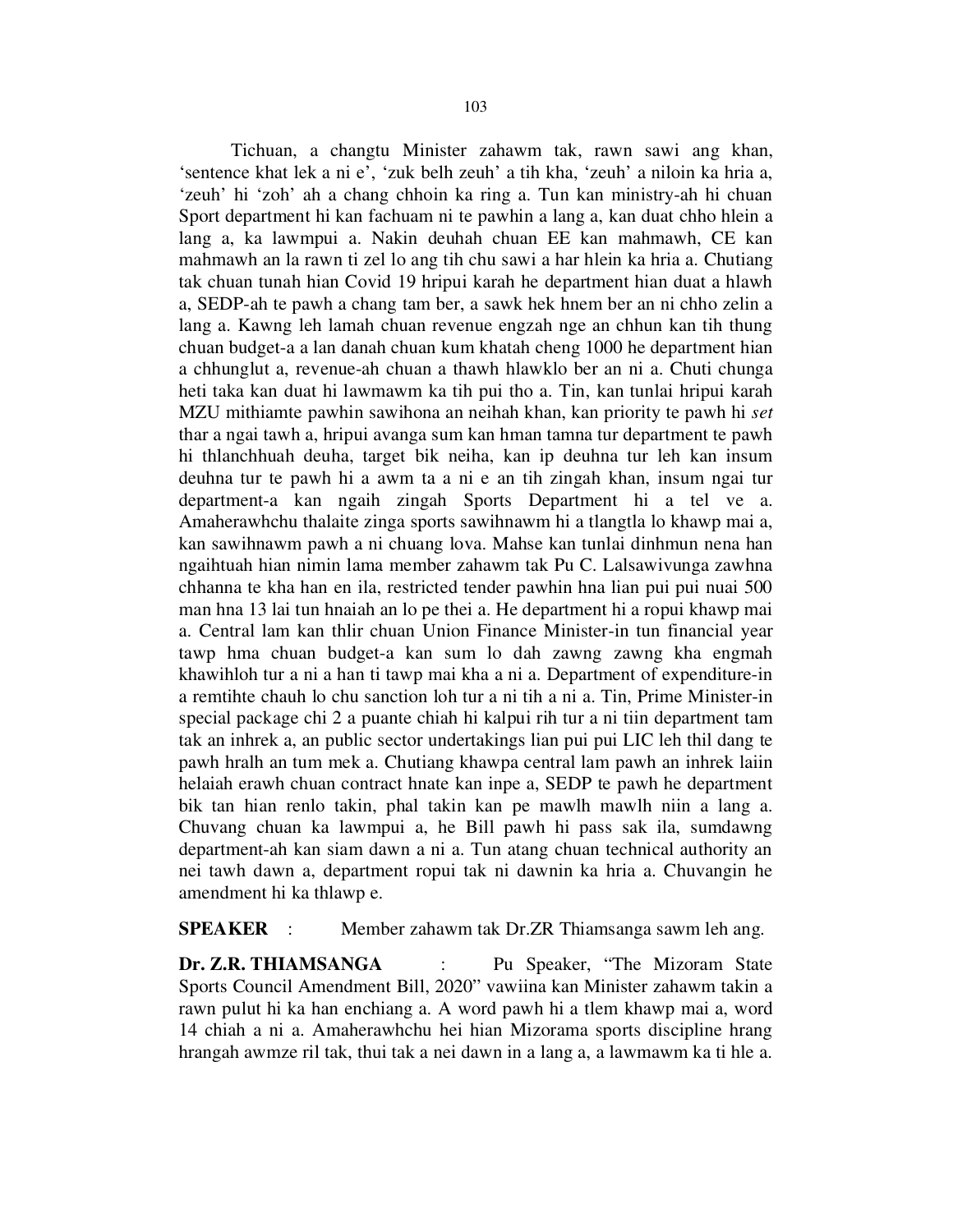Tichuan, a changtu Minister zahawm tak, rawn sawi ang khan, 'sentence khat lek a ni e', 'zuk belh zeuh' a tih kha, 'zeuh' a niloin ka hria a, 'zeuh' hi 'zoh' ah a chang chhoin ka ring a. Tun kan ministry-ah hi chuan Sport department hi kan fachuam ni te pawhin a lang a, kan duat chho hlein a lang a, ka lawmpui a. Nakin deuhah chuan EE kan mahmawh, CE kan mahmawh an la rawn ti zel lo ang tih chu sawi a har hlein ka hria a. Chutiang tak chuan tunah hian Covid 19 hripui karah he department hian duat a hlawh a, SEDP-ah te pawh a chang tam ber, a sawk hek hnem ber an ni chho zelin a lang a. Kawng leh lamah chuan revenue engzah nge an chhun kan tih thung chuan budget-a a lan danah chuan kum khatah cheng 1000 he department hian a chhunglut a, revenue-ah chuan a thawh hlawklo ber an ni a. Chuti chunga heti taka kan duat hi lawmawm ka tih pui tho a. Tin, kan tunlai hripui karah MZU mithiamte pawhin sawihona an neihah khan, kan priority te pawh hi *set* thar a ngai tawh a, hripui avanga sum kan hman tamna tur department te pawh hi thlanchhuah deuha, target bik neiha, kan ip deuhna tur leh kan insum deuhna tur te pawh hi a awm ta a ni e an tih zingah khan, insum ngai tur department-a kan ngaih zingah Sports Department hi a tel ve a. Amaherawhchu thalaite zinga sports sawihnawm hi a tlangtla lo khawp mai a, kan sawihnawm pawh a ni chuang lova. Mahse kan tunlai dinhmun nena han ngaihtuah hian nimin lama member zahawm tak Pu C. Lalsawivunga zawhna chhanna te kha han en ila, restricted tender pawhin hna lian pui pui nuai 500 man hna 13 lai tun hnaiah an lo pe thei a. He department hi a ropui khawp mai a. Central lam kan thlir chuan Union Finance Minister-in tun financial year tawp hma chuan budget-a kan sum lo dah zawng zawng kha engmah khawihloh tur a ni a han ti tawp mai kha a ni a. Department of expenditure-in a remtihte chauh lo chu sanction loh tur a ni tih a ni a. Tin, Prime Minister-in special package chi 2 a puante chiah hi kalpui rih tur a ni tiin department tam tak an inhrek a, an public sector undertakings lian pui pui LIC leh thil dang te pawh hralh an tum mek a. Chutiang khawpa central lam pawh an inhrek laiin helaiah erawh chuan contract hnate kan inpe a, SEDP te pawh he department bik tan hian renlo takin, phal takin kan pe mawlh mawlh niin a lang a. Chuvang chuan ka lawmpui a, he Bill pawh hi pass sak ila, sumdawng department-ah kan siam dawn a ni a. Tun atang chuan technical authority an nei tawh dawn a, department ropui tak ni dawnin ka hria a. Chuvangin he amendment hi ka thlawp e.

**SPEAKER** : Member zahawm tak Dr.ZR Thiamsanga sawm leh ang.

**Dr. Z.R. THIAMSANGA** : Pu Speaker, "The Mizoram State Sports Council Amendment Bill, 2020" vawiina kan Minister zahawm takin a rawn pulut hi ka han enchiang a. A word pawh hi a tlem khawp mai a, word 14 chiah a ni a. Amaherawhchu hei hian Mizorama sports discipline hrang hrangah awmze ril tak, thui tak a nei dawn in a lang a, a lawmawm ka ti hle a.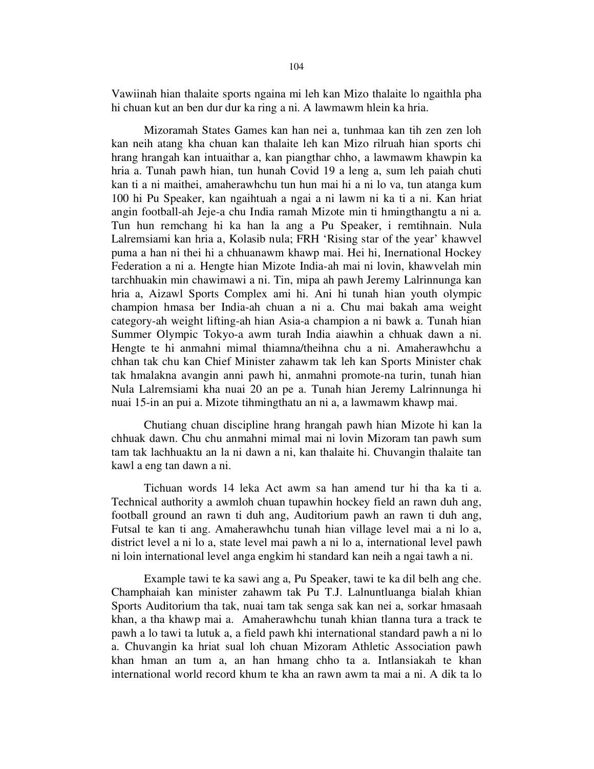Vawiinah hian thalaite sports ngaina mi leh kan Mizo thalaite lo ngaithla pha hi chuan kut an ben dur dur ka ring a ni. A lawmawm hlein ka hria.

Mizoramah States Games kan han nei a, tunhmaa kan tih zen zen loh kan neih atang kha chuan kan thalaite leh kan Mizo rilruah hian sports chi hrang hrangah kan intuaithar a, kan piangthar chho, a lawmawm khawpin ka hria a. Tunah pawh hian, tun hunah Covid 19 a leng a, sum leh paiah chuti kan ti a ni maithei, amaherawhchu tun hun mai hi a ni lo va, tun atanga kum 100 hi Pu Speaker, kan ngaihtuah a ngai a ni lawm ni ka ti a ni. Kan hriat angin football-ah Jeje-a chu India ramah Mizote min ti hmingthangtu a ni a. Tun hun remchang hi ka han la ang a Pu Speaker, i remtihnain. Nula Lalremsiami kan hria a, Kolasib nula; FRH 'Rising star of the year' khawvel puma a han ni thei hi a chhuanawm khawp mai. Hei hi, Inernational Hockey Federation a ni a. Hengte hian Mizote India-ah mai ni lovin, khawvelah min tarchhuakin min chawimawi a ni. Tin, mipa ah pawh Jeremy Lalrinnunga kan hria a, Aizawl Sports Complex ami hi. Ani hi tunah hian youth olympic champion hmasa ber India-ah chuan a ni a. Chu mai bakah ama weight category-ah weight lifting-ah hian Asia-a champion a ni bawk a. Tunah hian Summer Olympic Tokyo-a awm turah India aiawhin a chhuak dawn a ni. Hengte te hi anmahni mimal thiamna/theihna chu a ni. Amaherawhchu a chhan tak chu kan Chief Minister zahawm tak leh kan Sports Minister chak tak hmalakna avangin anni pawh hi, anmahni promote-na turin, tunah hian Nula Lalremsiami kha nuai 20 an pe a. Tunah hian Jeremy Lalrinnunga hi nuai 15-in an pui a. Mizote tihmingthatu an ni a, a lawmawm khawp mai.

Chutiang chuan discipline hrang hrangah pawh hian Mizote hi kan la chhuak dawn. Chu chu anmahni mimal mai ni lovin Mizoram tan pawh sum tam tak lachhuaktu an la ni dawn a ni, kan thalaite hi. Chuvangin thalaite tan kawl a eng tan dawn a ni.

Tichuan words 14 leka Act awm sa han amend tur hi tha ka ti a. Technical authority a awmloh chuan tupawhin hockey field an rawn duh ang, football ground an rawn ti duh ang, Auditorium pawh an rawn ti duh ang, Futsal te kan ti ang. Amaherawhchu tunah hian village level mai a ni lo a, district level a ni lo a, state level mai pawh a ni lo a, international level pawh ni loin international level anga engkim hi standard kan neih a ngai tawh a ni.

Example tawi te ka sawi ang a, Pu Speaker, tawi te ka dil belh ang che. Champhaiah kan minister zahawm tak Pu T.J. Lalnuntluanga bialah khian Sports Auditorium tha tak, nuai tam tak senga sak kan nei a, sorkar hmasaah khan, a tha khawp mai a. Amaherawhchu tunah khian tlanna tura a track te pawh a lo tawi ta lutuk a, a field pawh khi international standard pawh a ni lo a. Chuvangin ka hriat sual loh chuan Mizoram Athletic Association pawh khan hman an tum a, an han hmang chho ta a. Intlansiakah te khan international world record khum te kha an rawn awm ta mai a ni. A dik ta lo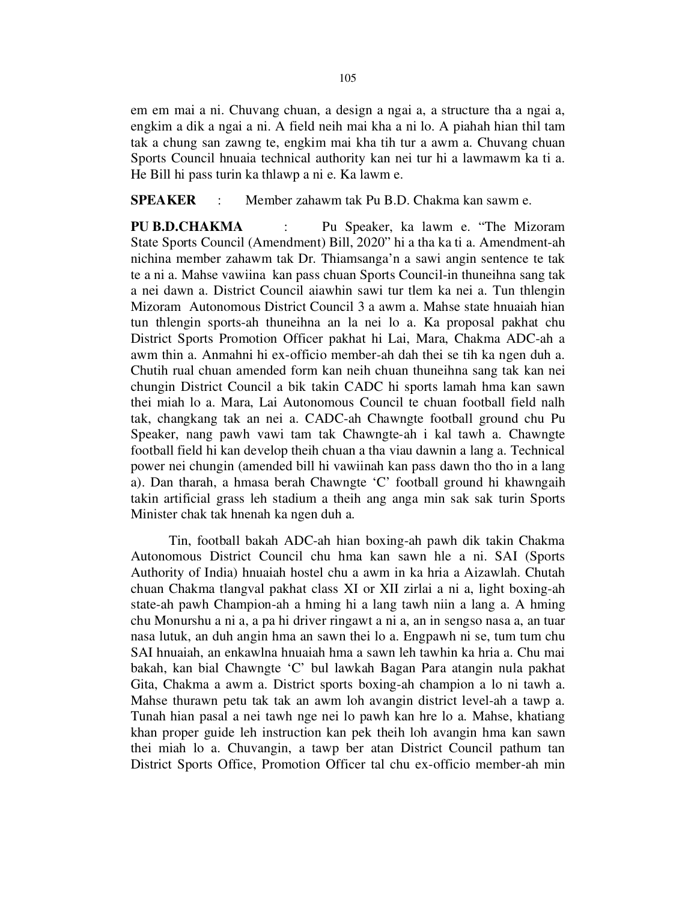em em mai a ni. Chuvang chuan, a design a ngai a, a structure tha a ngai a, engkim a dik a ngai a ni. A field neih mai kha a ni lo. A piahah hian thil tam tak a chung san zawng te, engkim mai kha tih tur a awm a. Chuvang chuan Sports Council hnuaia technical authority kan nei tur hi a lawmawm ka ti a. He Bill hi pass turin ka thlawp a ni e. Ka lawm e.

**SPEAKER** : Member zahawm tak Pu B.D. Chakma kan sawm e.

**PU B.D.CHAKMA** : Pu Speaker, ka lawm e. "The Mizoram State Sports Council (Amendment) Bill, 2020" hi a tha ka ti a. Amendment-ah nichina member zahawm tak Dr. Thiamsanga'n a sawi angin sentence te tak te a ni a. Mahse vawiina kan pass chuan Sports Council-in thuneihna sang tak a nei dawn a. District Council aiawhin sawi tur tlem ka nei a. Tun thlengin Mizoram Autonomous District Council 3 a awm a. Mahse state hnuaiah hian tun thlengin sports-ah thuneihna an la nei lo a. Ka proposal pakhat chu District Sports Promotion Officer pakhat hi Lai, Mara, Chakma ADC-ah a awm thin a. Anmahni hi ex-officio member-ah dah thei se tih ka ngen duh a. Chutih rual chuan amended form kan neih chuan thuneihna sang tak kan nei chungin District Council a bik takin CADC hi sports lamah hma kan sawn thei miah lo a. Mara, Lai Autonomous Council te chuan football field nalh tak, changkang tak an nei a. CADC-ah Chawngte football ground chu Pu Speaker, nang pawh vawi tam tak Chawngte-ah i kal tawh a. Chawngte football field hi kan develop theih chuan a tha viau dawnin a lang a. Technical power nei chungin (amended bill hi vawiinah kan pass dawn tho tho in a lang a). Dan tarah, a hmasa berah Chawngte 'C' football ground hi khawngaih takin artificial grass leh stadium a theih ang anga min sak sak turin Sports Minister chak tak hnenah ka ngen duh a.

Tin, football bakah ADC-ah hian boxing-ah pawh dik takin Chakma Autonomous District Council chu hma kan sawn hle a ni. SAI (Sports Authority of India) hnuaiah hostel chu a awm in ka hria a Aizawlah. Chutah chuan Chakma tlangval pakhat class XI or XII zirlai a ni a, light boxing-ah state-ah pawh Champion-ah a hming hi a lang tawh niin a lang a. A hming chu Monurshu a ni a, a pa hi driver ringawt a ni a, an in sengso nasa a, an tuar nasa lutuk, an duh angin hma an sawn thei lo a. Engpawh ni se, tum tum chu SAI hnuaiah, an enkawlna hnuaiah hma a sawn leh tawhin ka hria a. Chu mai bakah, kan bial Chawngte 'C' bul lawkah Bagan Para atangin nula pakhat Gita, Chakma a awm a. District sports boxing-ah champion a lo ni tawh a. Mahse thurawn petu tak tak an awm loh avangin district level-ah a tawp a. Tunah hian pasal a nei tawh nge nei lo pawh kan hre lo a. Mahse, khatiang khan proper guide leh instruction kan pek theih loh avangin hma kan sawn thei miah lo a. Chuvangin, a tawp ber atan District Council pathum tan District Sports Office, Promotion Officer tal chu ex-officio member-ah min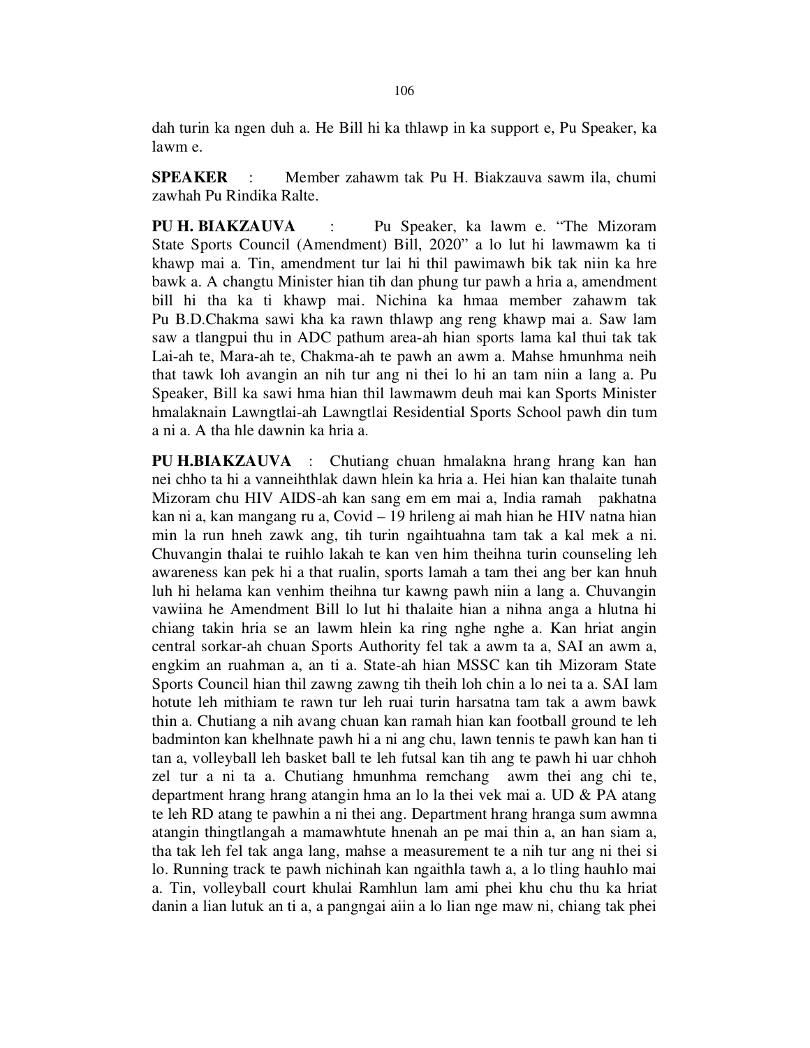dah turin ka ngen duh a. He Bill hi ka thlawp in ka support e, Pu Speaker, ka lawm e.

**SPEAKER** : Member zahawm tak Pu H. Biakzauva sawm ila, chumi zawhah Pu Rindika Ralte.

**PU H. BIAKZAUVA** : Pu Speaker, ka lawm e. "The Mizoram State Sports Council (Amendment) Bill, 2020" a lo lut hi lawmawm ka ti khawp mai a. Tin, amendment tur lai hi thil pawimawh bik tak niin ka hre bawk a. A changtu Minister hian tih dan phung tur pawh a hria a, amendment bill hi tha ka ti khawp mai. Nichina ka hmaa member zahawm tak Pu B.D.Chakma sawi kha ka rawn thlawp ang reng khawp mai a. Saw lam saw a tlangpui thu in ADC pathum area-ah hian sports lama kal thui tak tak Lai-ah te, Mara-ah te, Chakma-ah te pawh an awm a. Mahse hmunhma neih that tawk loh avangin an nih tur ang ni thei lo hi an tam niin a lang a. Pu Speaker, Bill ka sawi hma hian thil lawmawm deuh mai kan Sports Minister hmalaknain Lawngtlai-ah Lawngtlai Residential Sports School pawh din tum a ni a. A tha hle dawnin ka hria a.

**PU H.BIAKZAUVA** : Chutiang chuan hmalakna hrang hrang kan han nei chho ta hi a vanneihthlak dawn hlein ka hria a. Hei hian kan thalaite tunah Mizoram chu HIV AIDS-ah kan sang em em mai a, India ramah pakhatna kan ni a, kan mangang ru a, Covid – 19 hrileng ai mah hian he HIV natna hian min la run hneh zawk ang, tih turin ngaihtuahna tam tak a kal mek a ni. Chuvangin thalai te ruihlo lakah te kan ven him theihna turin counseling leh awareness kan pek hi a that rualin, sports lamah a tam thei ang ber kan hnuh luh hi helama kan venhim theihna tur kawng pawh niin a lang a. Chuvangin vawiina he Amendment Bill lo lut hi thalaite hian a nihna anga a hlutna hi chiang takin hria se an lawm hlein ka ring nghe nghe a. Kan hriat angin central sorkar-ah chuan Sports Authority fel tak a awm ta a, SAI an awm a, engkim an ruahman a, an ti a. State-ah hian MSSC kan tih Mizoram State Sports Council hian thil zawng zawng tih theih loh chin a lo nei ta a. SAI lam hotute leh mithiam te rawn tur leh ruai turin harsatna tam tak a awm bawk thin a. Chutiang a nih avang chuan kan ramah hian kan football ground te leh badminton kan khelhnate pawh hi a ni ang chu, lawn tennis te pawh kan han ti tan a, volleyball leh basket ball te leh futsal kan tih ang te pawh hi uar chhoh zel tur a ni ta a. Chutiang hmunhma remchang awm thei ang chi te, department hrang hrang atangin hma an lo la thei vek mai a. UD & PA atang te leh RD atang te pawhin a ni thei ang. Department hrang hranga sum awmna atangin thingtlangah a mamawhtute hnenah an pe mai thin a, an han siam a, tha tak leh fel tak anga lang, mahse a measurement te a nih tur ang ni thei si lo. Running track te pawh nichinah kan ngaithla tawh a, a lo tling hauhlo mai a. Tin, volleyball court khulai Ramhlun lam ami phei khu chu thu ka hriat danin a lian lutuk an ti a, a pangngai aiin a lo lian nge maw ni, chiang tak phei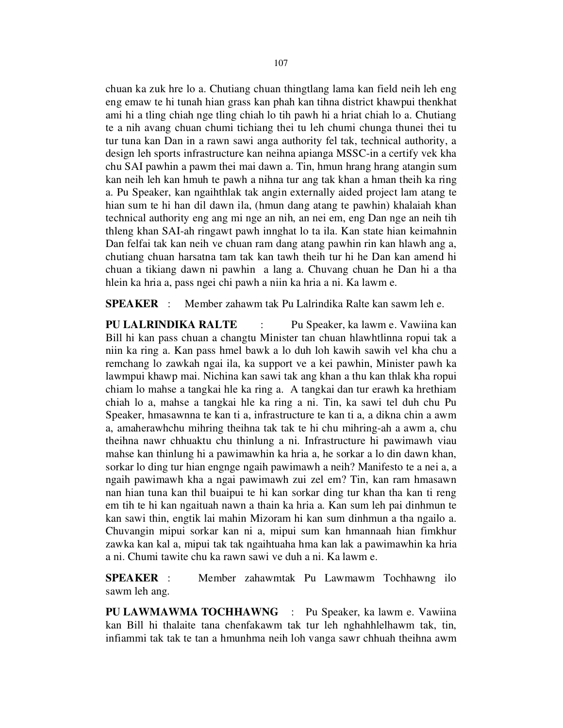chuan ka zuk hre lo a. Chutiang chuan thingtlang lama kan field neih leh eng eng emaw te hi tunah hian grass kan phah kan tihna district khawpui thenkhat ami hi a tling chiah nge tling chiah lo tih pawh hi a hriat chiah lo a. Chutiang te a nih avang chuan chumi tichiang thei tu leh chumi chunga thunei thei tu tur tuna kan Dan in a rawn sawi anga authority fel tak, technical authority, a design leh sports infrastructure kan neihna apianga MSSC-in a certify vek kha chu SAI pawhin a pawm thei mai dawn a. Tin, hmun hrang hrang atangin sum kan neih leh kan hmuh te pawh a nihna tur ang tak khan a hman theih ka ring a. Pu Speaker, kan ngaihthlak tak angin externally aided project lam atang te hian sum te hi han dil dawn ila, (hmun dang atang te pawhin) khalaiah khan technical authority eng ang mi nge an nih, an nei em, eng Dan nge an neih tih thleng khan SAI-ah ringawt pawh innghat lo ta ila. Kan state hian keimahnin Dan felfai tak kan neih ve chuan ram dang atang pawhin rin kan hlawh ang a, chutiang chuan harsatna tam tak kan tawh theih tur hi he Dan kan amend hi chuan a tikiang dawn ni pawhin a lang a. Chuvang chuan he Dan hi a tha hlein ka hria a, pass ngei chi pawh a niin ka hria a ni. Ka lawm e.

**SPEAKER** : Member zahawm tak Pu Lalrindika Ralte kan sawm leh e.

**PU LALRINDIKA RALTE** : Pu Speaker, ka lawm e. Vawiina kan Bill hi kan pass chuan a changtu Minister tan chuan hlawhtlinna ropui tak a niin ka ring a. Kan pass hmel bawk a lo duh loh kawih sawih vel kha chu a remchang lo zawkah ngai ila, ka support ve a kei pawhin, Minister pawh ka lawmpui khawp mai. Nichina kan sawi tak ang khan a thu kan thlak kha ropui chiam lo mahse a tangkai hle ka ring a. A tangkai dan tur erawh ka hrethiam chiah lo a, mahse a tangkai hle ka ring a ni. Tin, ka sawi tel duh chu Pu Speaker, hmasawnna te kan ti a, infrastructure te kan ti a, a dikna chin a awm a, amaherawhchu mihring theihna tak tak te hi chu mihring-ah a awm a, chu theihna nawr chhuaktu chu thinlung a ni. Infrastructure hi pawimawh viau mahse kan thinlung hi a pawimawhin ka hria a, he sorkar a lo din dawn khan, sorkar lo ding tur hian engnge ngaih pawimawh a neih? Manifesto te a nei a, a ngaih pawimawh kha a ngai pawimawh zui zel em? Tin, kan ram hmasawn nan hian tuna kan thil buaipui te hi kan sorkar ding tur khan tha kan ti reng em tih te hi kan ngaituah nawn a thain ka hria a. Kan sum leh pai dinhmun te kan sawi thin, engtik lai mahin Mizoram hi kan sum dinhmun a tha ngailo a. Chuvangin mipui sorkar kan ni a, mipui sum kan hmannaah hian fimkhur zawka kan kal a, mipui tak tak ngaihtuaha hma kan lak a pawimawhin ka hria a ni. Chumi tawite chu ka rawn sawi ve duh a ni. Ka lawm e.

**SPEAKER** : Member zahawmtak Pu Lawmawm Tochhawng ilo sawm leh ang.

**PU LAWMAWMA TOCHHAWNG** : Pu Speaker, ka lawm e. Vawiina kan Bill hi thalaite tana chenfakawm tak tur leh nghahhlelhawm tak, tin, infiammi tak tak te tan a hmunhma neih loh vanga sawr chhuah theihna awm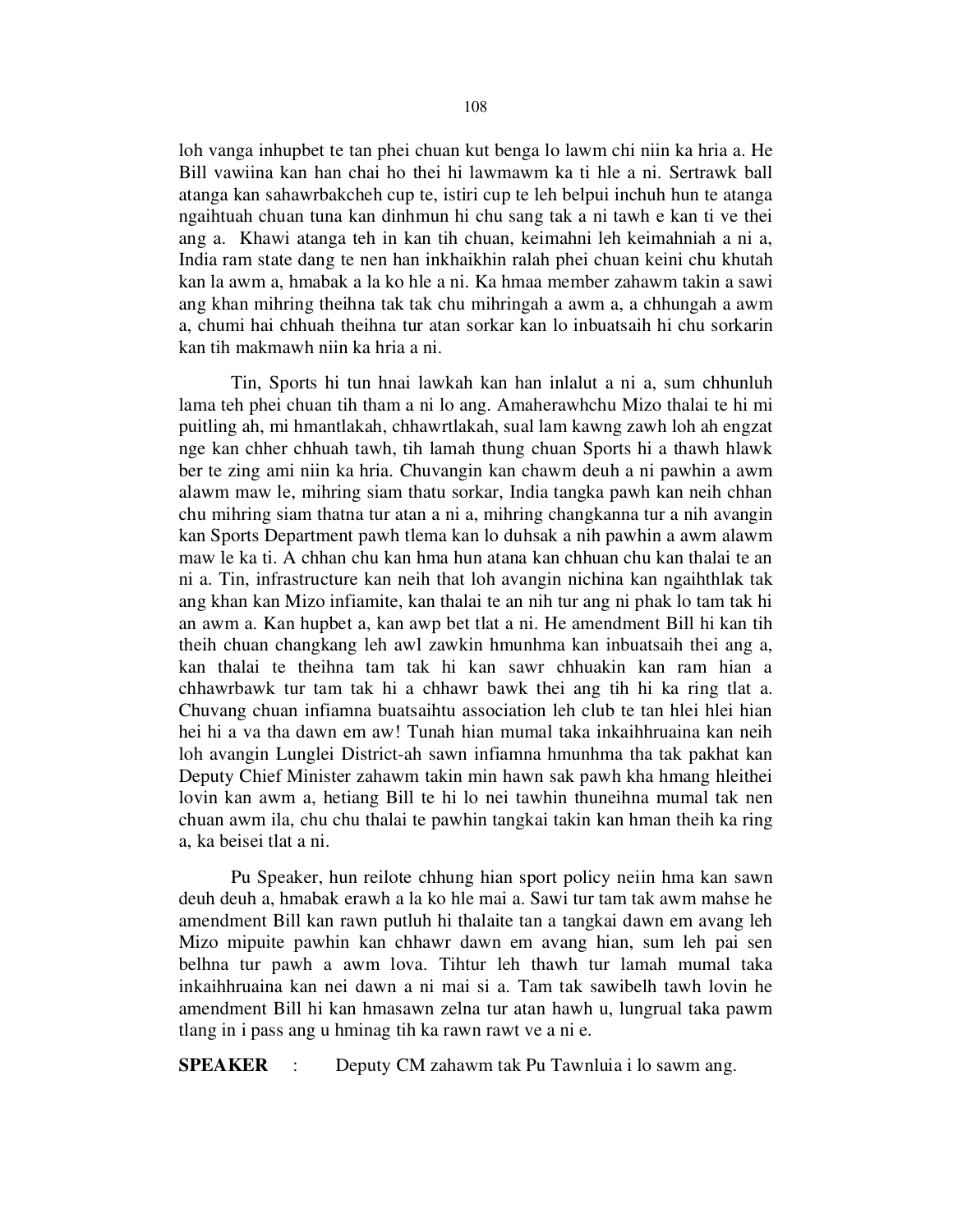loh vanga inhupbet te tan phei chuan kut benga lo lawm chi niin ka hria a. He Bill vawiina kan han chai ho thei hi lawmawm ka ti hle a ni. Sertrawk ball atanga kan sahawrbakcheh cup te, istiri cup te leh belpui inchuh hun te atanga ngaihtuah chuan tuna kan dinhmun hi chu sang tak a ni tawh e kan ti ve thei ang a. Khawi atanga teh in kan tih chuan, keimahni leh keimahniah a ni a, India ram state dang te nen han inkhaikhin ralah phei chuan keini chu khutah kan la awm a, hmabak a la ko hle a ni. Ka hmaa member zahawm takin a sawi ang khan mihring theihna tak tak chu mihringah a awm a, a chhungah a awm a, chumi hai chhuah theihna tur atan sorkar kan lo inbuatsaih hi chu sorkarin kan tih makmawh niin ka hria a ni.

Tin, Sports hi tun hnai lawkah kan han inlalut a ni a, sum chhunluh lama teh phei chuan tih tham a ni lo ang. Amaherawhchu Mizo thalai te hi mi puitling ah, mi hmantlakah, chhawrtlakah, sual lam kawng zawh loh ah engzat nge kan chher chhuah tawh, tih lamah thung chuan Sports hi a thawh hlawk ber te zing ami niin ka hria. Chuvangin kan chawm deuh a ni pawhin a awm alawm maw le, mihring siam thatu sorkar, India tangka pawh kan neih chhan chu mihring siam thatna tur atan a ni a, mihring changkanna tur a nih avangin kan Sports Department pawh tlema kan lo duhsak a nih pawhin a awm alawm maw le ka ti. A chhan chu kan hma hun atana kan chhuan chu kan thalai te an ni a. Tin, infrastructure kan neih that loh avangin nichina kan ngaihthlak tak ang khan kan Mizo infiamite, kan thalai te an nih tur ang ni phak lo tam tak hi an awm a. Kan hupbet a, kan awp bet tlat a ni. He amendment Bill hi kan tih theih chuan changkang leh awl zawkin hmunhma kan inbuatsaih thei ang a, kan thalai te theihna tam tak hi kan sawr chhuakin kan ram hian a chhawrbawk tur tam tak hi a chhawr bawk thei ang tih hi ka ring tlat a. Chuvang chuan infiamna buatsaihtu association leh club te tan hlei hlei hian hei hi a va tha dawn em aw! Tunah hian mumal taka inkaihhruaina kan neih loh avangin Lunglei District-ah sawn infiamna hmunhma tha tak pakhat kan Deputy Chief Minister zahawm takin min hawn sak pawh kha hmang hleithei lovin kan awm a, hetiang Bill te hi lo nei tawhin thuneihna mumal tak nen chuan awm ila, chu chu thalai te pawhin tangkai takin kan hman theih ka ring a, ka beisei tlat a ni.

Pu Speaker, hun reilote chhung hian sport policy neiin hma kan sawn deuh deuh a, hmabak erawh a la ko hle mai a. Sawi tur tam tak awm mahse he amendment Bill kan rawn putluh hi thalaite tan a tangkai dawn em avang leh Mizo mipuite pawhin kan chhawr dawn em avang hian, sum leh pai sen belhna tur pawh a awm lova. Tihtur leh thawh tur lamah mumal taka inkaihhruaina kan nei dawn a ni mai si a. Tam tak sawibelh tawh lovin he amendment Bill hi kan hmasawn zelna tur atan hawh u, lungrual taka pawm tlang in i pass ang u hminag tih ka rawn rawt ve a ni e.

**SPEAKER** : Deputy CM zahawm tak Pu Tawnluia i lo sawm ang.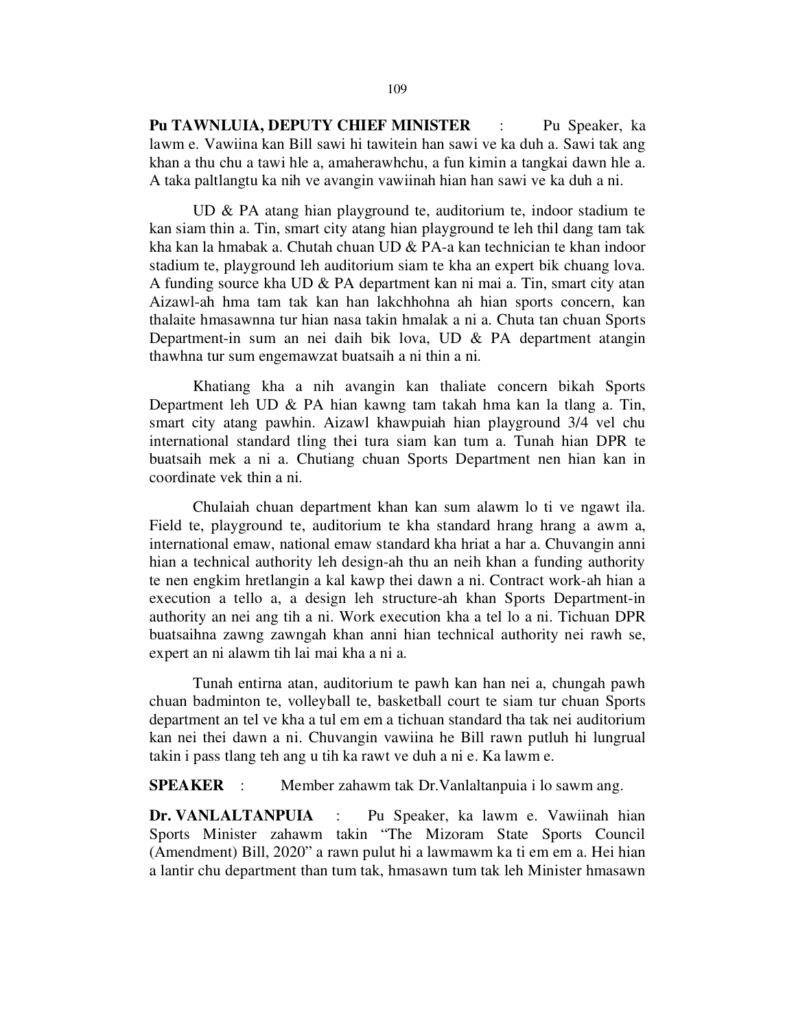**Pu TAWNLUIA, DEPUTY CHIEF MINISTER** : Pu Speaker, ka lawm e. Vawiina kan Bill sawi hi tawitein han sawi ve ka duh a. Sawi tak ang khan a thu chu a tawi hle a, amaherawhchu, a fun kimin a tangkai dawn hle a. A taka paltlangtu ka nih ve avangin vawiinah hian han sawi ve ka duh a ni.

UD & PA atang hian playground te, auditorium te, indoor stadium te kan siam thin a. Tin, smart city atang hian playground te leh thil dang tam tak kha kan la hmabak a. Chutah chuan UD & PA-a kan technician te khan indoor stadium te, playground leh auditorium siam te kha an expert bik chuang lova. A funding source kha UD & PA department kan ni mai a. Tin, smart city atan Aizawl-ah hma tam tak kan han lakchhohna ah hian sports concern, kan thalaite hmasawnna tur hian nasa takin hmalak a ni a. Chuta tan chuan Sports Department-in sum an nei daih bik lova, UD & PA department atangin thawhna tur sum engemawzat buatsaih a ni thin a ni.

Khatiang kha a nih avangin kan thaliate concern bikah Sports Department leh UD & PA hian kawng tam takah hma kan la tlang a. Tin, smart city atang pawhin. Aizawl khawpuiah hian playground 3/4 vel chu international standard tling thei tura siam kan tum a. Tunah hian DPR te buatsaih mek a ni a. Chutiang chuan Sports Department nen hian kan in coordinate vek thin a ni.

Chulaiah chuan department khan kan sum alawm lo ti ve ngawt ila. Field te, playground te, auditorium te kha standard hrang hrang a awm a, international emaw, national emaw standard kha hriat a har a. Chuvangin anni hian a technical authority leh design-ah thu an neih khan a funding authority te nen engkim hretlangin a kal kawp thei dawn a ni. Contract work-ah hian a execution a tello a, a design leh structure-ah khan Sports Department-in authority an nei ang tih a ni. Work execution kha a tel lo a ni. Tichuan DPR buatsaihna zawng zawngah khan anni hian technical authority nei rawh se, expert an ni alawm tih lai mai kha a ni a.

Tunah entirna atan, auditorium te pawh kan han nei a, chungah pawh chuan badminton te, volleyball te, basketball court te siam tur chuan Sports department an tel ve kha a tul em em a tichuan standard tha tak nei auditorium kan nei thei dawn a ni. Chuvangin vawiina he Bill rawn putluh hi lungrual takin i pass tlang teh ang u tih ka rawt ve duh a ni e. Ka lawm e.

**SPEAKER** : Member zahawm tak Dr.Vanlaltanpuia i lo sawm ang.

**Dr. VANLALTANPUIA** : Pu Speaker, ka lawm e. Vawiinah hian Sports Minister zahawm takin "The Mizoram State Sports Council (Amendment) Bill, 2020" a rawn pulut hi a lawmawm ka ti em em a. Hei hian a lantir chu department than tum tak, hmasawn tum tak leh Minister hmasawn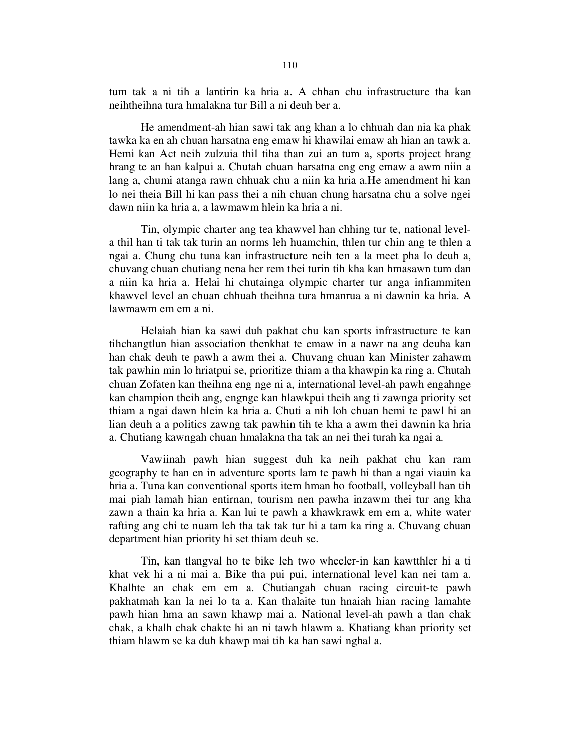tum tak a ni tih a lantirin ka hria a. A chhan chu infrastructure tha kan neihtheihna tura hmalakna tur Bill a ni deuh ber a.

He amendment-ah hian sawi tak ang khan a lo chhuah dan nia ka phak tawka ka en ah chuan harsatna eng emaw hi khawilai emaw ah hian an tawk a. Hemi kan Act neih zulzuia thil tiha than zui an tum a, sports project hrang hrang te an han kalpui a. Chutah chuan harsatna eng eng emaw a awm niin a lang a, chumi atanga rawn chhuak chu a niin ka hria a.He amendment hi kan lo nei theia Bill hi kan pass thei a nih chuan chung harsatna chu a solve ngei dawn niin ka hria a, a lawmawm hlein ka hria a ni.

Tin, olympic charter ang tea khawvel han chhing tur te, national level-a thil han ti tak tak turin an norms leh huamchin, thlen tur chin ang te thlen a ngai a. Chung chu tuna kan infrastructure neih ten a la meet pha lo deuh a, chuvang chuan chutiang nena her rem thei turin tih kha kan hmasawn tum dan a niin ka hria a. Helai hi chutainga olympic charter tur anga infiammiten khawvel level an chuan chhuah theihna tura hmanrua a ni dawnin ka hria. A lawmawm em em a ni.

Helaiah hian ka sawi duh pakhat chu kan sports infrastructure te kan tihchangtlun hian association thenkhat te emaw in a nawr na ang deuha kan han chak deuh te pawh a awm thei a. Chuvang chuan kan Minister zahawm tak pawhin min lo hriatpui se, prioritize thiam a tha khawpin ka ring a. Chutah chuan Zofaten kan theihna eng nge ni a, international level-ah pawh engahnge kan champion theih ang, engnge kan hlawkpui theih ang ti zawnga priority set thiam a ngai dawn hlein ka hria a. Chuti a nih loh chuan hemi te pawl hi an lian deuh a a politics zawng tak pawhin tih te kha a awm thei dawnin ka hria a. Chutiang kawngah chuan hmalakna tha tak an nei thei turah ka ngai a.

Vawiinah pawh hian suggest duh ka neih pakhat chu kan ram geography te han en in adventure sports lam te pawh hi than a ngai viauin ka hria a. Tuna kan conventional sports item hman ho football, volleyball han tih mai piah lamah hian entirnan, tourism nen pawha inzawm thei tur ang kha zawn a thain ka hria a. Kan lui te pawh a khawkrawk em em a, white water rafting ang chi te nuam leh tha tak tak tur hi a tam ka ring a. Chuvang chuan department hian priority hi set thiam deuh se.

Tin, kan tlangval ho te bike leh two wheeler-in kan kawtthler hi a ti khat vek hi a ni mai a. Bike tha pui pui, international level kan nei tam a. Khalhte an chak em em a. Chutiangah chuan racing circuit-te pawh pakhatmah kan la nei lo ta a. Kan thalaite tun hnaiah hian racing lamahte pawh hian hma an sawn khawp mai a. National level-ah pawh a tlan chak chak, a khalh chak chakte hi an ni tawh hlawm a. Khatiang khan priority set thiam hlawm se ka duh khawp mai tih ka han sawi nghal a.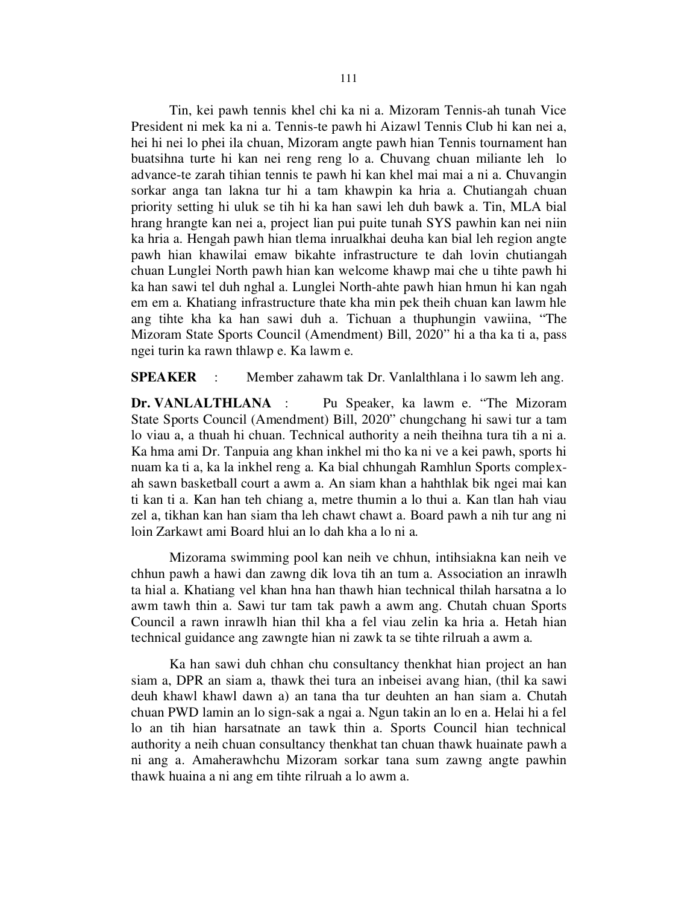Tin, kei pawh tennis khel chi ka ni a. Mizoram Tennis-ah tunah Vice President ni mek ka ni a. Tennis-te pawh hi Aizawl Tennis Club hi kan nei a, hei hi nei lo phei ila chuan, Mizoram angte pawh hian Tennis tournament han buatsihna turte hi kan nei reng reng lo a. Chuvang chuan miliante leh lo advance-te zarah tihian tennis te pawh hi kan khel mai mai a ni a. Chuvangin sorkar anga tan lakna tur hi a tam khawpin ka hria a. Chutiangah chuan priority setting hi uluk se tih hi ka han sawi leh duh bawk a. Tin, MLA bial hrang hrangte kan nei a, project lian pui puite tunah SYS pawhin kan nei niin ka hria a. Hengah pawh hian tlema inrualkhai deuha kan bial leh region angte pawh hian khawilai emaw bikahte infrastructure te dah lovin chutiangah chuan Lunglei North pawh hian kan welcome khawp mai che u tihte pawh hi ka han sawi tel duh nghal a. Lunglei North-ahte pawh hian hmun hi kan ngah em em a. Khatiang infrastructure thate kha min pek theih chuan kan lawm hle ang tihte kha ka han sawi duh a. Tichuan a thuphungin vawiina, "The Mizoram State Sports Council (Amendment) Bill, 2020" hi a tha ka ti a, pass ngei turin ka rawn thlawp e. Ka lawm e.

**SPEAKER** : Member zahawm tak Dr. Vanlalthlana i lo sawm leh ang.

**Dr. VANLALTHLANA** : Pu Speaker, ka lawm e. "The Mizoram State Sports Council (Amendment) Bill, 2020" chungchang hi sawi tur a tam lo viau a, a thuah hi chuan. Technical authority a neih theihna tura tih a ni a. Ka hma ami Dr. Tanpuia ang khan inkhel mi tho ka ni ve a kei pawh, sports hi nuam ka ti a, ka la inkhel reng a. Ka bial chhungah Ramhlun Sports complex-ah sawn basketball court a awm a. An siam khan a hahthlak bik ngei mai kan ti kan ti a. Kan han teh chiang a, metre thumin a lo thui a. Kan tlan hah viau zel a, tikhan kan han siam tha leh chawt chawt a. Board pawh a nih tur ang ni loin Zarkawt ami Board hlui an lo dah kha a lo ni a.

Mizorama swimming pool kan neih ve chhun, intihsiakna kan neih ve chhun pawh a hawi dan zawng dik lova tih an tum a. Association an inrawlh ta hial a. Khatiang vel khan hna han thawh hian technical thilah harsatna a lo awm tawh thin a. Sawi tur tam tak pawh a awm ang. Chutah chuan Sports Council a rawn inrawlh hian thil kha a fel viau zelin ka hria a. Hetah hian technical guidance ang zawngte hian ni zawk ta se tihte rilruah a awm a.

Ka han sawi duh chhan chu consultancy thenkhat hian project an han siam a, DPR an siam a, thawk thei tura an inbeisei avang hian, (thil ka sawi deuh khawl khawl dawn a) an tana tha tur deuhten an han siam a. Chutah chuan PWD lamin an lo sign-sak a ngai a. Ngun takin an lo en a. Helai hi a fel lo an tih hian harsatnate an tawk thin a. Sports Council hian technical authority a neih chuan consultancy thenkhat tan chuan thawk huainate pawh a ni ang a. Amaherawhchu Mizoram sorkar tana sum zawng angte pawhin thawk huaina a ni ang em tihte rilruah a lo awm a.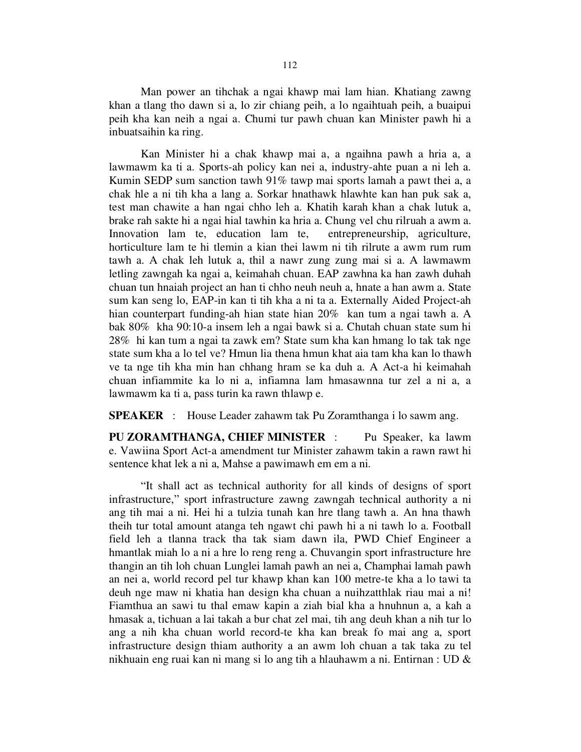Man power an tihchak a ngai khawp mai lam hian. Khatiang zawng khan a tlang tho dawn si a, lo zir chiang peih, a lo ngaihtuah peih, a buaipui peih kha kan neih a ngai a. Chumi tur pawh chuan kan Minister pawh hi a inbuatsaihin ka ring.

Kan Minister hi a chak khawp mai a, a ngaihna pawh a hria a, a lawmawm ka ti a. Sports-ah policy kan nei a, industry-ahte puan a ni leh a. Kumin SEDP sum sanction tawh 91% tawp mai sports lamah a pawt thei a, a chak hle a ni tih kha a lang a. Sorkar hnathawk hlawhte kan han puk sak a, test man chawite a han ngai chho leh a. Khatih karah khan a chak lutuk a, brake rah sakte hi a ngai hial tawhin ka hria a. Chung vel chu rilruah a awm a. Innovation lam te, education lam te, entrepreneurship, agriculture, horticulture lam te hi tlemin a kian thei lawm ni tih rilrute a awm rum rum tawh a. A chak leh lutuk a, thil a nawr zung zung mai si a. A lawmawm letling zawngah ka ngai a, keimahah chuan. EAP zawhna ka han zawh duhah chuan tun hnaiah project an han ti chho neuh neuh a, hnate a han awm a. State sum kan seng lo, EAP-in kan ti tih kha a ni ta a. Externally Aided Project-ah hian counterpart funding-ah hian state hian 20% kan tum a ngai tawh a. A bak 80% kha 90:10-a insem leh a ngai bawk si a. Chutah chuan state sum hi 28% hi kan tum a ngai ta zawk em? State sum kha kan hmang lo tak tak nge state sum kha a lo tel ve? Hmun lia thena hmun khat aia tam kha kan lo thawh ve ta nge tih kha min han chhang hram se ka duh a. A Act-a hi keimahah chuan infiammite ka lo ni a, infiamna lam hmasawnna tur zel a ni a, a lawmawm ka ti a, pass turin ka rawn thlawp e.

**SPEAKER** : House Leader zahawm tak Pu Zoramthanga i lo sawm ang.

**PU ZORAMTHANGA, CHIEF MINISTER** : Pu Speaker, ka lawm e. Vawiina Sport Act-a amendment tur Minister zahawm takin a rawn rawt hi sentence khat lek a ni a, Mahse a pawimawh em em a ni.

"It shall act as technical authority for all kinds of designs of sport infrastructure," sport infrastructure zawng zawngah technical authority a ni ang tih mai a ni. Hei hi a tulzia tunah kan hre tlang tawh a. An hna thawh theih tur total amount atanga teh ngawt chi pawh hi a ni tawh lo a. Football field leh a tlanna track tha tak siam dawn ila, PWD Chief Engineer a hmantlak miah lo a ni a hre lo reng reng a. Chuvangin sport infrastructure hre thangin an tih loh chuan Lunglei lamah pawh an nei a, Champhai lamah pawh an nei a, world record pel tur khawp khan kan 100 metre-te kha a lo tawi ta deuh nge maw ni khatia han design kha chuan a nuihzatthlak riau mai a ni! Fiamthua an sawi tu thal emaw kapin a ziah bial kha a hnuhnun a, a kah a hmasak a, tichuan a lai takah a bur chat zel mai, tih ang deuh khan a nih tur lo ang a nih kha chuan world record-te kha kan break fo mai ang a, sport infrastructure design thiam authority a an awm loh chuan a tak taka zu tel nikhuain eng ruai kan ni mang si lo ang tih a hlauhawm a ni. Entirnan : UD &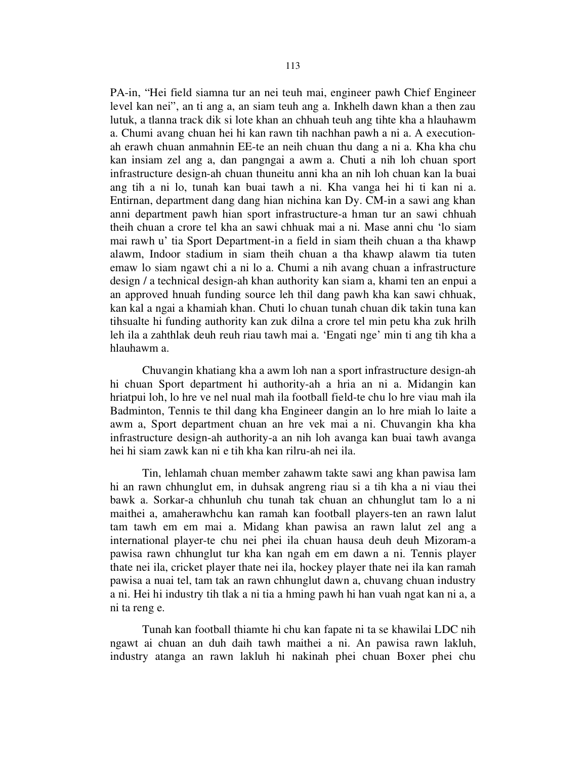PA-in, “Hei field siamna tur an nei teuh mai, engineer pawh Chief Engineer level kan nei”, an ti ang a, an siam teuh ang a. Inkhelh dawn khan a then zau lutuk, a tlanna track dik si lote khan an chhuah teuh ang tihte kha a hlauhawm a. Chumi avang chuan hei hi kan rawn tih nachhan pawh a ni a. A execution-ah erawh chuan anmahnin EE-te an neih chuan thu dang a ni a. Kha kha chu kan insiam zel ang a, dan pangngai a awm a. Chuti a nih loh chuan sport infrastructure design-ah chuan thuneitu anni kha an nih loh chuan kan la buai ang tih a ni lo, tunah kan buai tawh a ni. Kha vanga hei hi ti kan ni a. Entirnan, department dang dang hian nichina kan Dy. CM-in a sawi ang khan anni department pawh hian sport infrastructure-a hman tur an sawi chhuah theih chuan a crore tel kha an sawi chhuak mai a ni. Mase anni chu ‘lo siam mai rawh u’ tia Sport Department-in a field in siam theih chuan a tha khawp alawm, Indoor stadium in siam theih chuan a tha khawp alawm tia tuten emaw lo siam ngawt chi a ni lo a. Chumi a nih avang chuan a infrastructure design / a technical design-ah khan authority kan siam a, khami ten an enpui a an approved hnuah funding source leh thil dang pawh kha kan sawi chhuak, kan kal a ngai a khamiah khan. Chuti lo chuan tunah chuan dik takin tuna kan tihsualte hi funding authority kan zuk dilna a crore tel min petu kha zuk hrilh leh ila a zahthlak deuh reuh riau tawh mai a. ‘Engati nge’ min ti ang tih kha a hlauhawm a.

Chuvangin khatiang kha a awm loh nan a sport infrastructure design-ah hi chuan Sport department hi authority-ah a hria an ni a. Midangin kan hriatpui loh, lo hre ve nel nual mah ila football field-te chu lo hre viau mah ila Badminton, Tennis te thil dang kha Engineer dangin an lo hre miah lo laite a awm a, Sport department chuan an hre vek mai a ni. Chuvangin kha kha infrastructure design-ah authority-a an nih loh avanga kan buai tawh avanga hei hi siam zawk kan ni e tih kha kan rilru-ah nei ila.

Tin, lehlamah chuan member zahawm takte sawi ang khan pawisa lam hi an rawn chhunglut em, in duhsak angreng riau si a tih kha a ni viau thei bawk a. Sorkar-a chhunluh chu tunah tak chuan an chhunglut tam lo a ni maithei a, amaherawhchu kan ramah kan football players-ten an rawn lalut tam tawh em em mai a. Midang khan pawisa an rawn lalut zel ang a international player-te chu nei phei ila chuan hausa deuh deuh Mizoram-a pawisa rawn chhunglut tur kha kan ngah em em dawn a ni. Tennis player thate nei ila, cricket player thate nei ila, hockey player thate nei ila kan ramah pawisa a nuai tel, tam tak an rawn chhunglut dawn a, chuvang chuan industry a ni. Hei hi industry tih tlak a ni tia a hming pawh hi han vuah ngat kan ni a, a ni ta reng e.

Tunah kan football thiamte hi chu kan fapate ni ta se khawilai LDC nih ngawt ai chuan an duh daih tawh maithei a ni. An pawisa rawn lakluh, industry atanga an rawn lakluh hi nakinah phei chuan Boxer phei chu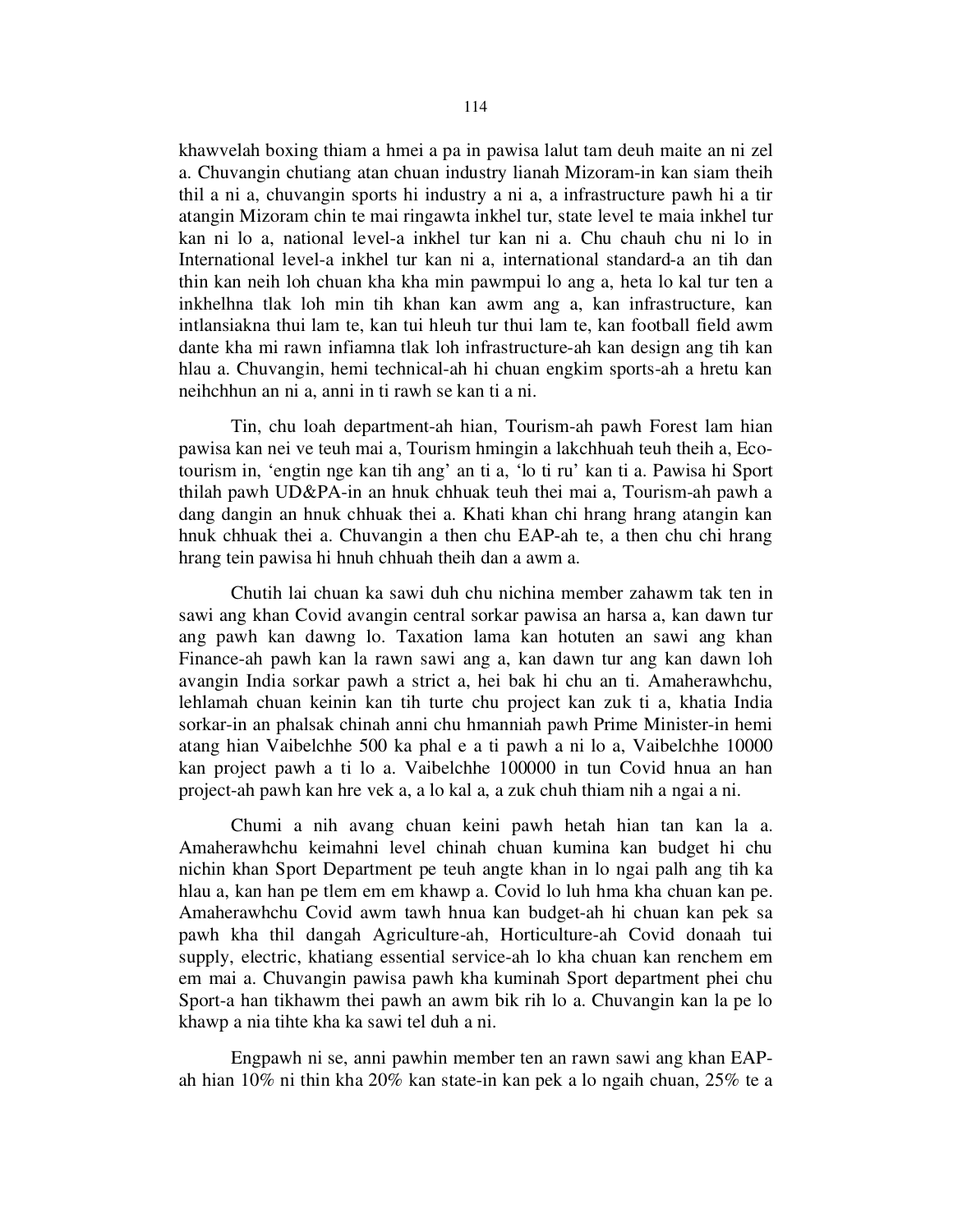khawvelah boxing thiam a hmei a pa in pawisa lalut tam deuh maite an ni zel a. Chuvangin chutiang atan chuan industry lianah Mizoram-in kan siam theih thil a ni a, chuvangin sports hi industry a ni a, a infrastructure pawh hi a tir atangin Mizoram chin te mai ringawta inkhel tur, state level te maia inkhel tur kan ni lo a, national level-a inkhel tur kan ni a. Chu chauh chu ni lo in International level-a inkhel tur kan ni a, international standard-a an tih dan thin kan neih loh chuan kha kha min pawmpui lo ang a, heta lo kal tur ten a inkhelhna tlak loh min tih khan kan awm ang a, kan infrastructure, kan intlansiakna thui lam te, kan tui hleuh tur thui lam te, kan football field awm dante kha mi rawn infiamna tlak loh infrastructure-ah kan design ang tih kan hlau a. Chuvangin, hemi technical-ah hi chuan engkim sports-ah a hretu kan neihchhun an ni a, anni in ti rawh se kan ti a ni.

Tin, chu loah department-ah hian, Tourism-ah pawh Forest lam hian pawisa kan nei ve teuh mai a, Tourism hmingin a lakchhuah teuh theih a, Eco-tourism in, 'engtin nge kan tih ang' an ti a, 'lo ti ru' kan ti a. Pawisa hi Sport thilah pawh UD&PA-in an hnuk chhuak teuh thei mai a, Tourism-ah pawh a dang dangin an hnuk chhuak thei a. Khati khan chi hrang hrang atangin kan hnuk chhuak thei a. Chuvangin a then chu EAP-ah te, a then chu chi hrang hrang tein pawisa hi hnuh chhuah theih dan a awm a.

Chutih lai chuan ka sawi duh chu nichina member zahawm tak ten in sawi ang khan Covid avangin central sorkar pawisa an harsa a, kan dawn tur ang pawh kan dawng lo. Taxation lama kan hotuten an sawi ang khan Finance-ah pawh kan la rawn sawi ang a, kan dawn tur ang kan dawn loh avangin India sorkar pawh a strict a, hei bak hi chu an ti. Amaherawhchu, lehlamah chuan keinin kan tih turte chu project kan zuk ti a, khatia India sorkar-in an phalsak chinah anni chu hmanniah pawh Prime Minister-in hemi atang hian Vaibelchhe 500 ka phal e a ti pawh a ni lo a, Vaibelchhe 10000 kan project pawh a ti lo a. Vaibelchhe 100000 in tun Covid hnua an han project-ah pawh kan hre vek a, a lo kal a, a zuk chuh thiam nih a ngai a ni.

Chumi a nih avang chuan keini pawh hetah hian tan kan la a. Amaherawhchu keimahni level chinah chuan kumina kan budget hi chu nichin khan Sport Department pe teuh angte khan in lo ngai palh ang tih ka hlau a, kan han pe tlem em em khawp a. Covid lo luh hma kha chuan kan pe. Amaherawhchu Covid awm tawh hnua kan budget-ah hi chuan kan pek sa pawh kha thil dangah Agriculture-ah, Horticulture-ah Covid donaah tui supply, electric, khatiang essential service-ah lo kha chuan kan renchem em em mai a. Chuvangin pawisa pawh kha kuminah Sport department phei chu Sport-a han tikhawm thei pawh an awm bik rih lo a. Chuvangin kan la pe lo khawp a nia tihte kha ka sawi tel duh a ni.

Engpawh ni se, anni pawhin member ten an rawn sawi ang khan EAP-ah hian 10% ni thin kha 20% kan state-in kan pek a lo ngaih chuan, 25% te a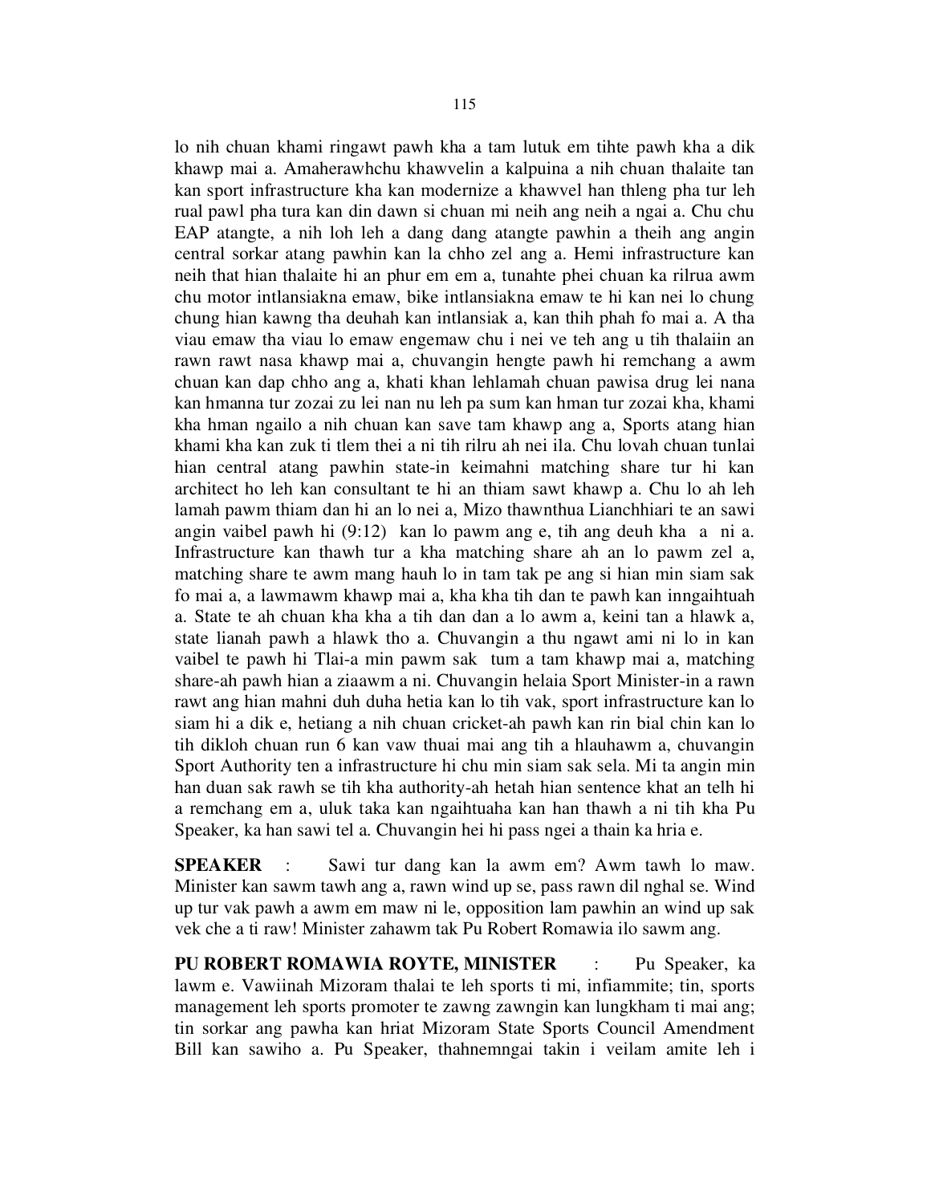lo nih chuan khami ringawt pawh kha a tam lutuk em tihte pawh kha a dik khawp mai a. Amaherawhchu khawvelin a kalpuina a nih chuan thalaite tan kan sport infrastructure kha kan modernize a khawvel han thleng pha tur leh rual pawl pha tura kan din dawn si chuan mi neih ang neih a ngai a. Chu chu EAP atangte, a nih loh leh a dang dang atangte pawhin a theih ang angin central sorkar atang pawhin kan la chho zel ang a. Hemi infrastructure kan neih that hian thalaite hi an phur em em a, tunahte phei chuan ka rilrua awm chu motor intlansiakna emaw, bike intlansiakna emaw te hi kan nei lo chung chung hian kawng tha deuhah kan intlansiak a, kan thih phah fo mai a. A tha viau emaw tha viau lo emaw engemaw chu i nei ve teh ang u tih thalaiin an rawn rawt nasa khawp mai a, chuvangin hengte pawh hi remchang a awm chuan kan dap chho ang a, khati khan lehlamah chuan pawisa drug lei nana kan hmanna tur zozai zu lei nan nu leh pa sum kan hman tur zozai kha, khami kha hman ngailo a nih chuan kan save tam khawp ang a, Sports atang hian khami kha kan zuk ti tlem thei a ni tih rilru ah nei ila. Chu lovah chuan tunlai hian central atang pawhin state-in keimahni matching share tur hi kan architect ho leh kan consultant te hi an thiam sawt khawp a. Chu lo ah leh lamah pawm thiam dan hi an lo nei a, Mizo thawnthua Lianchhiari te an sawi angin vaibel pawh hi (9:12) kan lo pawm ang e, tih ang deuh kha a ni a. Infrastructure kan thawh tur a kha matching share ah an lo pawm zel a, matching share te awm mang hauh lo in tam tak pe ang si hian min siam sak fo mai a, a lawmawm khawp mai a, kha kha tih dan te pawh kan inngaihtuah a. State te ah chuan kha kha a tih dan dan a lo awm a, keini tan a hlawk a, state lianah pawh a hlawk tho a. Chuvangin a thu ngawt ami ni lo in kan vaibel te pawh hi Tlai-a min pawm sak tum a tam khawp mai a, matching share-ah pawh hian a ziaawm a ni. Chuvangin helaia Sport Minister-in a rawn rawt ang hian mahni duh duha hetia kan lo tih vak, sport infrastructure kan lo siam hi a dik e, hetiang a nih chuan cricket-ah pawh kan rin bial chin kan lo tih dikloh chuan run 6 kan vaw thuai mai ang tih a hlauhawm a, chuvangin Sport Authority ten a infrastructure hi chu min siam sak sela. Mi ta angin min han duan sak rawh se tih kha authority-ah hetah hian sentence khat an telh hi a remchang em a, uluk taka kan ngaihtuaha kan han thawh a ni tih kha Pu Speaker, ka han sawi tel a. Chuvangin hei hi pass ngei a thain ka hria e.

**SPEAKER** : Sawi tur dang kan la awm em? Awm tawh lo maw. Minister kan sawm tawh ang a, rawn wind up se, pass rawn dil nghal se. Wind up tur vak pawh a awm em maw ni le, opposition lam pawhin an wind up sak vek che a ti raw! Minister zahawm tak Pu Robert Romawia ilo sawm ang.

**PU ROBERT ROMAWIA ROYTE, MINISTER** : Pu Speaker, ka lawm e. Vawiinah Mizoram thalai te leh sports ti mi, infiammite; tin, sports management leh sports promoter te zawng zawngin kan lungkham ti mai ang; tin sorkar ang pawha kan hriat Mizoram State Sports Council Amendment Bill kan sawiho a. Pu Speaker, thahnemngai takin i veilam amite leh i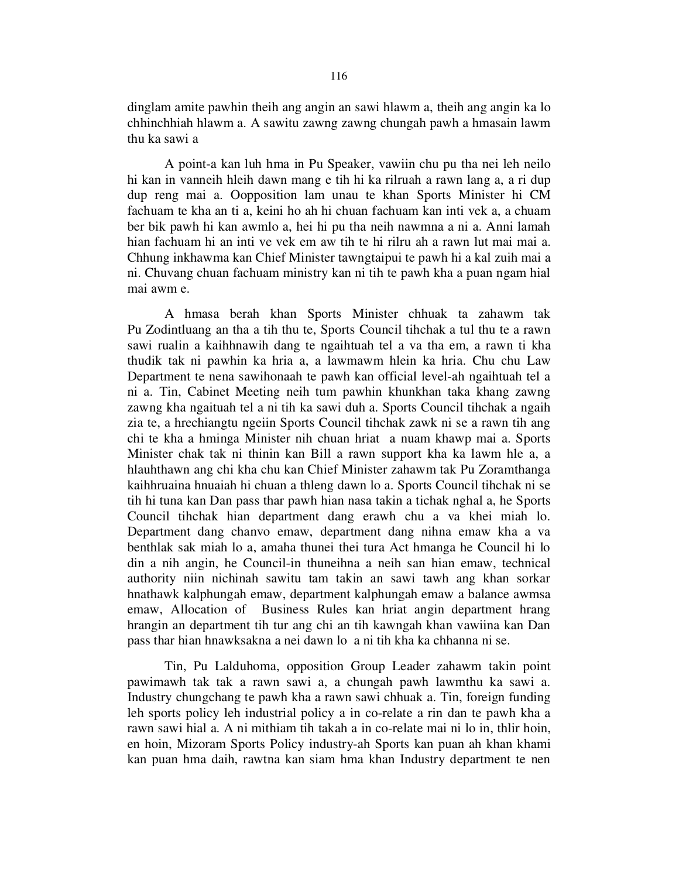dinglam amite pawhin theih ang angin an sawi hlawm a, theih ang angin ka lo chhinchhiah hlawm a. A sawitu zawng zawng chungah pawh a hmasain lawm thu ka sawi a

A point-a kan luh hma in Pu Speaker, vawiin chu pu tha nei leh neilo hi kan in vanneih hleih dawn mang e tih hi ka rilruah a rawn lang a, a ri dup dup reng mai a. Oopposition lam unau te khan Sports Minister hi CM fachuam te kha an ti a, keini ho ah hi chuan fachuam kan inti vek a, a chuam ber bik pawh hi kan awmlo a, hei hi pu tha neih nawmna a ni a. Anni lamah hian fachuam hi an inti ve vek em aw tih te hi rilru ah a rawn lut mai mai a. Chhung inkhawma kan Chief Minister tawngtaipui te pawh hi a kal zuih mai a ni. Chuvang chuan fachuam ministry kan ni tih te pawh kha a puan ngam hial mai awm e.

A hmasa berah khan Sports Minister chhuak ta zahawm tak Pu Zodintluang an tha a tih thu te, Sports Council tihchak a tul thu te a rawn sawi rualin a kaihhnawih dang te ngaihtuah tel a va tha em, a rawn ti kha thudik tak ni pawhin ka hria a, a lawmawm hlein ka hria. Chu chu Law Department te nena sawihonaah te pawh kan official level-ah ngaihtuah tel a ni a. Tin, Cabinet Meeting neih tum pawhin khunkhan taka khang zawng zawng kha ngaituah tel a ni tih ka sawi duh a. Sports Council tihchak a ngaih zia te, a hrechiangtu ngeiin Sports Council tihchak zawk ni se a rawn tih ang chi te kha a hminga Minister nih chuan hriat a nuam khawp mai a. Sports Minister chak tak ni thinin kan Bill a rawn support kha ka lawm hle a, a hlauhthawn ang chi kha chu kan Chief Minister zahawm tak Pu Zoramthanga kaihhruaina hnuaiah hi chuan a thleng dawn lo a. Sports Council tihchak ni se tih hi tuna kan Dan pass thar pawh hian nasa takin a tichak nghal a, he Sports Council tihchak hian department dang erawh chu a va khei miah lo. Department dang chanvo emaw, department dang nihna emaw kha a va benthlak sak miah lo a, amaha thunei thei tura Act hmanga he Council hi lo din a nih angin, he Council-in thuneihna a neih san hian emaw, technical authority niin nichinah sawitu tam takin an sawi tawh ang khan sorkar hnathawk kalphungah emaw, department kalphungah emaw a balance awmsa emaw, Allocation of Business Rules kan hriat angin department hrang hrangin an department tih tur ang chi an tih kawngah khan vawiina kan Dan pass thar hian hnawksakna a nei dawn lo a ni tih kha ka chhanna ni se.

Tin, Pu Lalduhoma, opposition Group Leader zahawm takin point pawimawh tak tak a rawn sawi a, a chungah pawh lawmthu ka sawi a. Industry chungchang te pawh kha a rawn sawi chhuak a. Tin, foreign funding leh sports policy leh industrial policy a in co-relate a rin dan te pawh kha a rawn sawi hial a. A ni mithiam tih takah a in co-relate mai ni lo in, thlir hoin, en hoin, Mizoram Sports Policy industry-ah Sports kan puan ah khan khami kan puan hma daih, rawtna kan siam hma khan Industry department te nen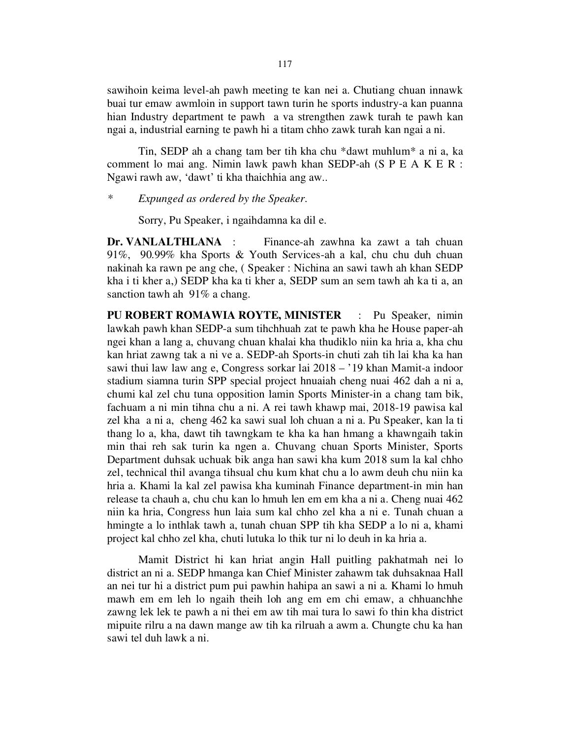sawihoin keima level-ah pawh meeting te kan nei a. Chutiang chuan innawk buai tur emaw awmloin in support tawn turin he sports industry-a kan puanna hian Industry department te pawh a va strengthen zawk turah te pawh kan ngai a, industrial earning te pawh hi a titam chho zawk turah kan ngai a ni.

Tin, SEDP ah a chang tam ber tih kha chu *dawt muhlum* a ni a, ka comment lo mai ang. Nimin lawk pawh khan SEDP-ah (S P E A K E R : Ngawi rawh aw, 'dawt' ti kha thaichhia ang aw..

\* *Expunged as ordered by the Speaker.*

Sorry, Pu Speaker, i ngaihdamna ka dil e.

**Dr. VANLALTHLANA** : Finance-ah zawhna ka zawt a tah chuan 91%, 90.99% kha Sports & Youth Services-ah a kal, chu chu duh chuan nakinah ka rawn pe ang che, ( Speaker : Nichina an sawi tawh ah khan SEDP kha i ti kher a,) SEDP kha ka ti kher a, SEDP sum an sem tawh ah ka ti a, an sanction tawh ah 91% a chang.

**PU ROBERT ROMAWIA ROYTE, MINISTER** : Pu Speaker, nimin lawkah pawh khan SEDP-a sum tihchhuah zat te pawh kha he House paper-ah ngei khan a lang a, chuvang chuan khalai kha thudiklo niin ka hria a, kha chu kan hriat zawng tak a ni ve a. SEDP-ah Sports-in chuti zah tih lai kha ka han sawi thui law law ang e, Congress sorkar lai 2018 – '19 khan Mamit-a indoor stadium siamna turin SPP special project hnuaiah cheng nuai 462 dah a ni a, chumi kal zel chu tuna opposition lamin Sports Minister-in a chang tam bik, fachuam a ni min tihna chu a ni. A rei tawh khawp mai, 2018-19 pawisa kal zel kha a ni a, cheng 462 ka sawi sual loh chuan a ni a. Pu Speaker, kan la ti thang lo a, kha, dawt tih tawngkam te kha ka han hmang a khawngaih takin min thai reh sak turin ka ngen a. Chuvang chuan Sports Minister, Sports Department duhsak uchuak bik anga han sawi kha kum 2018 sum la kal chho zel, technical thil avanga tihsual chu kum khat chu a lo awm deuh chu niin ka hria a. Khami la kal zel pawisa kha kuminah Finance department-in min han release ta chauh a, chu chu kan lo hmuh len em em kha a ni a. Cheng nuai 462 niin ka hria, Congress hun laia sum kal chho zel kha a ni e. Tunah chuan a hmingte a lo inthlak tawh a, tunah chuan SPP tih kha SEDP a lo ni a, khami project kal chho zel kha, chuti lutuka lo thik tur ni lo deuh in ka hria a.

Mamit District hi kan hriat angin Hall puitling pakhatmah nei lo district an ni a. SEDP hmanga kan Chief Minister zahawm tak duhsaknaa Hall an nei tur hi a district pum pui pawhin hahipa an sawi a ni a. Khami lo hmuh mawh em em leh lo ngaih theih loh ang em em chi emaw, a chhuanchhe zawng lek lek te pawh a ni thei em aw tih mai tura lo sawi fo thin kha district mipuite rilru a na dawn mange aw tih ka rilruah a awm a. Chungte chu ka han sawi tel duh lawk a ni.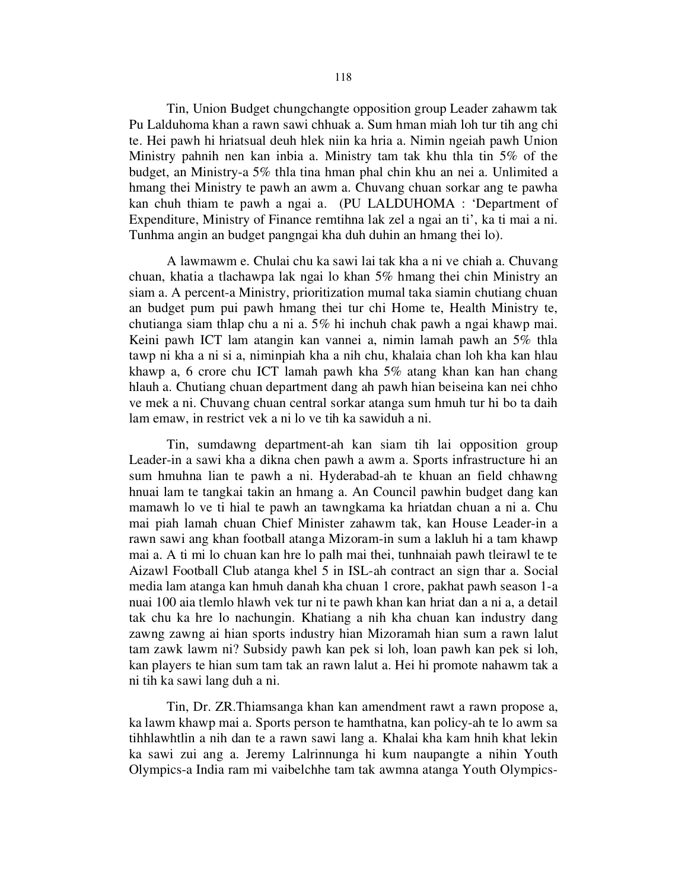Tin, Union Budget chungchangte opposition group Leader zahawm tak Pu Lalduhoma khan a rawn sawi chhuak a. Sum hman miah loh tur tih ang chi te. Hei pawh hi hriatsual deuh hlek niin ka hria a. Nimin ngeiah pawh Union Ministry pahnih nen kan inbia a. Ministry tam tak khu thla tin 5% of the budget, an Ministry-a 5% thla tina hman phal chin khu an nei a. Unlimited a hmang thei Ministry te pawh an awm a. Chuvang chuan sorkar ang te pawha kan chuh thiam te pawh a ngai a. (PU LALDUHOMA : 'Department of Expenditure, Ministry of Finance remtihna lak zel a ngai an ti', ka ti mai a ni. Tunhma angin an budget pangngai kha duh duhin an hmang thei lo).

A lawmawm e. Chulai chu ka sawi lai tak kha a ni ve chiah a. Chuvang chuan, khatia a tlachawpa lak ngai lo khan 5% hmang thei chin Ministry an siam a. A percent-a Ministry, prioritization mumal taka siamin chutiang chuan an budget pum pui pawh hmang thei tur chi Home te, Health Ministry te, chutianga siam thlap chu a ni a. 5% hi inchuh chak pawh a ngai khawp mai. Keini pawh ICT lam atangin kan vannei a, nimin lamah pawh an 5% thla tawp ni kha a ni si a, niminpiah kha a nih chu, khalaia chan loh kha kan hlau khawp a, 6 crore chu ICT lamah pawh kha 5% atang khan kan han chang hlauh a. Chutiang chuan department dang ah pawh hian beiseina kan nei chho ve mek a ni. Chuvang chuan central sorkar atanga sum hmuh tur hi bo ta daih lam emaw, in restrict vek a ni lo ve tih ka sawiduh a ni.

Tin, sumdawng department-ah kan siam tih lai opposition group Leader-in a sawi kha a dikna chen pawh a awm a. Sports infrastructure hi an sum hmuhna lian te pawh a ni. Hyderabad-ah te khuan an field chhawng hnuai lam te tangkai takin an hmang a. An Council pawhin budget dang kan mamawh lo ve ti hial te pawh an tawngkama ka hriatdan chuan a ni a. Chu mai piah lamah chuan Chief Minister zahawm tak, kan House Leader-in a rawn sawi ang khan football atanga Mizoram-in sum a lakluh hi a tam khawp mai a. A ti mi lo chuan kan hre lo palh mai thei, tunhnaiah pawh tleirawl te te Aizawl Football Club atanga khel 5 in ISL-ah contract an sign thar a. Social media lam atanga kan hmuh danah kha chuan 1 crore, pakhat pawh season 1-a nuai 100 aia tlemlo hlawh vek tur ni te pawh khan kan hriat dan a ni a, a detail tak chu ka hre lo nachungin. Khatiang a nih kha chuan kan industry dang zawng zawng ai hian sports industry hian Mizoramah hian sum a rawn lalut tam zawk lawm ni? Subsidy pawh kan pek si loh, loan pawh kan pek si loh, kan players te hian sum tam tak an rawn lalut a. Hei hi promote nahawm tak a ni tih ka sawi lang duh a ni.

Tin, Dr. ZR.Thiamsanga khan kan amendment rawt a rawn propose a, ka lawm khawp mai a. Sports person te hamthatna, kan policy-ah te lo awm sa tihhlawhtlin a nih dan te a rawn sawi lang a. Khalai kha kam hnih khat lekin ka sawi zui ang a. Jeremy Lalrinnunga hi kum naupangte a nihin Youth Olympics-a India ram mi vaibelchhe tam tak awmna atanga Youth Olympics-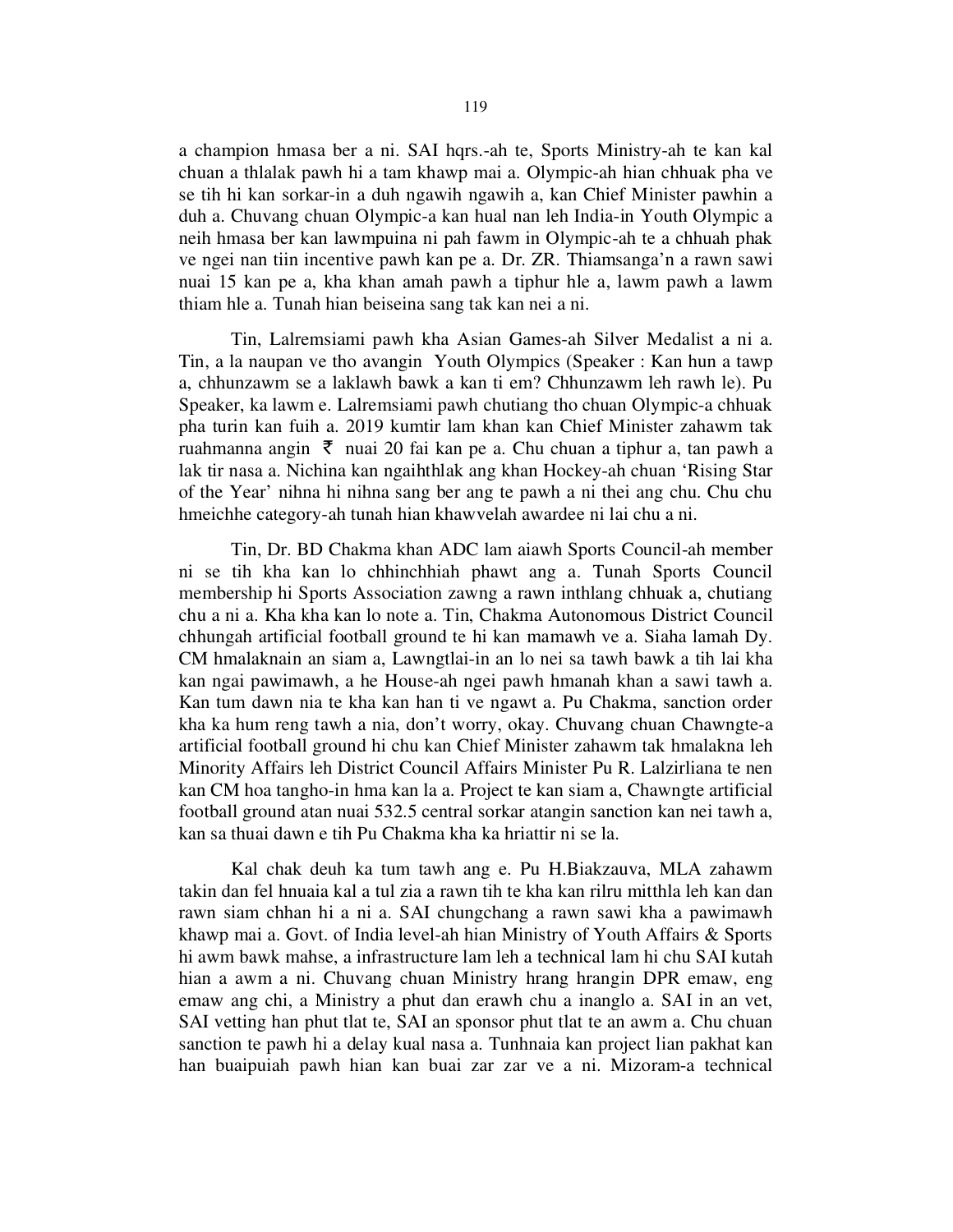a champion hmasa ber a ni. SAI hqrs.-ah te, Sports Ministry-ah te kan kal chuan a thlalak pawh hi a tam khawp mai a. Olympic-ah hian chhuak pha ve se tih hi kan sorkar-in a duh ngawih ngawih a, kan Chief Minister pawhin a duh a. Chuvang chuan Olympic-a kan hual nan leh India-in Youth Olympic a neih hmasa ber kan lawmpuina ni pah fawm in Olympic-ah te a chhuah phak ve ngei nan tiin incentive pawh kan pe a. Dr. ZR. Thiamsanga'n a rawn sawi nuai 15 kan pe a, kha khan amah pawh a tiphur hle a, lawm pawh a lawm thiam hle a. Tunah hian beiseina sang tak kan nei a ni.

Tin, Lalremsiami pawh kha Asian Games-ah Silver Medalist a ni a. Tin, a la naupan ve tho avangin Youth Olympics (Speaker : Kan hun a tawp a, chhunzawm se a laklawh bawk a kan ti em? Chhunzawm leh rawh le). Pu Speaker, ka lawm e. Lalremsiami pawh chutiang tho chuan Olympic-a chhuak pha turin kan fuih a. 2019 kumtir lam khan kan Chief Minister zahawm tak ruahmanna angin ₹ nuai 20 fai kan pe a. Chu chuan a tiphur a, tan pawh a lak tir nasa a. Nichina kan ngaihthlak ang khan Hockey-ah chuan 'Rising Star of the Year' nihna hi nihna sang ber ang te pawh a ni thei ang chu. Chu chu hmeichhe category-ah tunah hian khawvelah awardee ni lai chu a ni.

Tin, Dr. BD Chakma khan ADC lam aiawh Sports Council-ah member ni se tih kha kan lo chhinchhiah phawt ang a. Tunah Sports Council membership hi Sports Association zawng a rawn inthlang chhuak a, chutiang chu a ni a. Kha kha kan lo note a. Tin, Chakma Autonomous District Council chhungah artificial football ground te hi kan mamawh ve a. Siaha lamah Dy. CM hmalaknain an siam a, Lawngtlai-in an lo nei sa tawh bawk a tih lai kha kan ngai pawimawh, a he House-ah ngei pawh hmanah khan a sawi tawh a. Kan tum dawn nia te kha kan han ti ve ngawt a. Pu Chakma, sanction order kha ka hum reng tawh a nia, don't worry, okay. Chuvang chuan Chawngte-a artificial football ground hi chu kan Chief Minister zahawm tak hmalakna leh Minority Affairs leh District Council Affairs Minister Pu R. Lalzirliana te nen kan CM hoa tangho-in hma kan la a. Project te kan siam a, Chawngte artificial football ground atan nuai 532.5 central sorkar atangin sanction kan nei tawh a, kan sa thuai dawn e tih Pu Chakma kha ka hriattir ni se la.

Kal chak deuh ka tum tawh ang e. Pu H.Biakzauva, MLA zahawm takin dan fel hnuaia kal a tul zia a rawn tih te kha kan rilru mitthla leh kan dan rawn siam chhan hi a ni a. SAI chungchang a rawn sawi kha a pawimawh khawp mai a. Govt. of India level-ah hian Ministry of Youth Affairs & Sports hi awm bawk mahse, a infrastructure lam leh a technical lam hi chu SAI kutah hian a awm a ni. Chuvang chuan Ministry hrang hrangin DPR emaw, eng emaw ang chi, a Ministry a phut dan erawh chu a inanglo a. SAI in an vet, SAI vetting han phut tlat te, SAI an sponsor phut tlat te an awm a. Chu chuan sanction te pawh hi a delay kual nasa a. Tunhnaia kan project lian pakhat kan han buaipuiah pawh hian kan buai zar zar ve a ni. Mizoram-a technical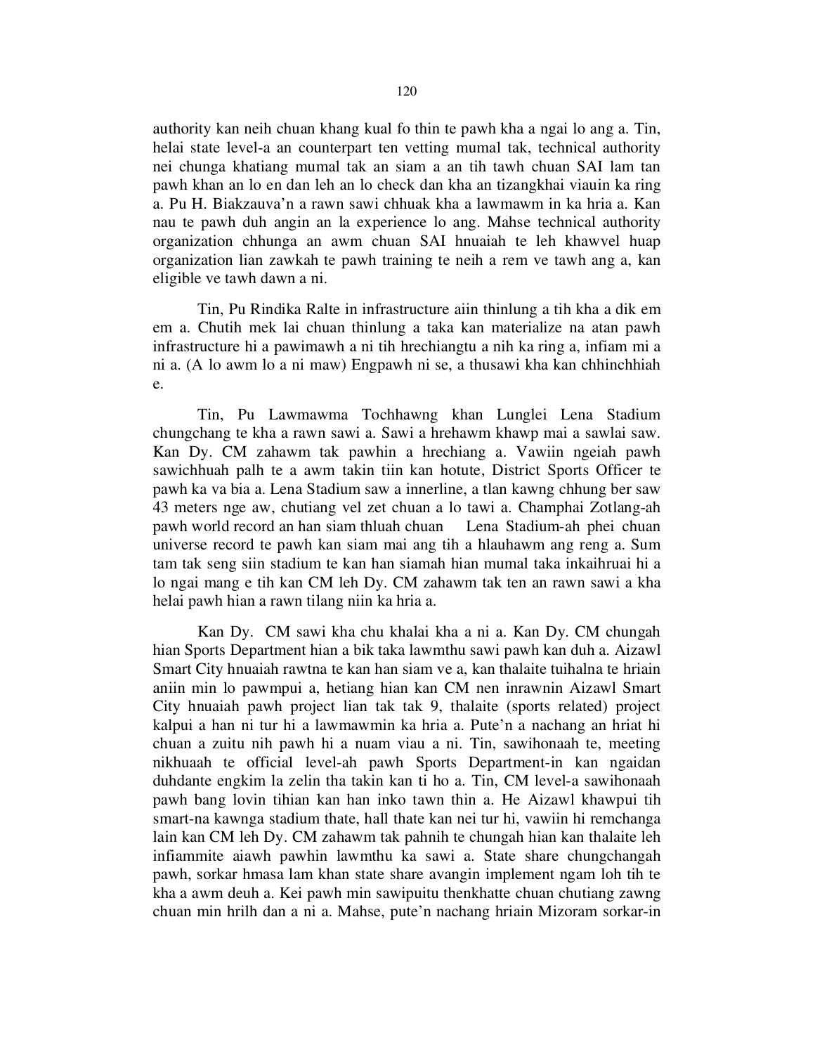authority kan neih chuan khang kual fo thin te pawh kha a ngai lo ang a. Tin, helai state level-a an counterpart ten vetting mumal tak, technical authority nei chunga khatiang mumal tak an siam a an tih tawh chuan SAI lam tan pawh khan an lo en dan leh an lo check dan kha an tizangkhai viauin ka ring a. Pu H. Biakzauva'n a rawn sawi chhuak kha a lawmawm in ka hria a. Kan nau te pawh duh angin an la experience lo ang. Mahse technical authority organization chhunga an awm chuan SAI hnuaiah te leh khawvel huap organization lian zawkah te pawh training te neih a rem ve tawh ang a, kan eligible ve tawh dawn a ni.

Tin, Pu Rindika Ralte in infrastructure aiin thinlung a tih kha a dik em em a. Chutih mek lai chuan thinlung a taka kan materialize na atan pawh infrastructure hi a pawimawh a ni tih hrechiangtu a nih ka ring a, infiam mi a ni a. (A lo awm lo a ni maw) Engpawh ni se, a thusawi kha kan chhinchhiah e.

Tin, Pu Lawmawma Tochhawng khan Lunglei Lena Stadium chungchang te kha a rawn sawi a. Sawi a hrehawm khawp mai a sawlai saw. Kan Dy. CM zahawm tak pawhin a hrechiang a. Vawiin ngeiah pawh sawichhuah palh te a awm takin tiin kan hotute, District Sports Officer te pawh ka va bia a. Lena Stadium saw a innerline, a tlan kawng chhung ber saw 43 meters nge aw, chutiang vel zet chuan a lo tawi a. Champhai Zotlang-ah pawh world record an han siam thluah chuan Lena Stadium-ah phei chuan universe record te pawh kan siam mai ang tih a hlauhawm ang reng a. Sum tam tak seng siin stadium te kan han siamah hian mumal taka inkaihruai hi a lo ngai mang e tih kan CM leh Dy. CM zahawm tak ten an rawn sawi a kha helai pawh hian a rawn tilang niin ka hria a.

Kan Dy. CM sawi kha chu khalai kha a ni a. Kan Dy. CM chungah hian Sports Department hian a bik taka lawmthu sawi pawh kan duh a. Aizawl Smart City hnuaiah rawtna te kan han siam ve a, kan thalaite tuihalna te hriain aniin min lo pawmpui a, hetiang hian kan CM nen inrawnin Aizawl Smart City hnuaiah pawh project lian tak tak 9, thalaite (sports related) project kalpui a han ni tur hi a lawmawmin ka hria a. Pute'n a nachang an hriat hi chuan a zuitu nih pawh hi a nuam viau a ni. Tin, sawihonaah te, meeting nikhuaah te official level-ah pawh Sports Department-in kan ngaidan duhdante engkim la zelin tha takin kan ti ho a. Tin, CM level-a sawihonaah pawh bang lovin tihian kan han inko tawn thin a. He Aizawl khawpui tih smart-na kawnga stadium thate, hall thate kan nei tur hi, vawiin hi remchanga lain kan CM leh Dy. CM zahawm tak pahnih te chungah hian kan thalaite leh infiammite aiawh pawhin lawmthu ka sawi a. State share chungchangah pawh, sorkar hmasa lam khan state share avangin implement ngam loh tih te kha a awm deuh a. Kei pawh min sawipuitu thenkhatte chuan chutiang zawng chuan min hrilh dan a ni a. Mahse, pute'n nachang hriain Mizoram sorkar-in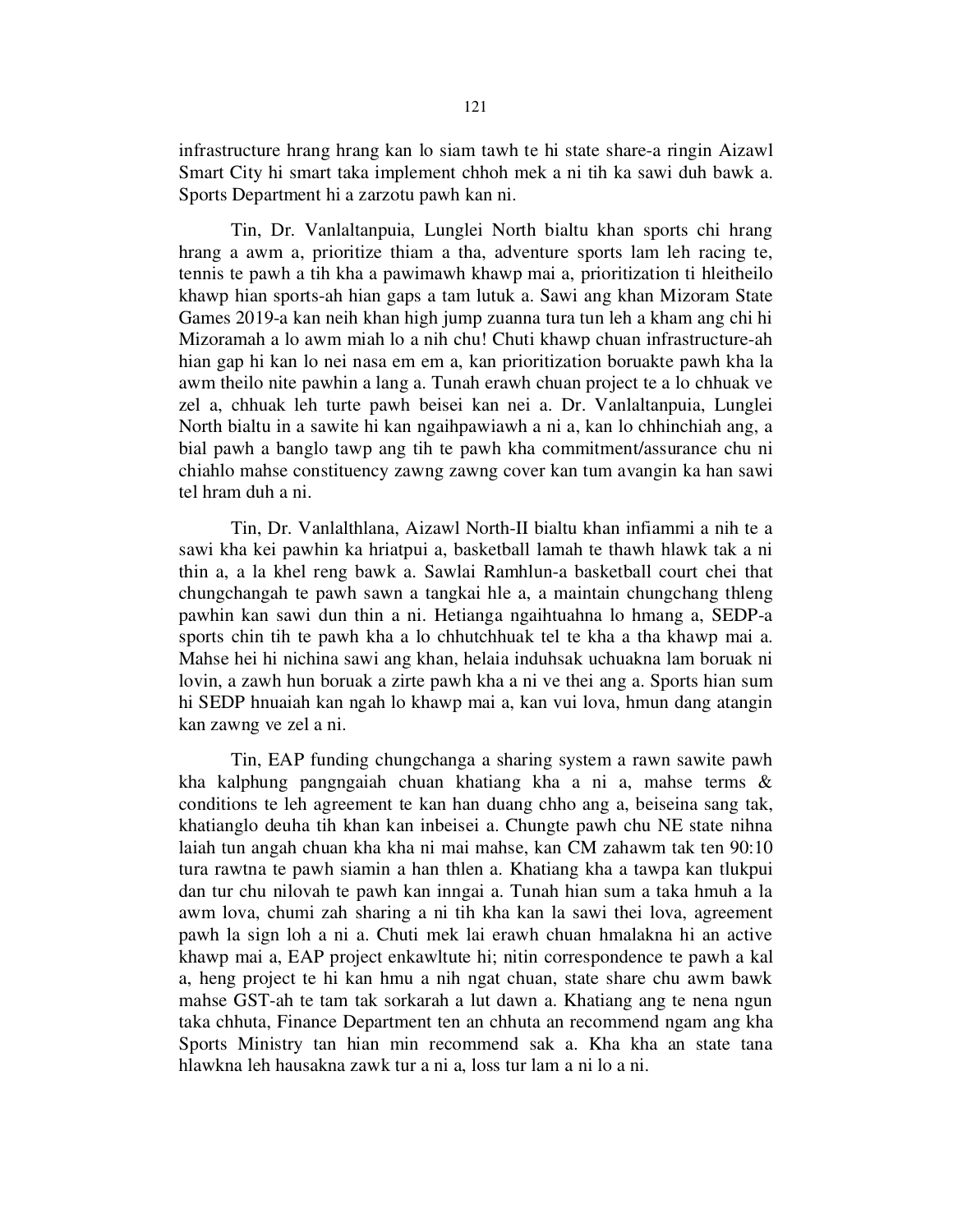infrastructure hrang hrang kan lo siam tawh te hi state share-a ringin Aizawl Smart City hi smart taka implement chhoh mek a ni tih ka sawi duh bawk a. Sports Department hi a zarzotu pawh kan ni.

Tin, Dr. Vanlaltanpuia, Lunglei North bialtu khan sports chi hrang hrang a awm a, prioritize thiam a tha, adventure sports lam leh racing te, tennis te pawh a tih kha a pawimawh khawp mai a, prioritization ti hleitheilo khawp hian sports-ah hian gaps a tam lutuk a. Sawi ang khan Mizoram State Games 2019-a kan neih khan high jump zuanna tura tun leh a kham ang chi hi Mizoramah a lo awm miah lo a nih chu! Chuti khawp chuan infrastructure-ah hian gap hi kan lo nei nasa em em a, kan prioritization boruakte pawh kha la awm theilo nite pawhin a lang a. Tunah erawh chuan project te a lo chhuak ve zel a, chhuak leh turte pawh beisei kan nei a. Dr. Vanlaltanpuia, Lunglei North bialtu in a sawite hi kan ngaihpawiawh a ni a, kan lo chhinchiah ang, a bial pawh a banglo tawp ang tih te pawh kha commitment/assurance chu ni chiahlo mahse constituency zawng zawng cover kan tum avangin ka han sawi tel hram duh a ni.

Tin, Dr. Vanlalthlana, Aizawl North-II bialtu khan infiammi a nih te a sawi kha kei pawhin ka hriatpui a, basketball lamah te thawh hlawk tak a ni thin a, a la khel reng bawk a. Sawlai Ramhlun-a basketball court chei that chungchangah te pawh sawn a tangkai hle a, a maintain chungchang thleng pawhin kan sawi dun thin a ni. Hetianga ngaihtuahna lo hmang a, SEDP-a sports chin tih te pawh kha a lo chhutchhuak tel te kha a tha khawp mai a. Mahse hei hi nichina sawi ang khan, helaia induhsak uchuakna lam boruak ni lovin, a zawh hun boruak a zirte pawh kha a ni ve thei ang a. Sports hian sum hi SEDP hnuaiah kan ngah lo khawp mai a, kan vui lova, hmun dang atangin kan zawng ve zel a ni.

Tin, EAP funding chungchanga a sharing system a rawn sawite pawh kha kalphung pangngaiah chuan khatiang kha a ni a, mahse terms & conditions te leh agreement te kan han duang chho ang a, beiseina sang tak, khatianglo deuha tih khan kan inbeisei a. Chungte pawh chu NE state nihna laiah tun angah chuan kha kha ni mai mahse, kan CM zahawm tak ten 90:10 tura rawtna te pawh siamin a han thlen a. Khatiang kha a tawpa kan tlukpui dan tur chu nilovah te pawh kan inngai a. Tunah hian sum a taka hmuh a la awm lova, chumi zah sharing a ni tih kha kan la sawi thei lova, agreement pawh la sign loh a ni a. Chuti mek lai erawh chuan hmalakna hi an active khawp mai a, EAP project enkawltute hi; nitin correspondence te pawh a kal a, heng project te hi kan hmu a nih ngat chuan, state share chu awm bawk mahse GST-ah te tam tak sorkarah a lut dawn a. Khatiang ang te nena ngun taka chhuta, Finance Department ten an chhuta an recommend ngam ang kha Sports Ministry tan hian min recommend sak a. Kha kha an state tana hlawkna leh hausakna zawk tur a ni a, loss tur lam a ni lo a ni.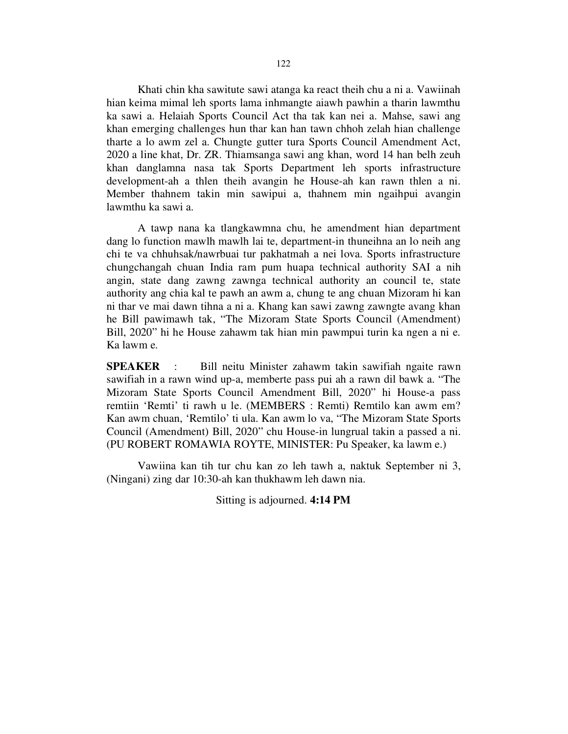Khati chin kha sawitute sawi atanga ka react theih chu a ni a. Vawiinah hian keima mimal leh sports lama inhmangte aiawh pawhin a tharin lawmthu ka sawi a. Helaiah Sports Council Act tha tak kan nei a. Mahse, sawi ang khan emerging challenges hun thar kan han tawn chhoh zelah hian challenge tharte a lo awm zel a. Chungte gutter tura Sports Council Amendment Act, 2020 a line khat, Dr. ZR. Thiamsanga sawi ang khan, word 14 han belh zeuh khan danglamna nasa tak Sports Department leh sports infrastructure development-ah a thlen theih avangin he House-ah kan rawn thlen a ni. Member thahnem takin min sawipui a, thahnem min ngaihpui avangin lawmthu ka sawi a.

A tawp nana ka tlangkawmna chu, he amendment hian department dang lo function mawlh mawlh lai te, department-in thuneihna an lo neih ang chi te va chhuhsak/nawrbuai tur pakhatmah a nei lova. Sports infrastructure chungchangah chuan India ram pum huapa technical authority SAI a nih angin, state dang zawng zawnga technical authority an council te, state authority ang chia kal te pawh an awm a, chung te ang chuan Mizoram hi kan ni thar ve mai dawn tihna a ni a. Khang kan sawi zawng zawngte avang khan he Bill pawimawh tak, “The Mizoram State Sports Council (Amendment) Bill, 2020” hi he House zahawm tak hian min pawmpui turin ka ngen a ni e. Ka lawm e.

**SPEAKER** : Bill neitu Minister zahawm takin sawifiah ngaite rawn sawifiah in a rawn wind up-a, memberte pass pui ah a rawn dil bawk a. “The Mizoram State Sports Council Amendment Bill, 2020” hi House-a pass remtiin ‘Remti’ ti rawh u le. (MEMBERS : Remti) Remtilo kan awm em? Kan awm chuan, ‘Remtilo’ ti ula. Kan awm lo va, “The Mizoram State Sports Council (Amendment) Bill, 2020” chu House-in lungrual takin a passed a ni. (PU ROBERT ROMAWIA ROYTE, MINISTER: Pu Speaker, ka lawm e.)

Vawiina kan tih tur chu kan zo leh tawh a, naktuk September ni 3, (Ningani) zing dar 10:30-ah kan thukhawm leh dawn nia.

Sitting is adjourned. **4:14 PM**